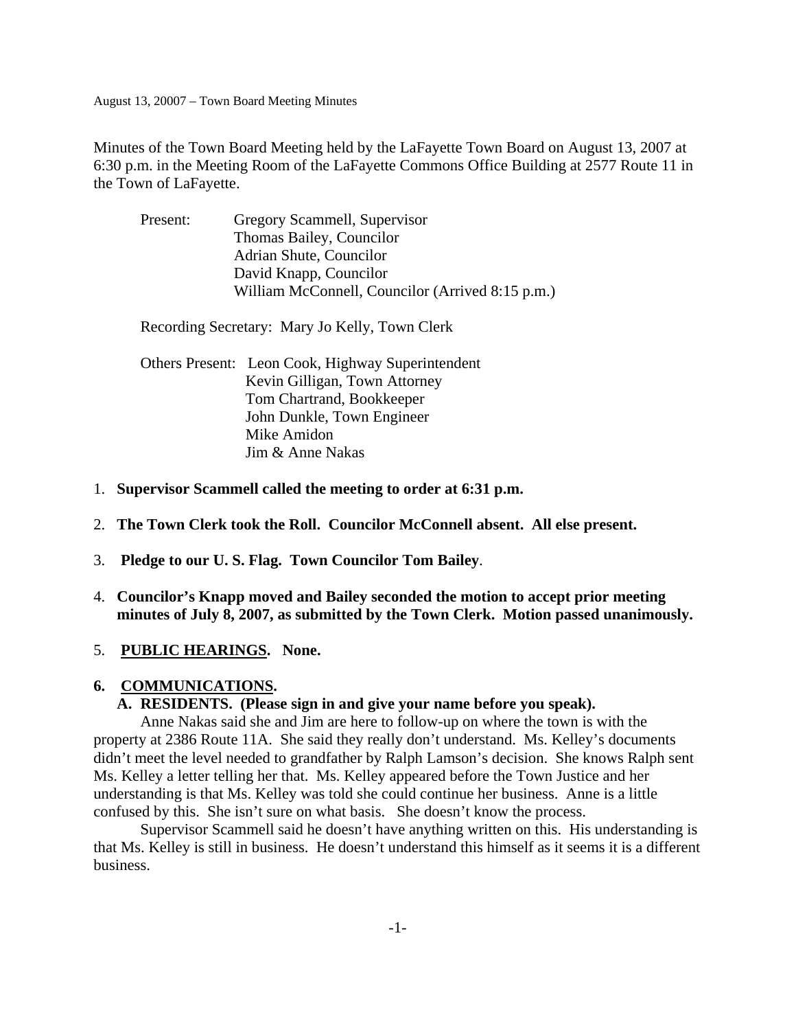Minutes of the Town Board Meeting held by the LaFayette Town Board on August 13, 2007 at 6:30 p.m. in the Meeting Room of the LaFayette Commons Office Building at 2577 Route 11 in the Town of LaFayette.

Present: Gregory Scammell, Supervisor
Thomas Bailey, Councilor
Adrian Shute, Councilor
David Knapp, Councilor
William McConnell, Councilor (Arrived 8:15 p.m.)

Recording Secretary: Mary Jo Kelly, Town Clerk

Others Present: Leon Cook, Highway Superintendent
Kevin Gilligan, Town Attorney
Tom Chartrand, Bookkeeper
John Dunkle, Town Engineer
Mike Amidon
Jim & Anne Nakas

1. **Supervisor Scammell called the meeting to order at 6:31 p.m.**

2. **The Town Clerk took the Roll. Councilor McConnell absent. All else present.**

3. **Pledge to our U. S. Flag. Town Councilor Tom Bailey**.

4. **Councilor's Knapp moved and Bailey seconded the motion to accept prior meeting minutes of July 8, 2007, as submitted by the Town Clerk. Motion passed unanimously.**

5. **PUBLIC HEARINGS. None.**

## 6. COMMUNICATIONS.

### A. RESIDENTS. (Please sign in and give your name before you speak).

Anne Nakas said she and Jim are here to follow-up on where the town is with the property at 2386 Route 11A. She said they really don't understand. Ms. Kelley's documents didn't meet the level needed to grandfather by Ralph Lamson's decision. She knows Ralph sent Ms. Kelley a letter telling her that. Ms. Kelley appeared before the Town Justice and her understanding is that Ms. Kelley was told she could continue her business. Anne is a little confused by this. She isn't sure on what basis. She doesn't know the process.

Supervisor Scammell said he doesn't have anything written on this. His understanding is that Ms. Kelley is still in business. He doesn't understand this himself as it seems it is a different business.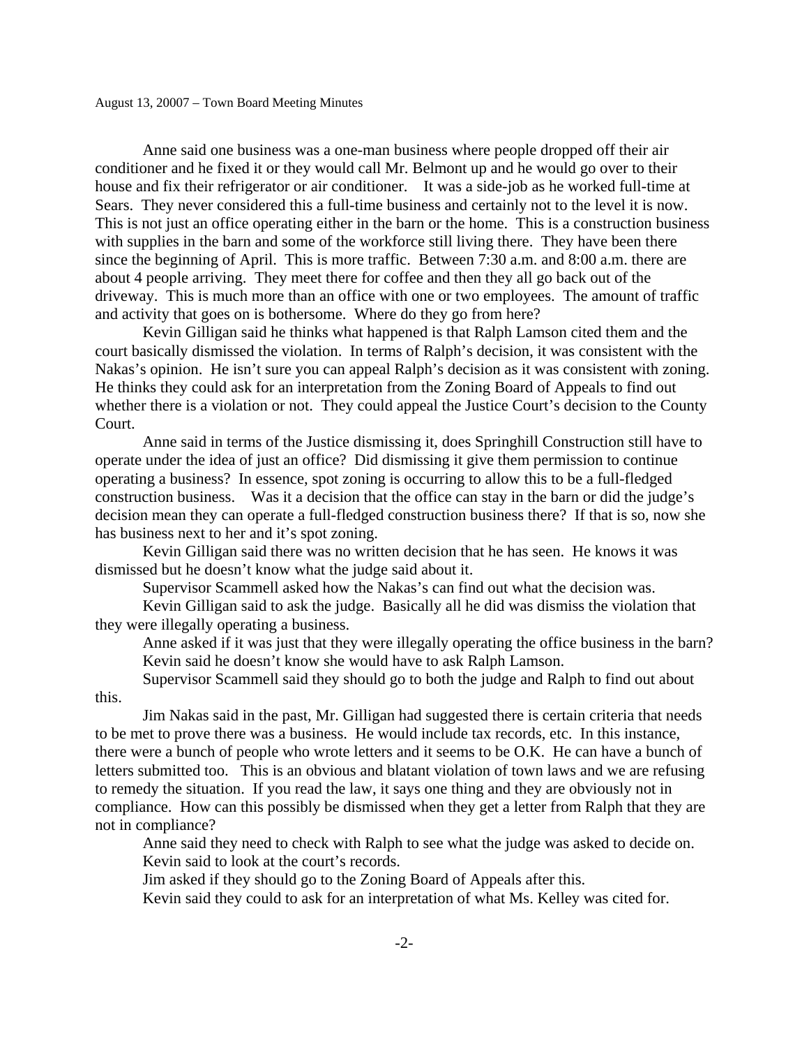Anne said one business was a one-man business where people dropped off their air conditioner and he fixed it or they would call Mr. Belmont up and he would go over to their house and fix their refrigerator or air conditioner. It was a side-job as he worked full-time at Sears. They never considered this a full-time business and certainly not to the level it is now. This is not just an office operating either in the barn or the home. This is a construction business with supplies in the barn and some of the workforce still living there. They have been there since the beginning of April. This is more traffic. Between 7:30 a.m. and 8:00 a.m. there are about 4 people arriving. They meet there for coffee and then they all go back out of the driveway. This is much more than an office with one or two employees. The amount of traffic and activity that goes on is bothersome. Where do they go from here?

Kevin Gilligan said he thinks what happened is that Ralph Lamson cited them and the court basically dismissed the violation. In terms of Ralph's decision, it was consistent with the Nakas's opinion. He isn't sure you can appeal Ralph's decision as it was consistent with zoning. He thinks they could ask for an interpretation from the Zoning Board of Appeals to find out whether there is a violation or not. They could appeal the Justice Court's decision to the County Court.

Anne said in terms of the Justice dismissing it, does Springhill Construction still have to operate under the idea of just an office? Did dismissing it give them permission to continue operating a business? In essence, spot zoning is occurring to allow this to be a full-fledged construction business. Was it a decision that the office can stay in the barn or did the judge's decision mean they can operate a full-fledged construction business there? If that is so, now she has business next to her and it's spot zoning.

Kevin Gilligan said there was no written decision that he has seen. He knows it was dismissed but he doesn't know what the judge said about it.

Supervisor Scammell asked how the Nakas's can find out what the decision was.

Kevin Gilligan said to ask the judge. Basically all he did was dismiss the violation that they were illegally operating a business.

Anne asked if it was just that they were illegally operating the office business in the barn?

Kevin said he doesn't know she would have to ask Ralph Lamson.

Supervisor Scammell said they should go to both the judge and Ralph to find out about this.

Jim Nakas said in the past, Mr. Gilligan had suggested there is certain criteria that needs to be met to prove there was a business. He would include tax records, etc. In this instance, there were a bunch of people who wrote letters and it seems to be O.K. He can have a bunch of letters submitted too. This is an obvious and blatant violation of town laws and we are refusing to remedy the situation. If you read the law, it says one thing and they are obviously not in compliance. How can this possibly be dismissed when they get a letter from Ralph that they are not in compliance?

Anne said they need to check with Ralph to see what the judge was asked to decide on.

Kevin said to look at the court's records.

Jim asked if they should go to the Zoning Board of Appeals after this.

Kevin said they could to ask for an interpretation of what Ms. Kelley was cited for.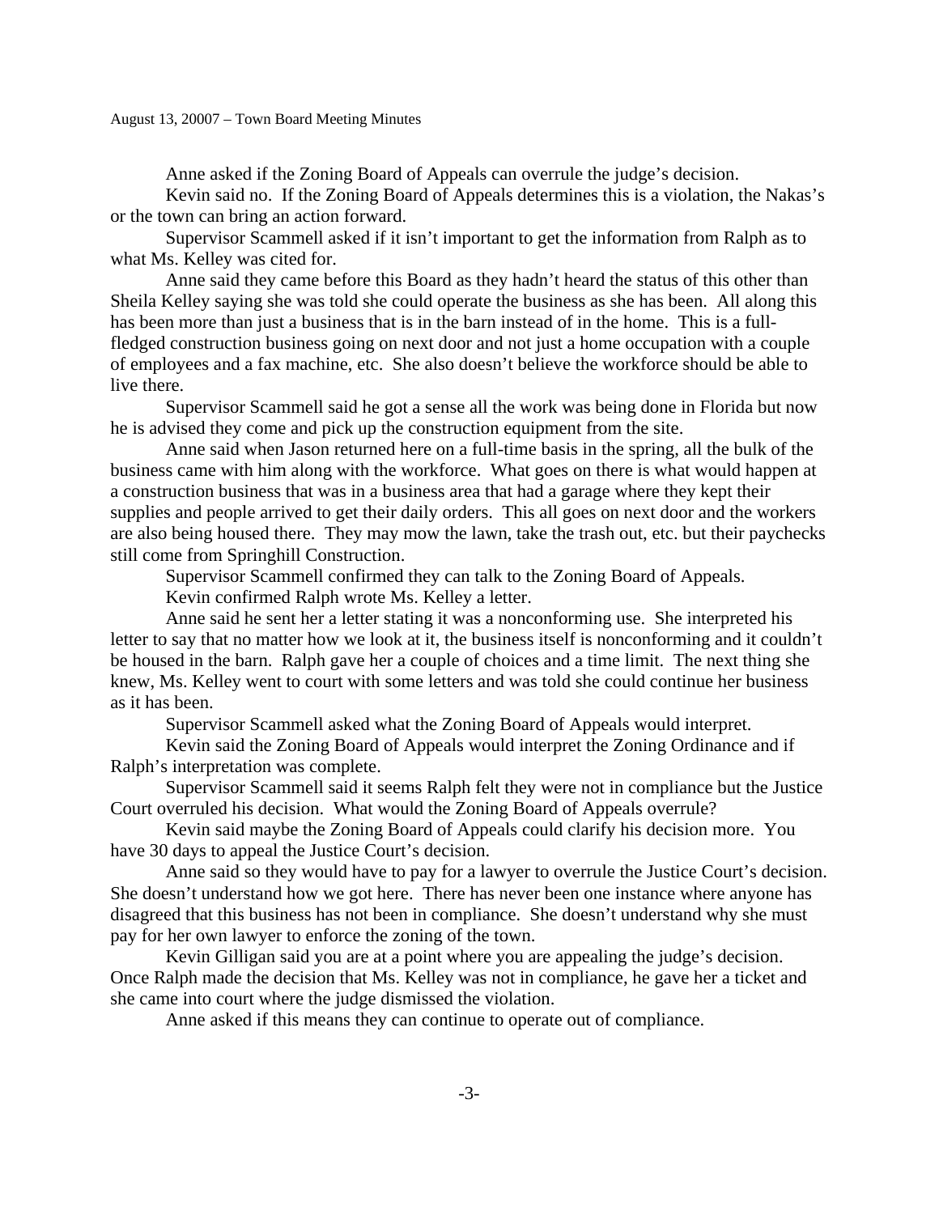Anne asked if the Zoning Board of Appeals can overrule the judge's decision.

Kevin said no. If the Zoning Board of Appeals determines this is a violation, the Nakas's or the town can bring an action forward.

Supervisor Scammell asked if it isn't important to get the information from Ralph as to what Ms. Kelley was cited for.

Anne said they came before this Board as they hadn't heard the status of this other than Sheila Kelley saying she was told she could operate the business as she has been. All along this has been more than just a business that is in the barn instead of in the home. This is a full-fledged construction business going on next door and not just a home occupation with a couple of employees and a fax machine, etc. She also doesn't believe the workforce should be able to live there.

Supervisor Scammell said he got a sense all the work was being done in Florida but now he is advised they come and pick up the construction equipment from the site.

Anne said when Jason returned here on a full-time basis in the spring, all the bulk of the business came with him along with the workforce. What goes on there is what would happen at a construction business that was in a business area that had a garage where they kept their supplies and people arrived to get their daily orders. This all goes on next door and the workers are also being housed there. They may mow the lawn, take the trash out, etc. but their paychecks still come from Springhill Construction.

Supervisor Scammell confirmed they can talk to the Zoning Board of Appeals.

Kevin confirmed Ralph wrote Ms. Kelley a letter.

Anne said he sent her a letter stating it was a nonconforming use. She interpreted his letter to say that no matter how we look at it, the business itself is nonconforming and it couldn't be housed in the barn. Ralph gave her a couple of choices and a time limit. The next thing she knew, Ms. Kelley went to court with some letters and was told she could continue her business as it has been.

Supervisor Scammell asked what the Zoning Board of Appeals would interpret.

Kevin said the Zoning Board of Appeals would interpret the Zoning Ordinance and if Ralph's interpretation was complete.

Supervisor Scammell said it seems Ralph felt they were not in compliance but the Justice Court overruled his decision. What would the Zoning Board of Appeals overrule?

Kevin said maybe the Zoning Board of Appeals could clarify his decision more. You have 30 days to appeal the Justice Court's decision.

Anne said so they would have to pay for a lawyer to overrule the Justice Court's decision. She doesn't understand how we got here. There has never been one instance where anyone has disagreed that this business has not been in compliance. She doesn't understand why she must pay for her own lawyer to enforce the zoning of the town.

Kevin Gilligan said you are at a point where you are appealing the judge's decision. Once Ralph made the decision that Ms. Kelley was not in compliance, he gave her a ticket and she came into court where the judge dismissed the violation.

Anne asked if this means they can continue to operate out of compliance.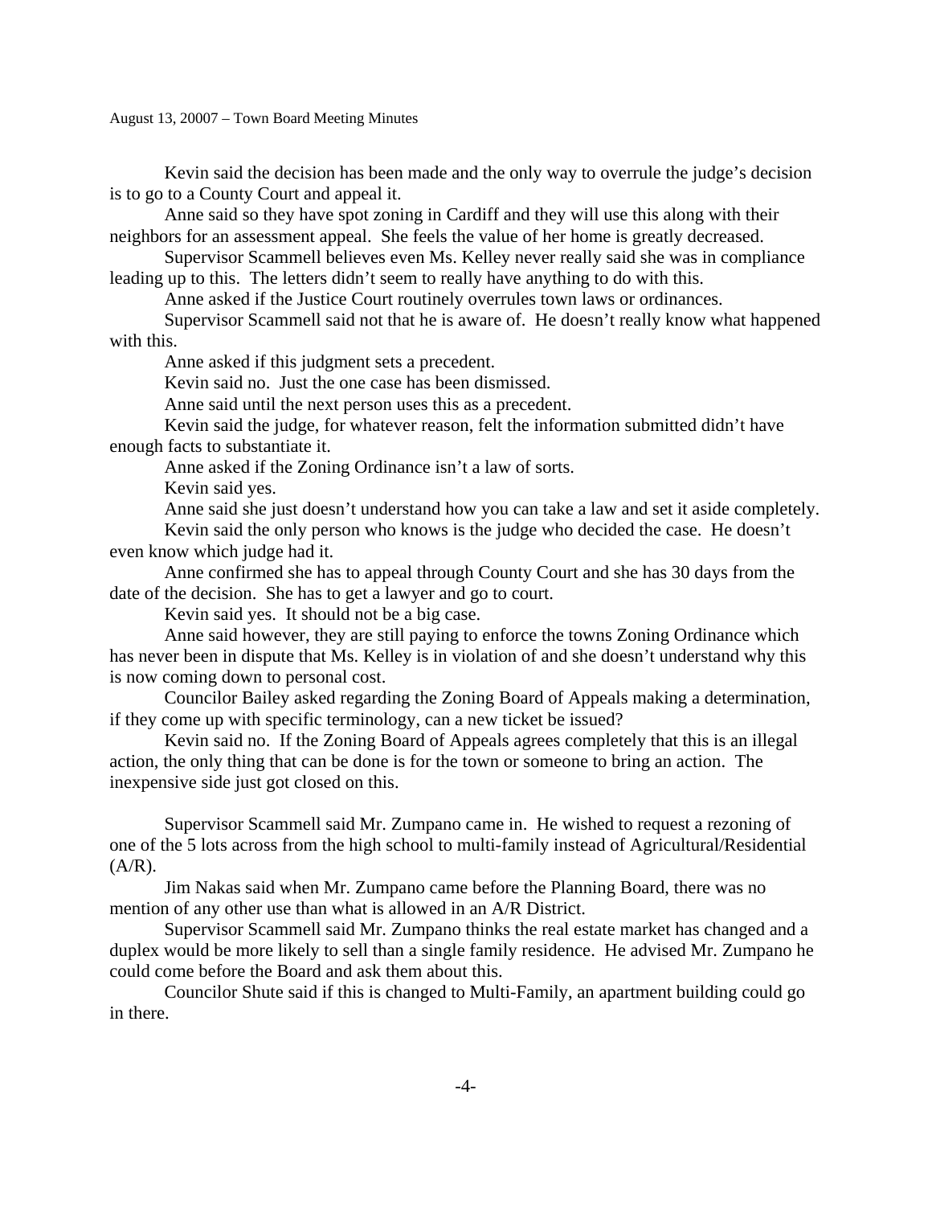Kevin said the decision has been made and the only way to overrule the judge's decision is to go to a County Court and appeal it.

Anne said so they have spot zoning in Cardiff and they will use this along with their neighbors for an assessment appeal. She feels the value of her home is greatly decreased.

Supervisor Scammell believes even Ms. Kelley never really said she was in compliance leading up to this. The letters didn't seem to really have anything to do with this.

Anne asked if the Justice Court routinely overrules town laws or ordinances.

Supervisor Scammell said not that he is aware of. He doesn't really know what happened with this.

Anne asked if this judgment sets a precedent.

Kevin said no. Just the one case has been dismissed.

Anne said until the next person uses this as a precedent.

Kevin said the judge, for whatever reason, felt the information submitted didn't have enough facts to substantiate it.

Anne asked if the Zoning Ordinance isn't a law of sorts.

Kevin said yes.

Anne said she just doesn't understand how you can take a law and set it aside completely.

Kevin said the only person who knows is the judge who decided the case. He doesn't even know which judge had it.

Anne confirmed she has to appeal through County Court and she has 30 days from the date of the decision. She has to get a lawyer and go to court.

Kevin said yes. It should not be a big case.

Anne said however, they are still paying to enforce the towns Zoning Ordinance which has never been in dispute that Ms. Kelley is in violation of and she doesn't understand why this is now coming down to personal cost.

Councilor Bailey asked regarding the Zoning Board of Appeals making a determination, if they come up with specific terminology, can a new ticket be issued?

Kevin said no. If the Zoning Board of Appeals agrees completely that this is an illegal action, the only thing that can be done is for the town or someone to bring an action. The inexpensive side just got closed on this.

Supervisor Scammell said Mr. Zumpano came in. He wished to request a rezoning of one of the 5 lots across from the high school to multi-family instead of Agricultural/Residential (A/R).

Jim Nakas said when Mr. Zumpano came before the Planning Board, there was no mention of any other use than what is allowed in an A/R District.

Supervisor Scammell said Mr. Zumpano thinks the real estate market has changed and a duplex would be more likely to sell than a single family residence. He advised Mr. Zumpano he could come before the Board and ask them about this.

Councilor Shute said if this is changed to Multi-Family, an apartment building could go in there.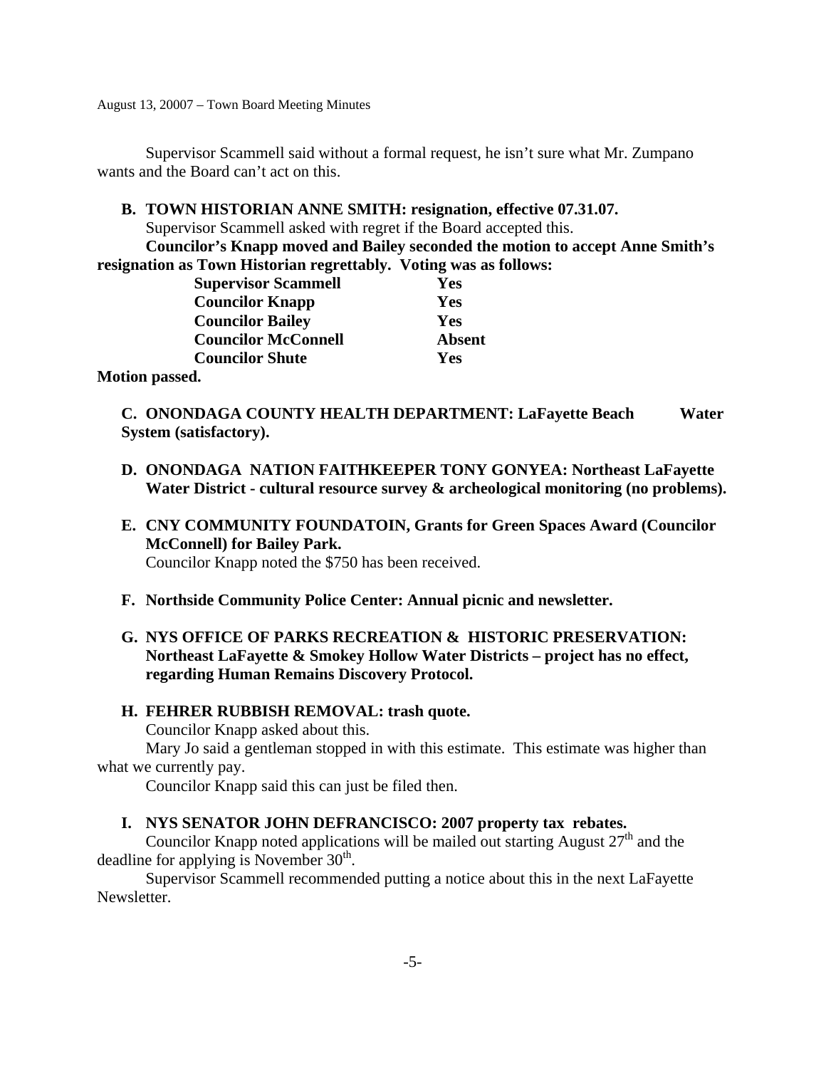Supervisor Scammell said without a formal request, he isn't sure what Mr. Zumpano wants and the Board can't act on this.

**B. TOWN HISTORIAN ANNE SMITH: resignation, effective 07.31.07.**

Supervisor Scammell asked with regret if the Board accepted this.

**Councilor's Knapp moved and Bailey seconded the motion to accept Anne Smith's resignation as Town Historian regrettably. Voting was as follows:**

| | |
|---|---|
| **Supervisor Scammell** | **Yes** |
| **Councilor Knapp** | **Yes** |
| **Councilor Bailey** | **Yes** |
| **Councilor McConnell** | **Absent** |
| **Councilor Shute** | **Yes** |

**Motion passed.**

**C. ONONDAGA COUNTY HEALTH DEPARTMENT: LaFayette Beach Water System (satisfactory).**

**D. ONONDAGA NATION FAITHKEEPER TONY GONYEA: Northeast LaFayette Water District - cultural resource survey & archeological monitoring (no problems).**

**E. CNY COMMUNITY FOUNDATOIN, Grants for Green Spaces Award (Councilor McConnell) for Bailey Park.**

Councilor Knapp noted the $750 has been received.

**F. Northside Community Police Center: Annual picnic and newsletter.**

**G. NYS OFFICE OF PARKS RECREATION & HISTORIC PRESERVATION: Northeast LaFayette & Smokey Hollow Water Districts – project has no effect, regarding Human Remains Discovery Protocol.**

**H. FEHRER RUBBISH REMOVAL: trash quote.**

Councilor Knapp asked about this.

Mary Jo said a gentleman stopped in with this estimate. This estimate was higher than what we currently pay.

Councilor Knapp said this can just be filed then.

**I. NYS SENATOR JOHN DEFRANCISCO: 2007 property tax rebates.**

Councilor Knapp noted applications will be mailed out starting August 27th and the deadline for applying is November 30th.

Supervisor Scammell recommended putting a notice about this in the next LaFayette Newsletter.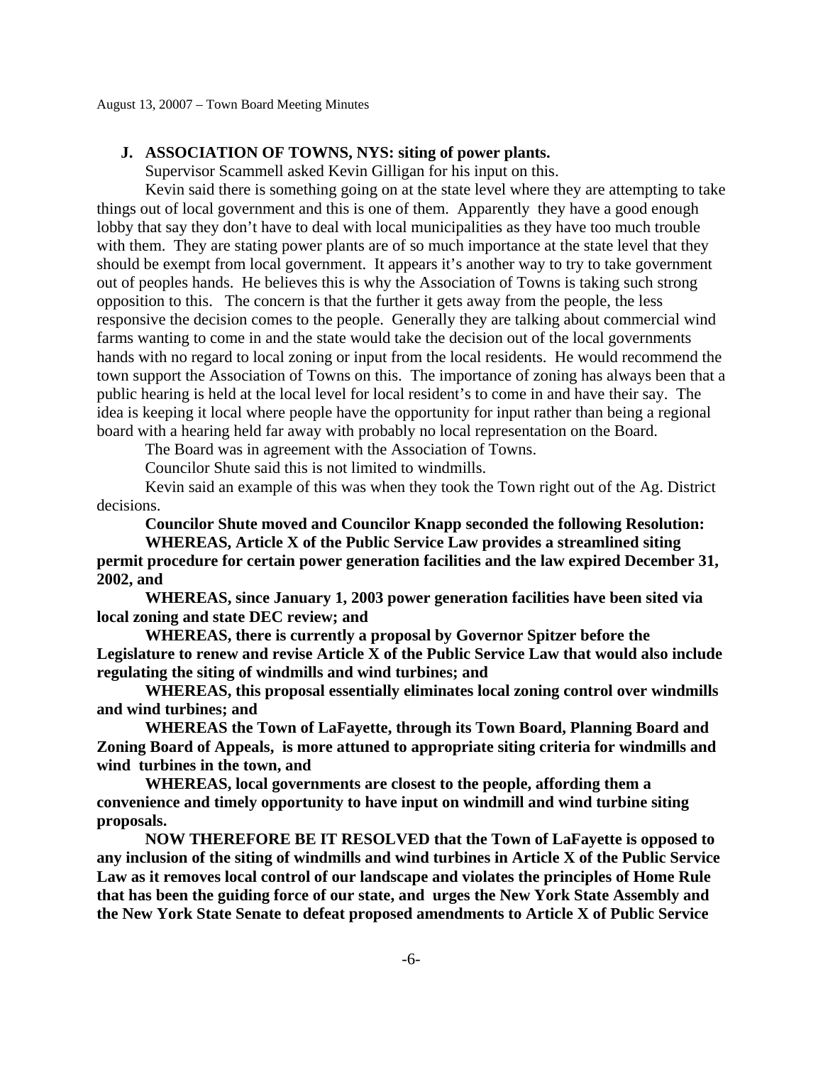**J. ASSOCIATION OF TOWNS, NYS: siting of power plants.**

Supervisor Scammell asked Kevin Gilligan for his input on this.

Kevin said there is something going on at the state level where they are attempting to take things out of local government and this is one of them. Apparently they have a good enough lobby that say they don't have to deal with local municipalities as they have too much trouble with them. They are stating power plants are of so much importance at the state level that they should be exempt from local government. It appears it's another way to try to take government out of peoples hands. He believes this is why the Association of Towns is taking such strong opposition to this. The concern is that the further it gets away from the people, the less responsive the decision comes to the people. Generally they are talking about commercial wind farms wanting to come in and the state would take the decision out of the local governments hands with no regard to local zoning or input from the local residents. He would recommend the town support the Association of Towns on this. The importance of zoning has always been that a public hearing is held at the local level for local resident's to come in and have their say. The idea is keeping it local where people have the opportunity for input rather than being a regional board with a hearing held far away with probably no local representation on the Board.

The Board was in agreement with the Association of Towns.

Councilor Shute said this is not limited to windmills.

Kevin said an example of this was when they took the Town right out of the Ag. District decisions.

**Councilor Shute moved and Councilor Knapp seconded the following Resolution:**

**WHEREAS, Article X of the Public Service Law provides a streamlined siting permit procedure for certain power generation facilities and the law expired December 31, 2002, and**

**WHEREAS, since January 1, 2003 power generation facilities have been sited via local zoning and state DEC review; and**

**WHEREAS, there is currently a proposal by Governor Spitzer before the Legislature to renew and revise Article X of the Public Service Law that would also include regulating the siting of windmills and wind turbines; and**

**WHEREAS, this proposal essentially eliminates local zoning control over windmills and wind turbines; and**

**WHEREAS the Town of LaFayette, through its Town Board, Planning Board and Zoning Board of Appeals, is more attuned to appropriate siting criteria for windmills and wind turbines in the town, and**

**WHEREAS, local governments are closest to the people, affording them a convenience and timely opportunity to have input on windmill and wind turbine siting proposals.**

**NOW THEREFORE BE IT RESOLVED that the Town of LaFayette is opposed to any inclusion of the siting of windmills and wind turbines in Article X of the Public Service Law as it removes local control of our landscape and violates the principles of Home Rule that has been the guiding force of our state, and urges the New York State Assembly and the New York State Senate to defeat proposed amendments to Article X of Public Service**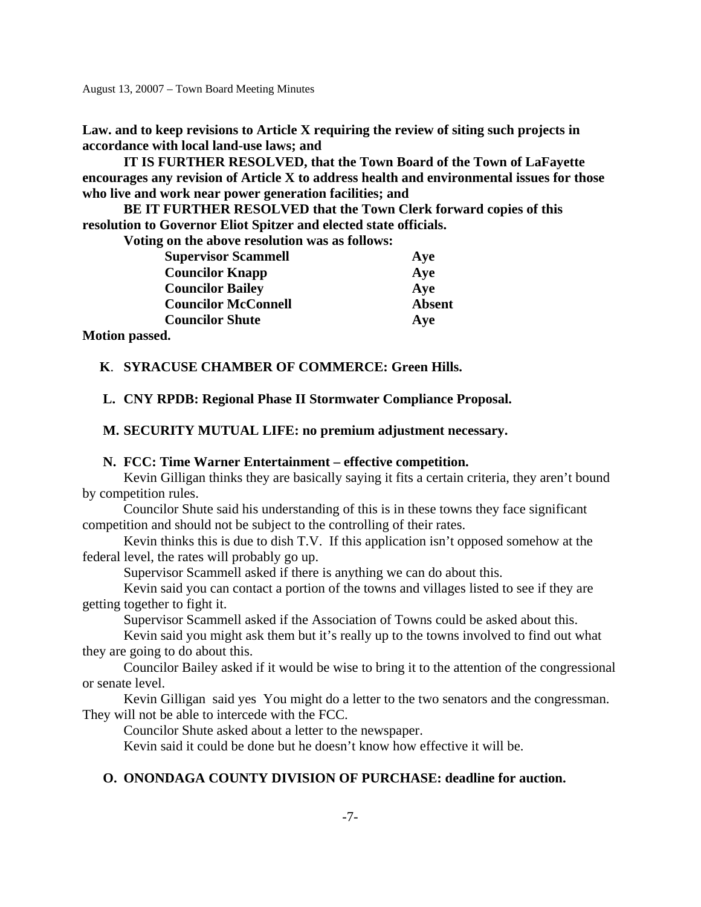**Law. and to keep revisions to Article X requiring the review of siting such projects in accordance with local land-use laws; and**

**IT IS FURTHER RESOLVED, that the Town Board of the Town of LaFayette encourages any revision of Article X to address health and environmental issues for those who live and work near power generation facilities; and**

**BE IT FURTHER RESOLVED that the Town Clerk forward copies of this resolution to Governor Eliot Spitzer and elected state officials.**

**Voting on the above resolution was as follows:**

| | |
|---|---|
| **Supervisor Scammell** | **Aye** |
| **Councilor Knapp** | **Aye** |
| **Councilor Bailey** | **Aye** |
| **Councilor McConnell** | **Absent** |
| **Councilor Shute** | **Aye** |

**Motion passed.**

**K. SYRACUSE CHAMBER OF COMMERCE: Green Hills.**

**L. CNY RPDB: Regional Phase II Stormwater Compliance Proposal.**

**M. SECURITY MUTUAL LIFE: no premium adjustment necessary.**

**N. FCC: Time Warner Entertainment – effective competition.**

Kevin Gilligan thinks they are basically saying it fits a certain criteria, they aren't bound by competition rules.

Councilor Shute said his understanding of this is in these towns they face significant competition and should not be subject to the controlling of their rates.

Kevin thinks this is due to dish T.V. If this application isn't opposed somehow at the federal level, the rates will probably go up.

Supervisor Scammell asked if there is anything we can do about this.

Kevin said you can contact a portion of the towns and villages listed to see if they are getting together to fight it.

Supervisor Scammell asked if the Association of Towns could be asked about this.

Kevin said you might ask them but it's really up to the towns involved to find out what they are going to do about this.

Councilor Bailey asked if it would be wise to bring it to the attention of the congressional or senate level.

Kevin Gilligan said yes You might do a letter to the two senators and the congressman. They will not be able to intercede with the FCC.

Councilor Shute asked about a letter to the newspaper.

Kevin said it could be done but he doesn't know how effective it will be.

**O. ONONDAGA COUNTY DIVISION OF PURCHASE: deadline for auction.**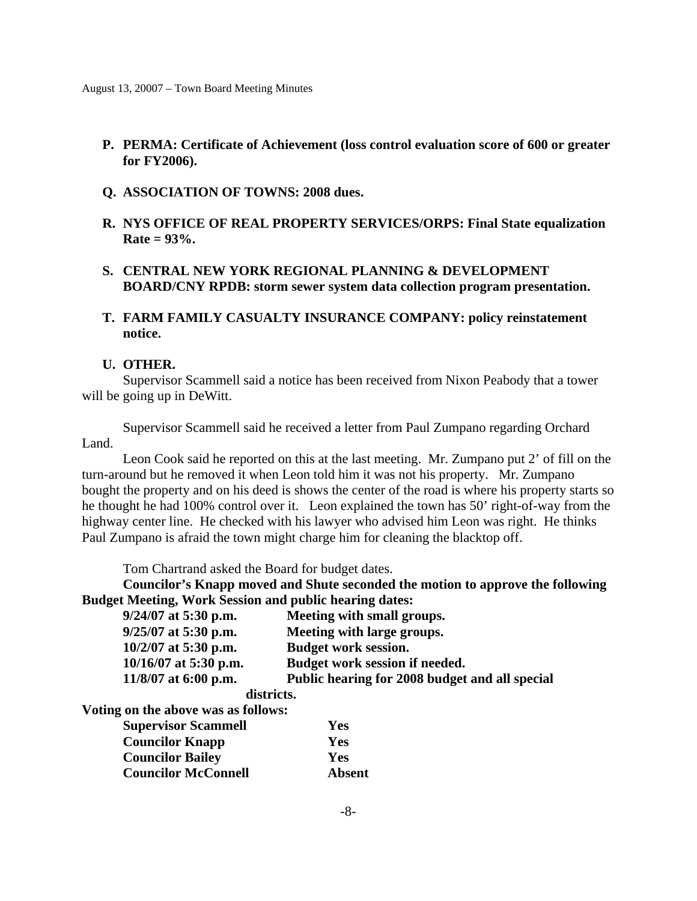- **P. PERMA: Certificate of Achievement (loss control evaluation score of 600 or greater for FY2006).**

- **Q. ASSOCIATION OF TOWNS: 2008 dues.**

- **R. NYS OFFICE OF REAL PROPERTY SERVICES/ORPS: Final State equalization Rate = 93%.**

- **S. CENTRAL NEW YORK REGIONAL PLANNING & DEVELOPMENT BOARD/CNY RPDB: storm sewer system data collection program presentation.**

- **T. FARM FAMILY CASUALTY INSURANCE COMPANY: policy reinstatement notice.**

- **U. OTHER.**

Supervisor Scammell said a notice has been received from Nixon Peabody that a tower will be going up in DeWitt.

Supervisor Scammell said he received a letter from Paul Zumpano regarding Orchard Land.

Leon Cook said he reported on this at the last meeting. Mr. Zumpano put 2' of fill on the turn-around but he removed it when Leon told him it was not his property. Mr. Zumpano bought the property and on his deed is shows the center of the road is where his property starts so he thought he had 100% control over it. Leon explained the town has 50' right-of-way from the highway center line. He checked with his lawyer who advised him Leon was right. He thinks Paul Zumpano is afraid the town might charge him for cleaning the blacktop off.

Tom Chartrand asked the Board for budget dates.

**Councilor's Knapp moved and Shute seconded the motion to approve the following Budget Meeting, Work Session and public hearing dates:**

| | |
|---|---|
| **9/24/07 at 5:30 p.m.** | **Meeting with small groups.** |
| **9/25/07 at 5:30 p.m.** | **Meeting with large groups.** |
| **10/2/07 at 5:30 p.m.** | **Budget work session.** |
| **10/16/07 at 5:30 p.m.** | **Budget work session if needed.** |
| **11/8/07 at 6:00 p.m.** | **Public hearing for 2008 budget and all special districts.** |

**Voting on the above was as follows:**

| | |
|---|---|
| **Supervisor Scammell** | **Yes** |
| **Councilor Knapp** | **Yes** |
| **Councilor Bailey** | **Yes** |
| **Councilor McConnell** | **Absent** |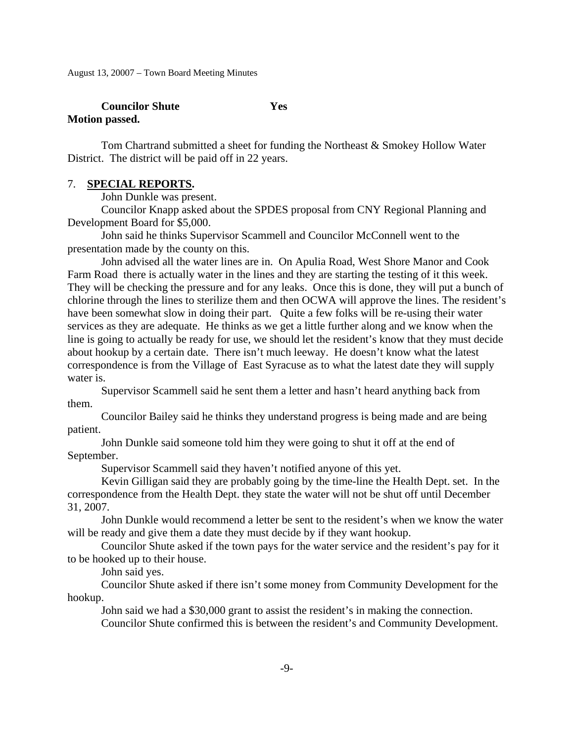**Councilor Shute Yes**

**Motion passed.**

Tom Chartrand submitted a sheet for funding the Northeast & Smokey Hollow Water District. The district will be paid off in 22 years.

7. **SPECIAL REPORTS.**

John Dunkle was present.

Councilor Knapp asked about the SPDES proposal from CNY Regional Planning and Development Board for $5,000.

John said he thinks Supervisor Scammell and Councilor McConnell went to the presentation made by the county on this.

John advised all the water lines are in. On Apulia Road, West Shore Manor and Cook Farm Road there is actually water in the lines and they are starting the testing of it this week. They will be checking the pressure and for any leaks. Once this is done, they will put a bunch of chlorine through the lines to sterilize them and then OCWA will approve the lines. The resident's have been somewhat slow in doing their part. Quite a few folks will be re-using their water services as they are adequate. He thinks as we get a little further along and we know when the line is going to actually be ready for use, we should let the resident's know that they must decide about hookup by a certain date. There isn't much leeway. He doesn't know what the latest correspondence is from the Village of East Syracuse as to what the latest date they will supply water is.

Supervisor Scammell said he sent them a letter and hasn't heard anything back from them.

Councilor Bailey said he thinks they understand progress is being made and are being patient.

John Dunkle said someone told him they were going to shut it off at the end of September.

Supervisor Scammell said they haven't notified anyone of this yet.

Kevin Gilligan said they are probably going by the time-line the Health Dept. set. In the correspondence from the Health Dept. they state the water will not be shut off until December 31, 2007.

John Dunkle would recommend a letter be sent to the resident's when we know the water will be ready and give them a date they must decide by if they want hookup.

Councilor Shute asked if the town pays for the water service and the resident's pay for it to be hooked up to their house.

John said yes.

Councilor Shute asked if there isn't some money from Community Development for the hookup.

John said we had a $30,000 grant to assist the resident's in making the connection.

Councilor Shute confirmed this is between the resident's and Community Development.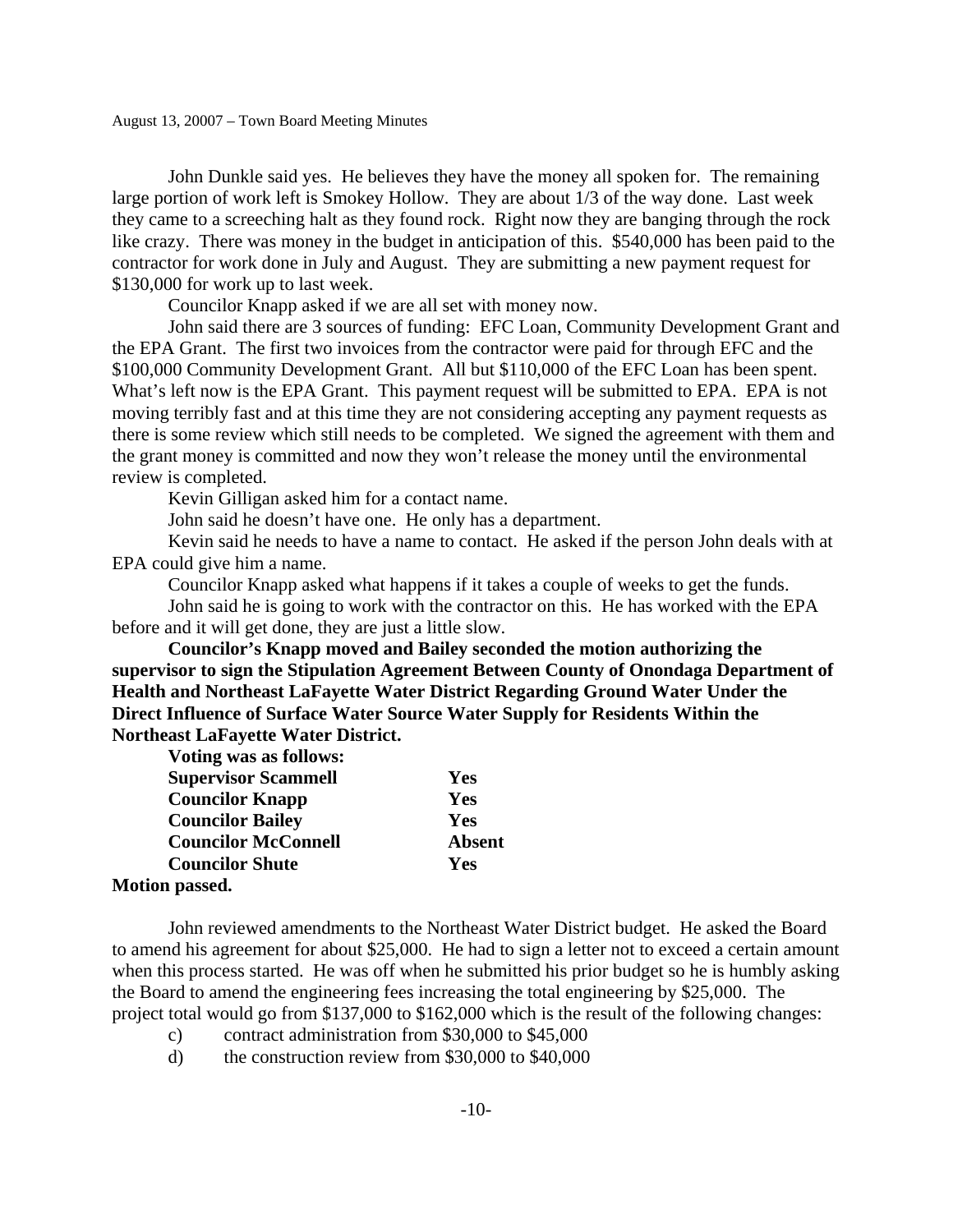John Dunkle said yes. He believes they have the money all spoken for. The remaining large portion of work left is Smokey Hollow. They are about 1/3 of the way done. Last week they came to a screeching halt as they found rock. Right now they are banging through the rock like crazy. There was money in the budget in anticipation of this. $540,000 has been paid to the contractor for work done in July and August. They are submitting a new payment request for $130,000 for work up to last week.

Councilor Knapp asked if we are all set with money now.

John said there are 3 sources of funding: EFC Loan, Community Development Grant and the EPA Grant. The first two invoices from the contractor were paid for through EFC and the $100,000 Community Development Grant. All but $110,000 of the EFC Loan has been spent. What's left now is the EPA Grant. This payment request will be submitted to EPA. EPA is not moving terribly fast and at this time they are not considering accepting any payment requests as there is some review which still needs to be completed. We signed the agreement with them and the grant money is committed and now they won't release the money until the environmental review is completed.

Kevin Gilligan asked him for a contact name.

John said he doesn't have one. He only has a department.

Kevin said he needs to have a name to contact. He asked if the person John deals with at EPA could give him a name.

Councilor Knapp asked what happens if it takes a couple of weeks to get the funds.

John said he is going to work with the contractor on this. He has worked with the EPA before and it will get done, they are just a little slow.

**Councilor's Knapp moved and Bailey seconded the motion authorizing the supervisor to sign the Stipulation Agreement Between County of Onondaga Department of Health and Northeast LaFayette Water District Regarding Ground Water Under the Direct Influence of Surface Water Source Water Supply for Residents Within the Northeast LaFayette Water District.**

**Voting was as follows:**

| | |
|---|---|
| **Supervisor Scammell** | **Yes** |
| **Councilor Knapp** | **Yes** |
| **Councilor Bailey** | **Yes** |
| **Councilor McConnell** | **Absent** |
| **Councilor Shute** | **Yes** |

**Motion passed.**

John reviewed amendments to the Northeast Water District budget. He asked the Board to amend his agreement for about $25,000. He had to sign a letter not to exceed a certain amount when this process started. He was off when he submitted his prior budget so he is humbly asking the Board to amend the engineering fees increasing the total engineering by $25,000. The project total would go from $137,000 to $162,000 which is the result of the following changes:

c) contract administration from $30,000 to $45,000

d) the construction review from $30,000 to $40,000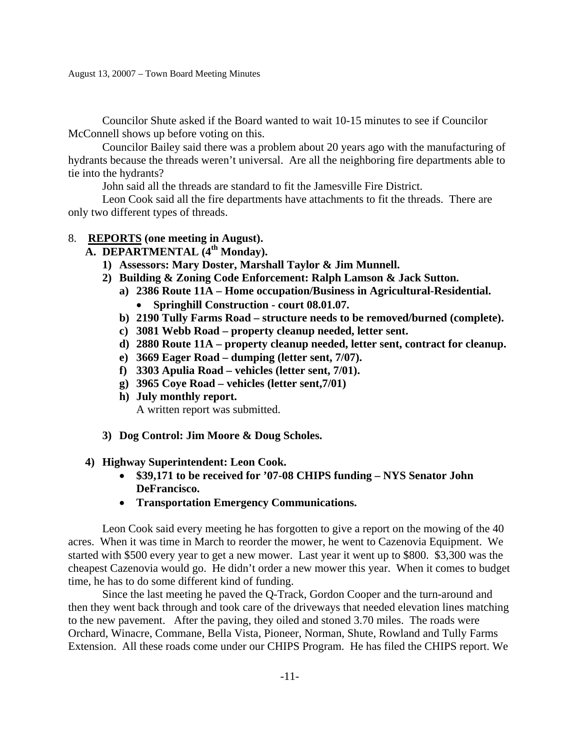Councilor Shute asked if the Board wanted to wait 10-15 minutes to see if Councilor McConnell shows up before voting on this.

Councilor Bailey said there was a problem about 20 years ago with the manufacturing of hydrants because the threads weren't universal. Are all the neighboring fire departments able to tie into the hydrants?

John said all the threads are standard to fit the Jamesville Fire District.

Leon Cook said all the fire departments have attachments to fit the threads. There are only two different types of threads.

8. **REPORTS (one meeting in August).**

**A. DEPARTMENTAL (4th Monday).**

**1) Assessors: Mary Doster, Marshall Taylor & Jim Munnell.**

**2) Building & Zoning Code Enforcement: Ralph Lamson & Jack Sutton.**

**a) 2386 Route 11A – Home occupation/Business in Agricultural-Residential.**
- **Springhill Construction - court 08.01.07.**

**b) 2190 Tully Farms Road – structure needs to be removed/burned (complete).**

**c) 3081 Webb Road – property cleanup needed, letter sent.**

**d) 2880 Route 11A – property cleanup needed, letter sent, contract for cleanup.**

**e) 3669 Eager Road – dumping (letter sent, 7/07).**

**f) 3303 Apulia Road – vehicles (letter sent, 7/01).**

**g) 3965 Coye Road – vehicles (letter sent,7/01)**

**h) July monthly report.**

A written report was submitted.

**3) Dog Control: Jim Moore & Doug Scholes.**

**4) Highway Superintendent: Leon Cook.**
- **$39,171 to be received for '07-08 CHIPS funding – NYS Senator John DeFrancisco.**
- **Transportation Emergency Communications.**

Leon Cook said every meeting he has forgotten to give a report on the mowing of the 40 acres. When it was time in March to reorder the mower, he went to Cazenovia Equipment. We started with $500 every year to get a new mower. Last year it went up to $800. $3,300 was the cheapest Cazenovia would go. He didn't order a new mower this year. When it comes to budget time, he has to do some different kind of funding.

Since the last meeting he paved the Q-Track, Gordon Cooper and the turn-around and then they went back through and took care of the driveways that needed elevation lines matching to the new pavement. After the paving, they oiled and stoned 3.70 miles. The roads were Orchard, Winacre, Commane, Bella Vista, Pioneer, Norman, Shute, Rowland and Tully Farms Extension. All these roads come under our CHIPS Program. He has filed the CHIPS report. We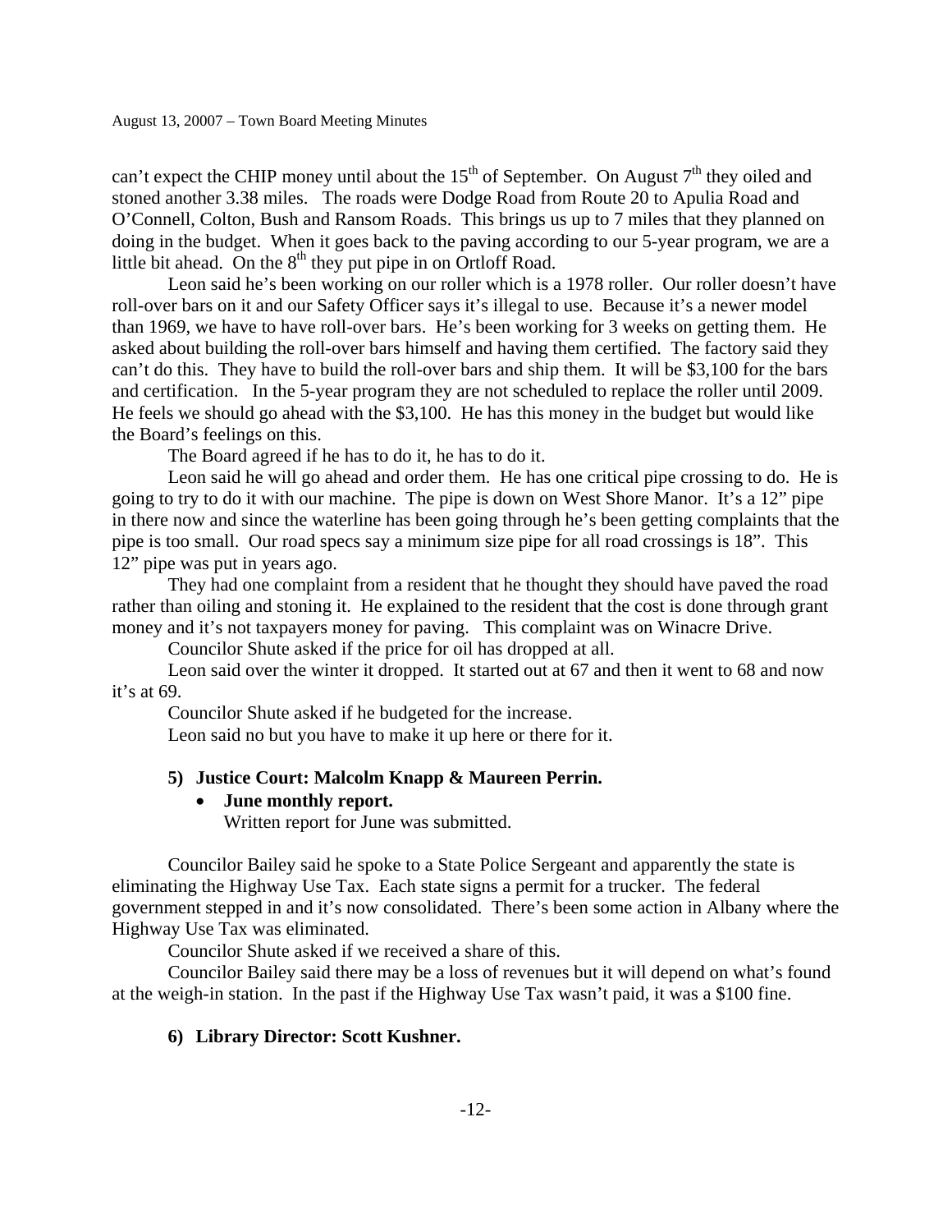can't expect the CHIP money until about the 15th of September. On August 7th they oiled and stoned another 3.38 miles. The roads were Dodge Road from Route 20 to Apulia Road and O'Connell, Colton, Bush and Ransom Roads. This brings us up to 7 miles that they planned on doing in the budget. When it goes back to the paving according to our 5-year program, we are a little bit ahead. On the 8th they put pipe in on Ortloff Road.

Leon said he's been working on our roller which is a 1978 roller. Our roller doesn't have roll-over bars on it and our Safety Officer says it's illegal to use. Because it's a newer model than 1969, we have to have roll-over bars. He's been working for 3 weeks on getting them. He asked about building the roll-over bars himself and having them certified. The factory said they can't do this. They have to build the roll-over bars and ship them. It will be $3,100 for the bars and certification. In the 5-year program they are not scheduled to replace the roller until 2009. He feels we should go ahead with the $3,100. He has this money in the budget but would like the Board's feelings on this.

The Board agreed if he has to do it, he has to do it.

Leon said he will go ahead and order them. He has one critical pipe crossing to do. He is going to try to do it with our machine. The pipe is down on West Shore Manor. It's a 12" pipe in there now and since the waterline has been going through he's been getting complaints that the pipe is too small. Our road specs say a minimum size pipe for all road crossings is 18". This 12" pipe was put in years ago.

They had one complaint from a resident that he thought they should have paved the road rather than oiling and stoning it. He explained to the resident that the cost is done through grant money and it's not taxpayers money for paving. This complaint was on Winacre Drive.

Councilor Shute asked if the price for oil has dropped at all.

Leon said over the winter it dropped. It started out at 67 and then it went to 68 and now it's at 69.

Councilor Shute asked if he budgeted for the increase.

Leon said no but you have to make it up here or there for it.

**5) Justice Court: Malcolm Knapp & Maureen Perrin.**

- **June monthly report.**
  Written report for June was submitted.

Councilor Bailey said he spoke to a State Police Sergeant and apparently the state is eliminating the Highway Use Tax. Each state signs a permit for a trucker. The federal government stepped in and it's now consolidated. There's been some action in Albany where the Highway Use Tax was eliminated.

Councilor Shute asked if we received a share of this.

Councilor Bailey said there may be a loss of revenues but it will depend on what's found at the weigh-in station. In the past if the Highway Use Tax wasn't paid, it was a $100 fine.

**6) Library Director: Scott Kushner.**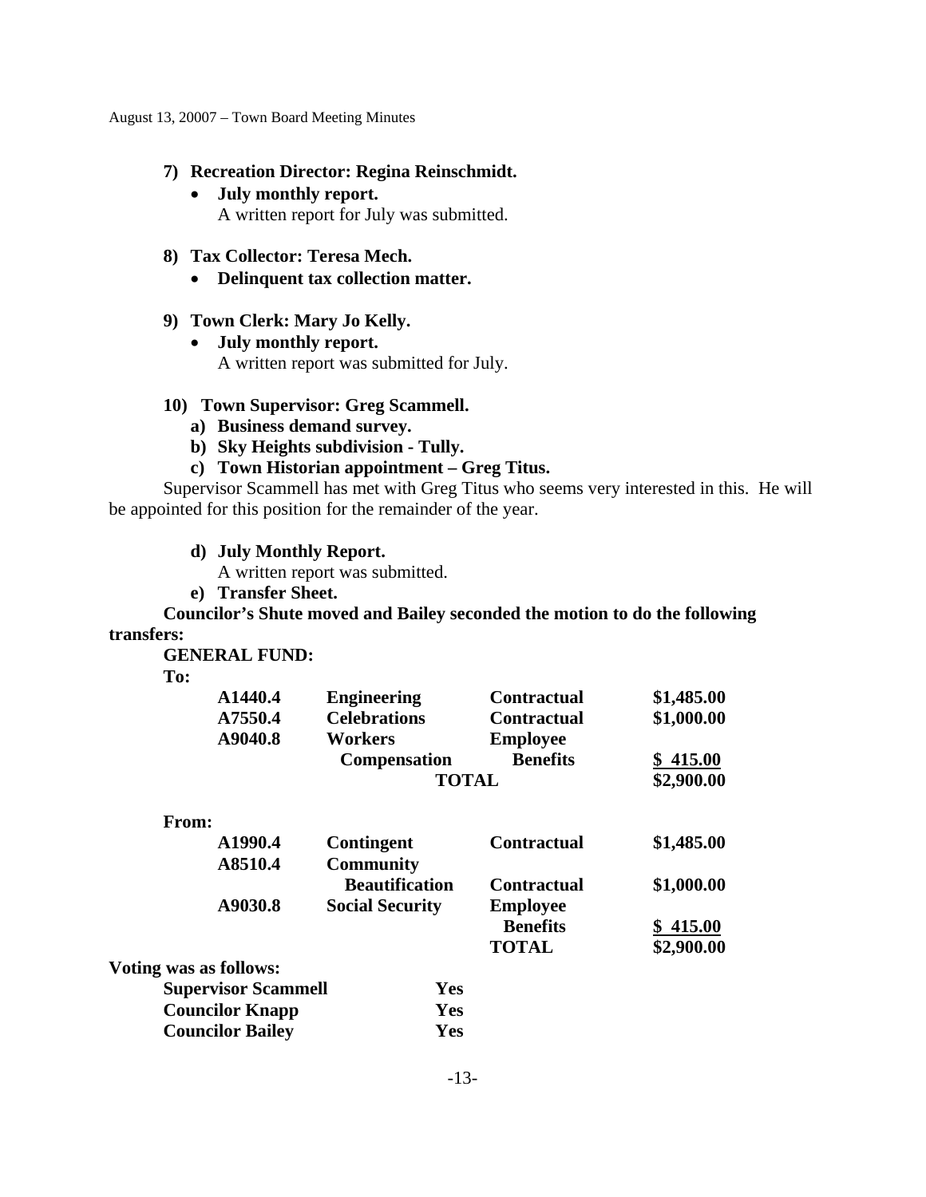**7) Recreation Director: Regina Reinschmidt.**

- **July monthly report.**
  A written report for July was submitted.

**8) Tax Collector: Teresa Mech.**

- **Delinquent tax collection matter.**

**9) Town Clerk: Mary Jo Kelly.**

- **July monthly report.**
  A written report was submitted for July.

**10) Town Supervisor: Greg Scammell.**

**a) Business demand survey.**

**b) Sky Heights subdivision - Tully.**

**c) Town Historian appointment – Greg Titus.**

Supervisor Scammell has met with Greg Titus who seems very interested in this. He will be appointed for this position for the remainder of the year.

**d) July Monthly Report.**

A written report was submitted.

**e) Transfer Sheet.**

**Councilor's Shute moved and Bailey seconded the motion to do the following transfers:**

**GENERAL FUND:**

**To:**

| | | | |
|---|---|---|---|
| **A1440.4** | **Engineering** | **Contractual** | **$1,485.00** |
| **A7550.4** | **Celebrations** | **Contractual** | **$1,000.00** |
| **A9040.8** | **Workers Compensation** | **Employee Benefits** | **$ 415.00** |
| | **TOTAL** | | **$2,900.00** |

**From:**

| | | | |
|---|---|---|---|
| **A1990.4** | **Contingent** | **Contractual** | **$1,485.00** |
| **A8510.4** | **Community Beautification** | **Contractual** | **$1,000.00** |
| **A9030.8** | **Social Security** | **Employee Benefits** | **$ 415.00** |
| | | **TOTAL** | **$2,900.00** |

**Voting was as follows:**

| | |
|---|---|
| **Supervisor Scammell** | **Yes** |
| **Councilor Knapp** | **Yes** |
| **Councilor Bailey** | **Yes** |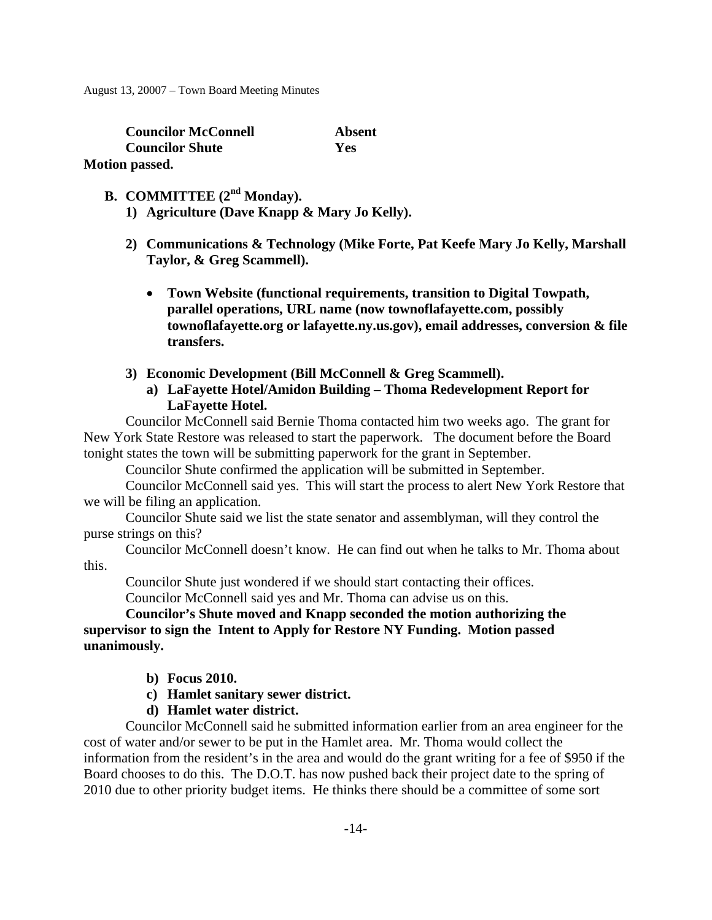| | |
|---|---|
| **Councilor McConnell** | **Absent** |
| **Councilor Shute** | **Yes** |

**Motion passed.**

**B. COMMITTEE (2nd Monday).**

**1) Agriculture (Dave Knapp & Mary Jo Kelly).**

**2) Communications & Technology (Mike Forte, Pat Keefe Mary Jo Kelly, Marshall Taylor, & Greg Scammell).**

- **Town Website (functional requirements, transition to Digital Towpath, parallel operations, URL name (now townoflafayette.com, possibly townoflafayette.org or lafayette.ny.us.gov), email addresses, conversion & file transfers.**

**3) Economic Development (Bill McConnell & Greg Scammell).**

**a) LaFayette Hotel/Amidon Building – Thoma Redevelopment Report for LaFayette Hotel.**

Councilor McConnell said Bernie Thoma contacted him two weeks ago. The grant for New York State Restore was released to start the paperwork. The document before the Board tonight states the town will be submitting paperwork for the grant in September.

Councilor Shute confirmed the application will be submitted in September.

Councilor McConnell said yes. This will start the process to alert New York Restore that we will be filing an application.

Councilor Shute said we list the state senator and assemblyman, will they control the purse strings on this?

Councilor McConnell doesn't know. He can find out when he talks to Mr. Thoma about this.

Councilor Shute just wondered if we should start contacting their offices.

Councilor McConnell said yes and Mr. Thoma can advise us on this.

**Councilor's Shute moved and Knapp seconded the motion authorizing the supervisor to sign the Intent to Apply for Restore NY Funding. Motion passed unanimously.**

**b) Focus 2010.**

**c) Hamlet sanitary sewer district.**

**d) Hamlet water district.**

Councilor McConnell said he submitted information earlier from an area engineer for the cost of water and/or sewer to be put in the Hamlet area. Mr. Thoma would collect the information from the resident's in the area and would do the grant writing for a fee of $950 if the Board chooses to do this. The D.O.T. has now pushed back their project date to the spring of 2010 due to other priority budget items. He thinks there should be a committee of some sort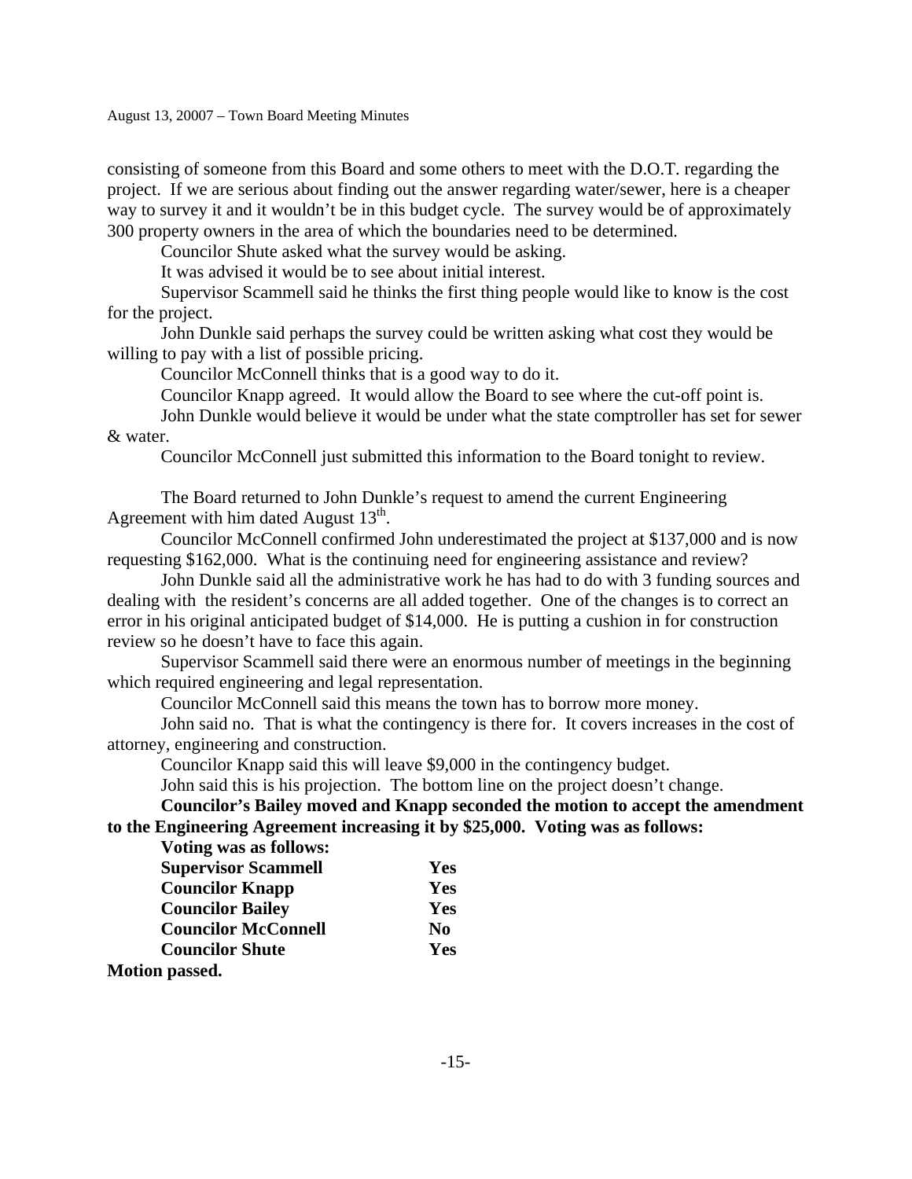consisting of someone from this Board and some others to meet with the D.O.T. regarding the project. If we are serious about finding out the answer regarding water/sewer, here is a cheaper way to survey it and it wouldn't be in this budget cycle. The survey would be of approximately 300 property owners in the area of which the boundaries need to be determined.

Councilor Shute asked what the survey would be asking.

It was advised it would be to see about initial interest.

Supervisor Scammell said he thinks the first thing people would like to know is the cost for the project.

John Dunkle said perhaps the survey could be written asking what cost they would be willing to pay with a list of possible pricing.

Councilor McConnell thinks that is a good way to do it.

Councilor Knapp agreed. It would allow the Board to see where the cut-off point is.

John Dunkle would believe it would be under what the state comptroller has set for sewer & water.

Councilor McConnell just submitted this information to the Board tonight to review.

The Board returned to John Dunkle's request to amend the current Engineering Agreement with him dated August 13th.

Councilor McConnell confirmed John underestimated the project at $137,000 and is now requesting $162,000. What is the continuing need for engineering assistance and review?

John Dunkle said all the administrative work he has had to do with 3 funding sources and dealing with the resident's concerns are all added together. One of the changes is to correct an error in his original anticipated budget of $14,000. He is putting a cushion in for construction review so he doesn't have to face this again.

Supervisor Scammell said there were an enormous number of meetings in the beginning which required engineering and legal representation.

Councilor McConnell said this means the town has to borrow more money.

John said no. That is what the contingency is there for. It covers increases in the cost of attorney, engineering and construction.

Councilor Knapp said this will leave $9,000 in the contingency budget.

John said this is his projection. The bottom line on the project doesn't change.

**Councilor's Bailey moved and Knapp seconded the motion to accept the amendment to the Engineering Agreement increasing it by $25,000. Voting was as follows:**

**Voting was as follows:**

| | |
|---|---|
| **Supervisor Scammell** | **Yes** |
| **Councilor Knapp** | **Yes** |
| **Councilor Bailey** | **Yes** |
| **Councilor McConnell** | **No** |
| **Councilor Shute** | **Yes** |

**Motion passed.**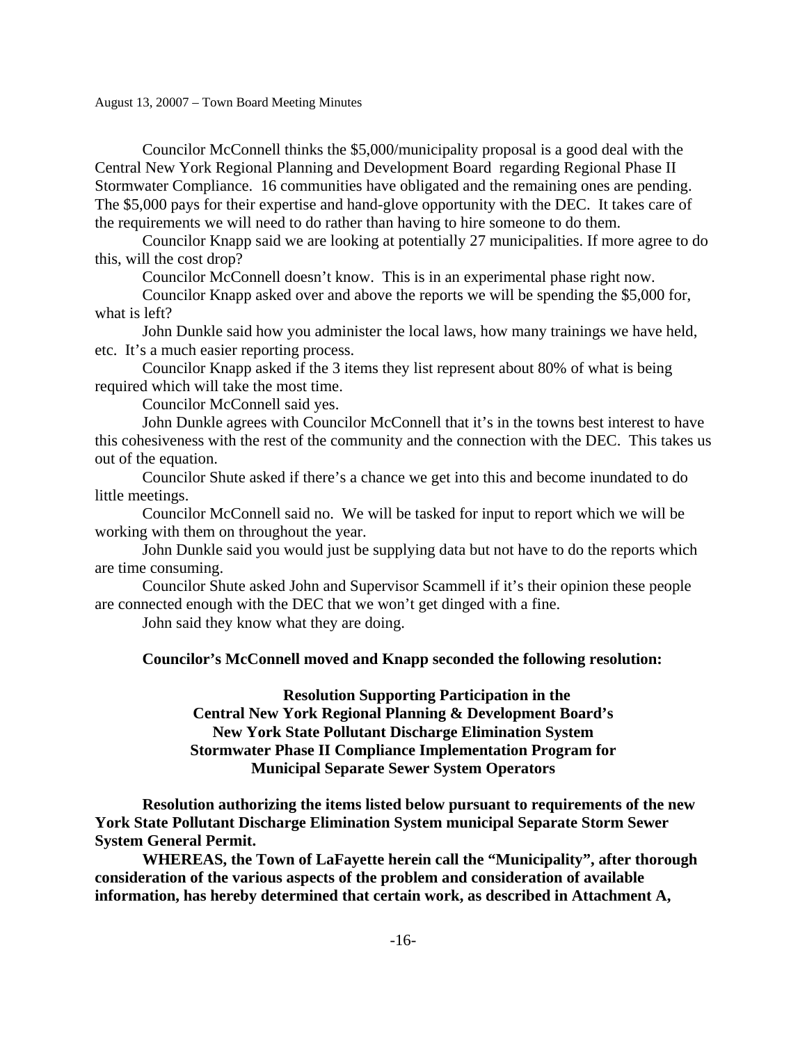Councilor McConnell thinks the $5,000/municipality proposal is a good deal with the Central New York Regional Planning and Development Board regarding Regional Phase II Stormwater Compliance. 16 communities have obligated and the remaining ones are pending. The $5,000 pays for their expertise and hand-glove opportunity with the DEC. It takes care of the requirements we will need to do rather than having to hire someone to do them.

Councilor Knapp said we are looking at potentially 27 municipalities. If more agree to do this, will the cost drop?

Councilor McConnell doesn't know. This is in an experimental phase right now.

Councilor Knapp asked over and above the reports we will be spending the $5,000 for, what is left?

John Dunkle said how you administer the local laws, how many trainings we have held, etc. It's a much easier reporting process.

Councilor Knapp asked if the 3 items they list represent about 80% of what is being required which will take the most time.

Councilor McConnell said yes.

John Dunkle agrees with Councilor McConnell that it's in the towns best interest to have this cohesiveness with the rest of the community and the connection with the DEC. This takes us out of the equation.

Councilor Shute asked if there's a chance we get into this and become inundated to do little meetings.

Councilor McConnell said no. We will be tasked for input to report which we will be working with them on throughout the year.

John Dunkle said you would just be supplying data but not have to do the reports which are time consuming.

Councilor Shute asked John and Supervisor Scammell if it's their opinion these people are connected enough with the DEC that we won't get dinged with a fine.

John said they know what they are doing.

**Councilor's McConnell moved and Knapp seconded the following resolution:**

**Resolution Supporting Participation in the Central New York Regional Planning & Development Board's New York State Pollutant Discharge Elimination System Stormwater Phase II Compliance Implementation Program for Municipal Separate Sewer System Operators**

**Resolution authorizing the items listed below pursuant to requirements of the new York State Pollutant Discharge Elimination System municipal Separate Storm Sewer System General Permit.**

**WHEREAS, the Town of LaFayette herein call the "Municipality", after thorough consideration of the various aspects of the problem and consideration of available information, has hereby determined that certain work, as described in Attachment A,**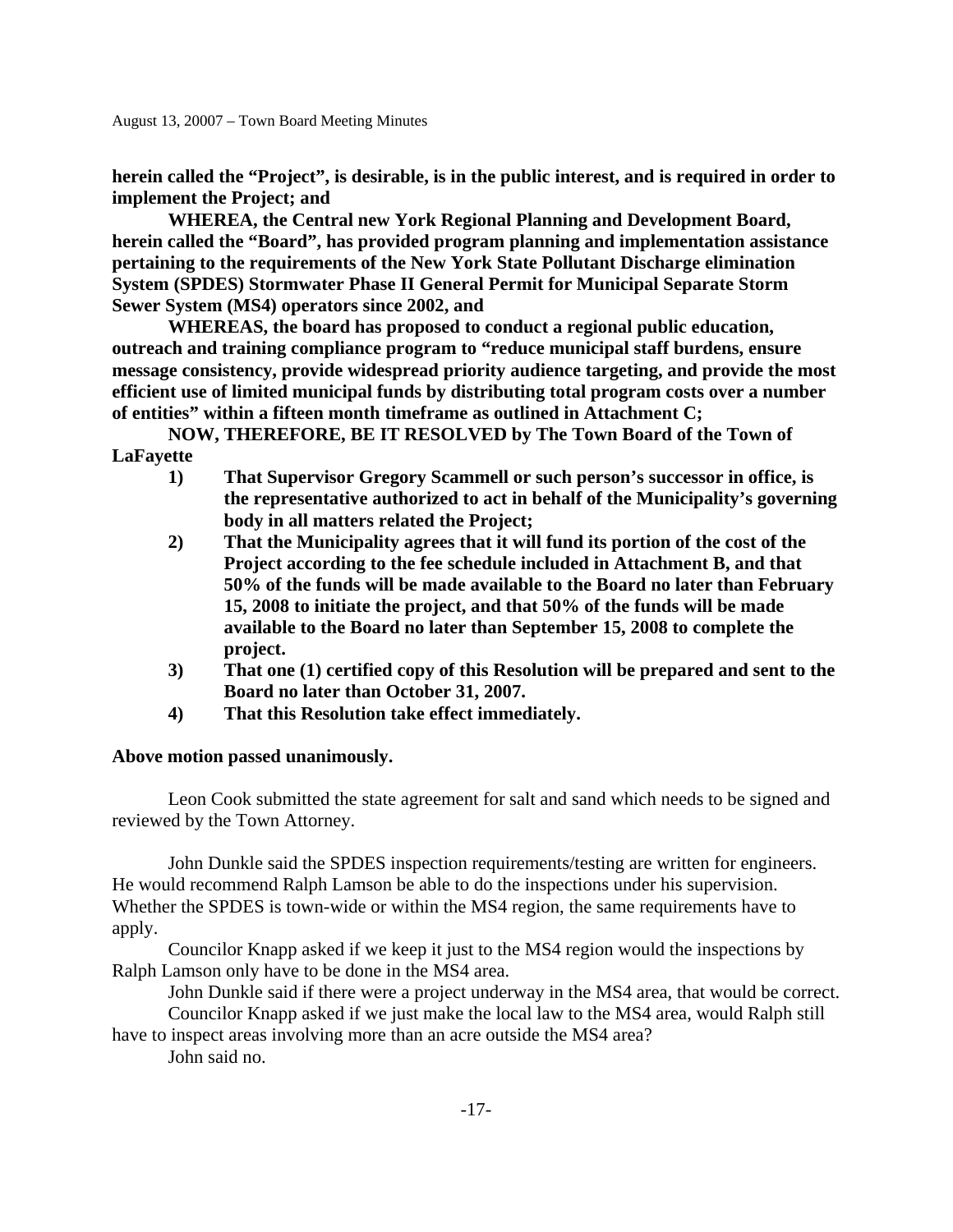**herein called the "Project", is desirable, is in the public interest, and is required in order to implement the Project; and**

**WHEREA, the Central new York Regional Planning and Development Board, herein called the "Board", has provided program planning and implementation assistance pertaining to the requirements of the New York State Pollutant Discharge elimination System (SPDES) Stormwater Phase II General Permit for Municipal Separate Storm Sewer System (MS4) operators since 2002, and**

**WHEREAS, the board has proposed to conduct a regional public education, outreach and training compliance program to "reduce municipal staff burdens, ensure message consistency, provide widespread priority audience targeting, and provide the most efficient use of limited municipal funds by distributing total program costs over a number of entities" within a fifteen month timeframe as outlined in Attachment C;**

**NOW, THEREFORE, BE IT RESOLVED by The Town Board of the Town of LaFayette**

1) **That Supervisor Gregory Scammell or such person's successor in office, is the representative authorized to act in behalf of the Municipality's governing body in all matters related the Project;**
2) **That the Municipality agrees that it will fund its portion of the cost of the Project according to the fee schedule included in Attachment B, and that 50% of the funds will be made available to the Board no later than February 15, 2008 to initiate the project, and that 50% of the funds will be made available to the Board no later than September 15, 2008 to complete the project.**
3) **That one (1) certified copy of this Resolution will be prepared and sent to the Board no later than October 31, 2007.**
4) **That this Resolution take effect immediately.**

**Above motion passed unanimously.**

Leon Cook submitted the state agreement for salt and sand which needs to be signed and reviewed by the Town Attorney.

John Dunkle said the SPDES inspection requirements/testing are written for engineers. He would recommend Ralph Lamson be able to do the inspections under his supervision. Whether the SPDES is town-wide or within the MS4 region, the same requirements have to apply.

Councilor Knapp asked if we keep it just to the MS4 region would the inspections by Ralph Lamson only have to be done in the MS4 area.

John Dunkle said if there were a project underway in the MS4 area, that would be correct.

Councilor Knapp asked if we just make the local law to the MS4 area, would Ralph still have to inspect areas involving more than an acre outside the MS4 area?

John said no.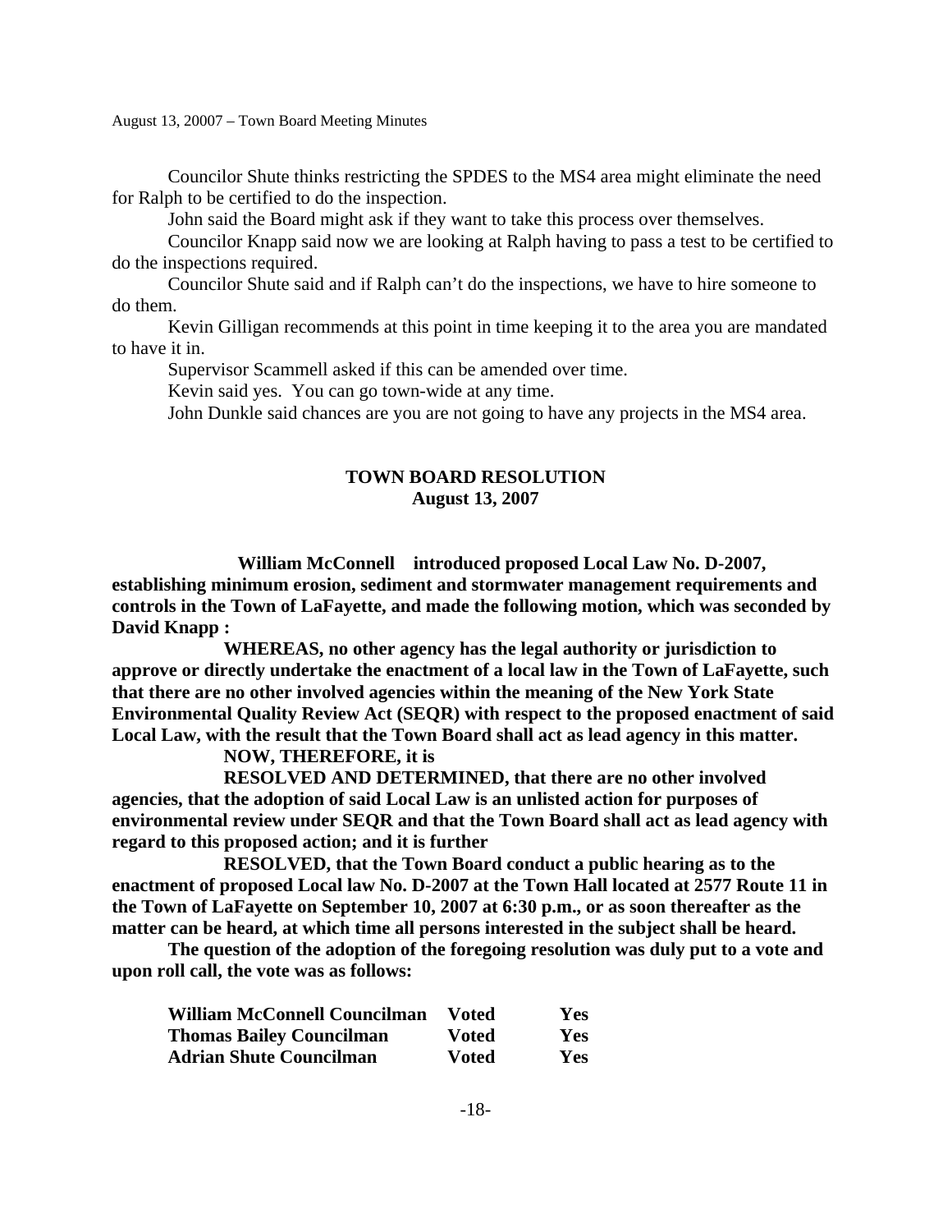Councilor Shute thinks restricting the SPDES to the MS4 area might eliminate the need for Ralph to be certified to do the inspection.

John said the Board might ask if they want to take this process over themselves.

Councilor Knapp said now we are looking at Ralph having to pass a test to be certified to do the inspections required.

Councilor Shute said and if Ralph can't do the inspections, we have to hire someone to do them.

Kevin Gilligan recommends at this point in time keeping it to the area you are mandated to have it in.

Supervisor Scammell asked if this can be amended over time.

Kevin said yes. You can go town-wide at any time.

John Dunkle said chances are you are not going to have any projects in the MS4 area.

## TOWN BOARD RESOLUTION
## August 13, 2007

**William McConnell introduced proposed Local Law No. D-2007, establishing minimum erosion, sediment and stormwater management requirements and controls in the Town of LaFayette, and made the following motion, which was seconded by David Knapp :**

**WHEREAS, no other agency has the legal authority or jurisdiction to approve or directly undertake the enactment of a local law in the Town of LaFayette, such that there are no other involved agencies within the meaning of the New York State Environmental Quality Review Act (SEQR) with respect to the proposed enactment of said Local Law, with the result that the Town Board shall act as lead agency in this matter.**

**NOW, THEREFORE, it is**

**RESOLVED AND DETERMINED, that there are no other involved agencies, that the adoption of said Local Law is an unlisted action for purposes of environmental review under SEQR and that the Town Board shall act as lead agency with regard to this proposed action; and it is further**

**RESOLVED, that the Town Board conduct a public hearing as to the enactment of proposed Local law No. D-2007 at the Town Hall located at 2577 Route 11 in the Town of LaFayette on September 10, 2007 at 6:30 p.m., or as soon thereafter as the matter can be heard, at which time all persons interested in the subject shall be heard.**

**The question of the adoption of the foregoing resolution was duly put to a vote and upon roll call, the vote was as follows:**

| | | |
|---|---|---|
| **William McConnell Councilman** | **Voted** | **Yes** |
| **Thomas Bailey Councilman** | **Voted** | **Yes** |
| **Adrian Shute Councilman** | **Voted** | **Yes** |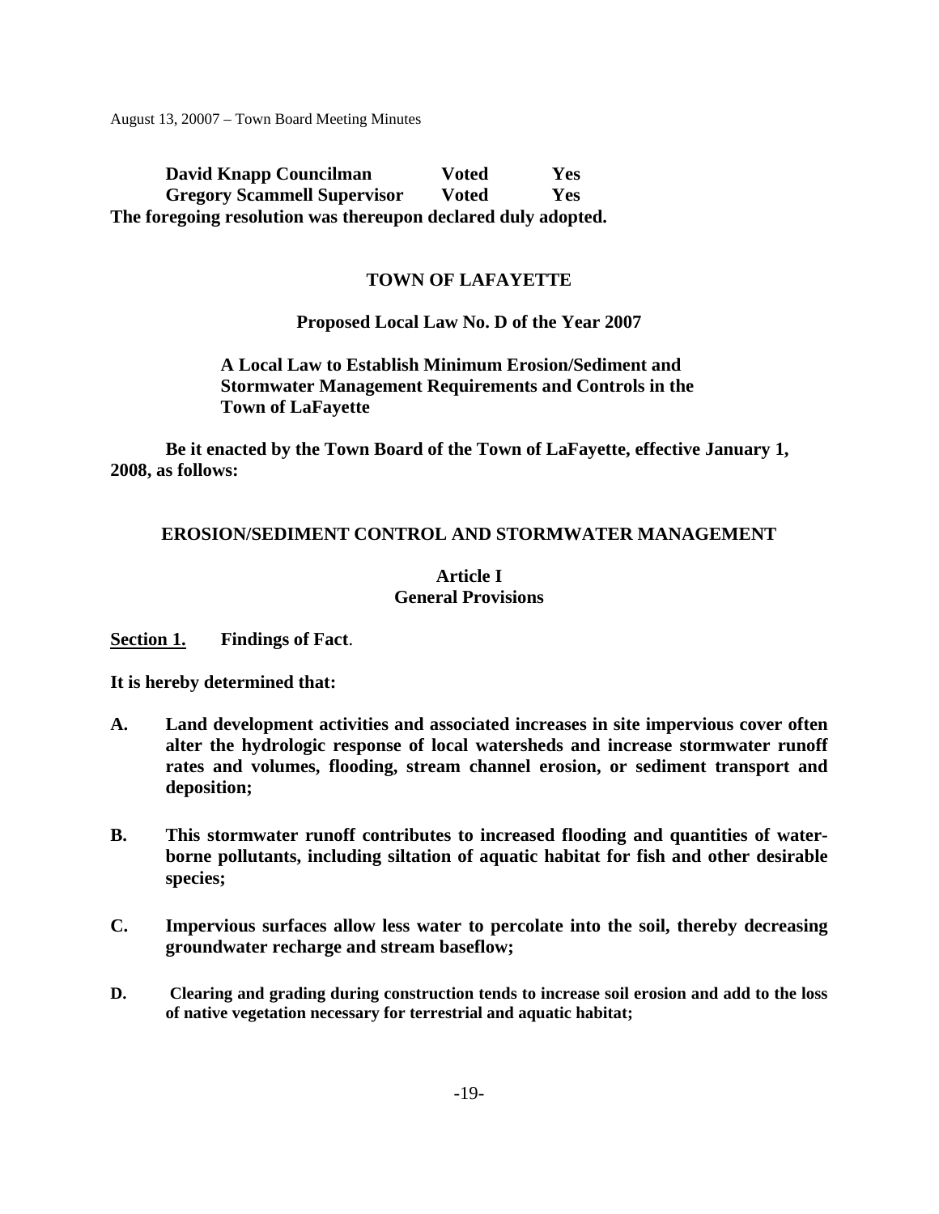**David Knapp Councilman Voted Yes**
**Gregory Scammell Supervisor Voted Yes**
**The foregoing resolution was thereupon declared duly adopted.**

**TOWN OF LAFAYETTE**

**Proposed Local Law No. D of the Year 2007**

**A Local Law to Establish Minimum Erosion/Sediment and Stormwater Management Requirements and Controls in the Town of LaFayette**

**Be it enacted by the Town Board of the Town of LaFayette, effective January 1, 2008, as follows:**

## EROSION/SEDIMENT CONTROL AND STORMWATER MANAGEMENT

### Article I
### General Provisions

**Section 1.** **Findings of Fact**.

**It is hereby determined that:**

**A.** **Land development activities and associated increases in site impervious cover often alter the hydrologic response of local watersheds and increase stormwater runoff rates and volumes, flooding, stream channel erosion, or sediment transport and deposition;**

**B.** **This stormwater runoff contributes to increased flooding and quantities of water-borne pollutants, including siltation of aquatic habitat for fish and other desirable species;**

**C.** **Impervious surfaces allow less water to percolate into the soil, thereby decreasing groundwater recharge and stream baseflow;**

**D.** **Clearing and grading during construction tends to increase soil erosion and add to the loss of native vegetation necessary for terrestrial and aquatic habitat;**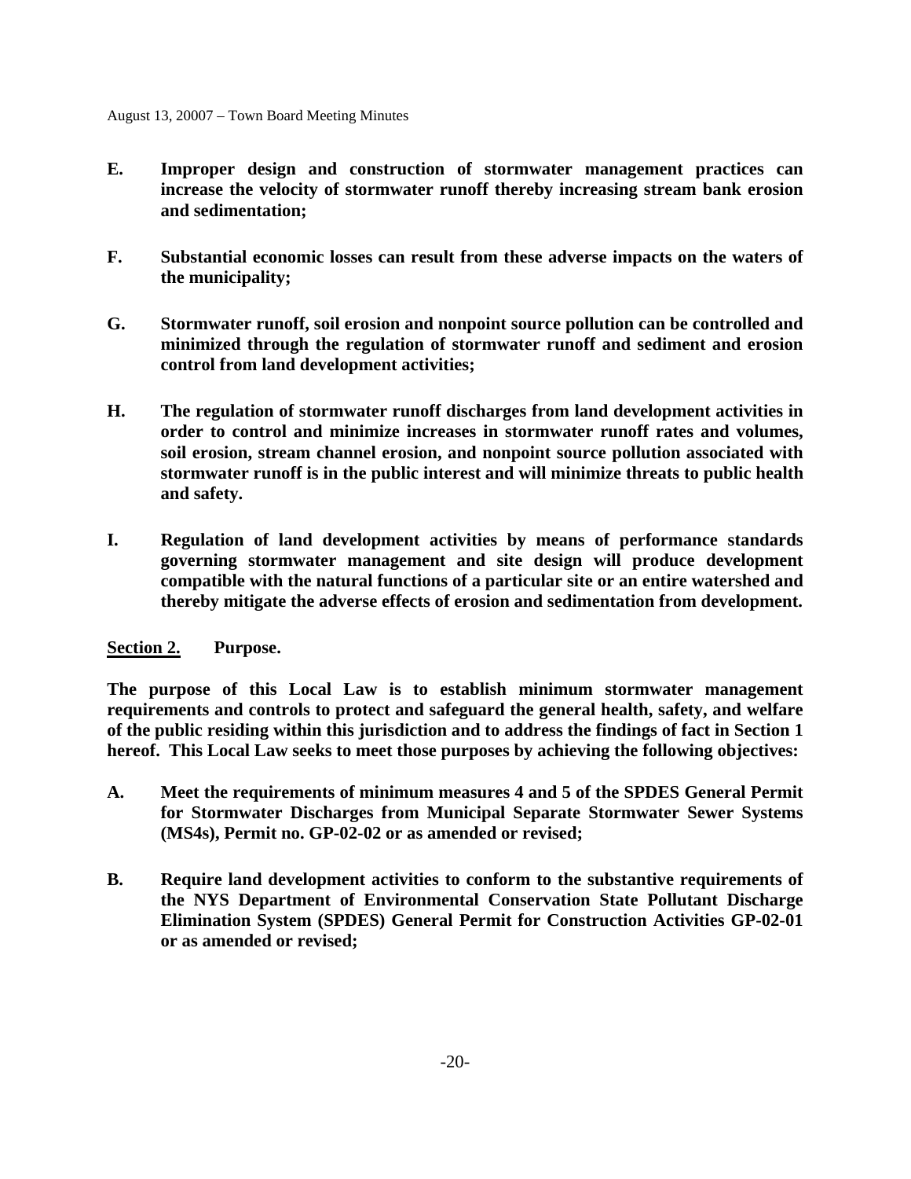**E. Improper design and construction of stormwater management practices can increase the velocity of stormwater runoff thereby increasing stream bank erosion and sedimentation;**

**F. Substantial economic losses can result from these adverse impacts on the waters of the municipality;**

**G. Stormwater runoff, soil erosion and nonpoint source pollution can be controlled and minimized through the regulation of stormwater runoff and sediment and erosion control from land development activities;**

**H. The regulation of stormwater runoff discharges from land development activities in order to control and minimize increases in stormwater runoff rates and volumes, soil erosion, stream channel erosion, and nonpoint source pollution associated with stormwater runoff is in the public interest and will minimize threats to public health and safety.**

**I. Regulation of land development activities by means of performance standards governing stormwater management and site design will produce development compatible with the natural functions of a particular site or an entire watershed and thereby mitigate the adverse effects of erosion and sedimentation from development.**

**<u>Section 2.</u> Purpose.**

**The purpose of this Local Law is to establish minimum stormwater management requirements and controls to protect and safeguard the general health, safety, and welfare of the public residing within this jurisdiction and to address the findings of fact in Section 1 hereof. This Local Law seeks to meet those purposes by achieving the following objectives:**

**A. Meet the requirements of minimum measures 4 and 5 of the SPDES General Permit for Stormwater Discharges from Municipal Separate Stormwater Sewer Systems (MS4s), Permit no. GP-02-02 or as amended or revised;**

**B. Require land development activities to conform to the substantive requirements of the NYS Department of Environmental Conservation State Pollutant Discharge Elimination System (SPDES) General Permit for Construction Activities GP-02-01 or as amended or revised;**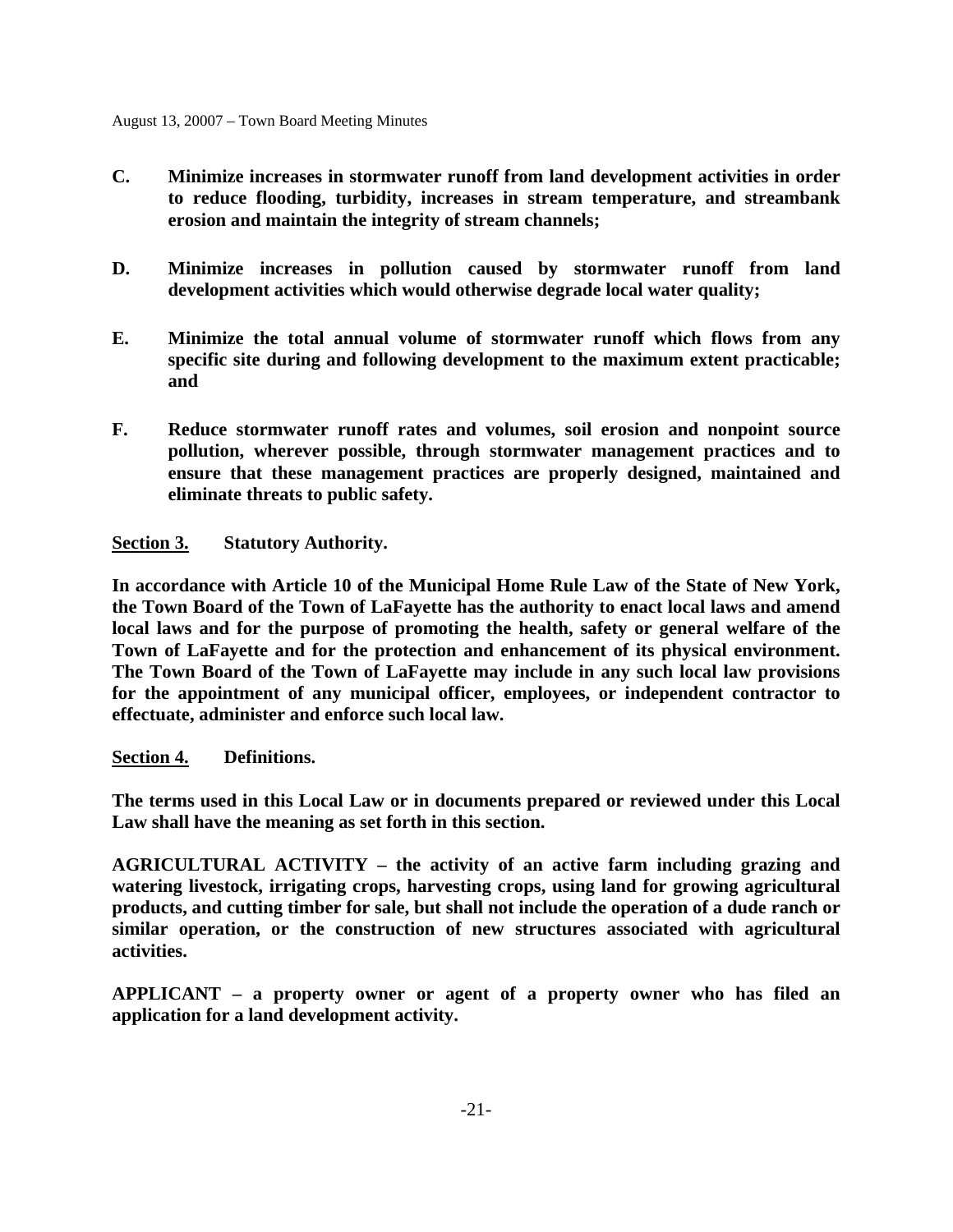**C. Minimize increases in stormwater runoff from land development activities in order to reduce flooding, turbidity, increases in stream temperature, and streambank erosion and maintain the integrity of stream channels;**

**D. Minimize increases in pollution caused by stormwater runoff from land development activities which would otherwise degrade local water quality;**

**E. Minimize the total annual volume of stormwater runoff which flows from any specific site during and following development to the maximum extent practicable; and**

**F. Reduce stormwater runoff rates and volumes, soil erosion and nonpoint source pollution, wherever possible, through stormwater management practices and to ensure that these management practices are properly designed, maintained and eliminate threats to public safety.**

**Section 3. Statutory Authority.**

**In accordance with Article 10 of the Municipal Home Rule Law of the State of New York, the Town Board of the Town of LaFayette has the authority to enact local laws and amend local laws and for the purpose of promoting the health, safety or general welfare of the Town of LaFayette and for the protection and enhancement of its physical environment. The Town Board of the Town of LaFayette may include in any such local law provisions for the appointment of any municipal officer, employees, or independent contractor to effectuate, administer and enforce such local law.**

**Section 4. Definitions.**

**The terms used in this Local Law or in documents prepared or reviewed under this Local Law shall have the meaning as set forth in this section.**

**AGRICULTURAL ACTIVITY – the activity of an active farm including grazing and watering livestock, irrigating crops, harvesting crops, using land for growing agricultural products, and cutting timber for sale, but shall not include the operation of a dude ranch or similar operation, or the construction of new structures associated with agricultural activities.**

**APPLICANT – a property owner or agent of a property owner who has filed an application for a land development activity.**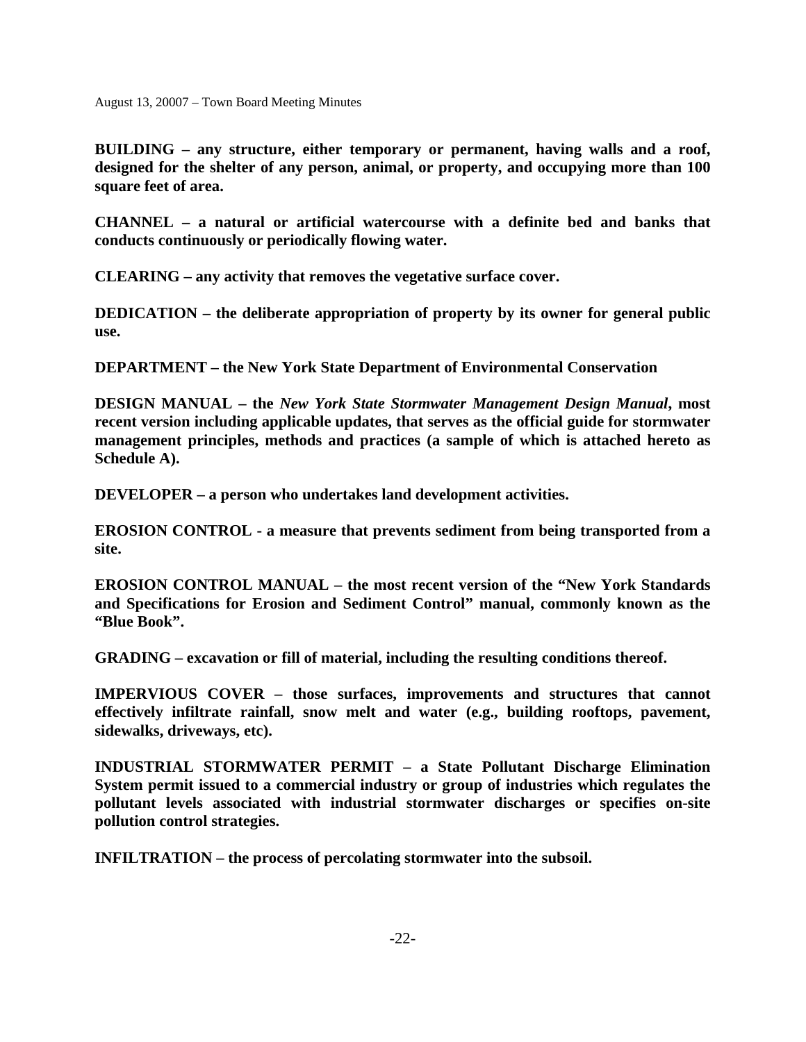**BUILDING – any structure, either temporary or permanent, having walls and a roof, designed for the shelter of any person, animal, or property, and occupying more than 100 square feet of area.**

**CHANNEL – a natural or artificial watercourse with a definite bed and banks that conducts continuously or periodically flowing water.**

**CLEARING – any activity that removes the vegetative surface cover.**

**DEDICATION – the deliberate appropriation of property by its owner for general public use.**

**DEPARTMENT – the New York State Department of Environmental Conservation**

**DESIGN MANUAL – the *New York State Stormwater Management Design Manual*, most recent version including applicable updates, that serves as the official guide for stormwater management principles, methods and practices (a sample of which is attached hereto as Schedule A).**

**DEVELOPER – a person who undertakes land development activities.**

**EROSION CONTROL - a measure that prevents sediment from being transported from a site.**

**EROSION CONTROL MANUAL – the most recent version of the "New York Standards and Specifications for Erosion and Sediment Control" manual, commonly known as the "Blue Book".**

**GRADING – excavation or fill of material, including the resulting conditions thereof.**

**IMPERVIOUS COVER – those surfaces, improvements and structures that cannot effectively infiltrate rainfall, snow melt and water (e.g., building rooftops, pavement, sidewalks, driveways, etc).**

**INDUSTRIAL STORMWATER PERMIT – a State Pollutant Discharge Elimination System permit issued to a commercial industry or group of industries which regulates the pollutant levels associated with industrial stormwater discharges or specifies on-site pollution control strategies.**

**INFILTRATION – the process of percolating stormwater into the subsoil.**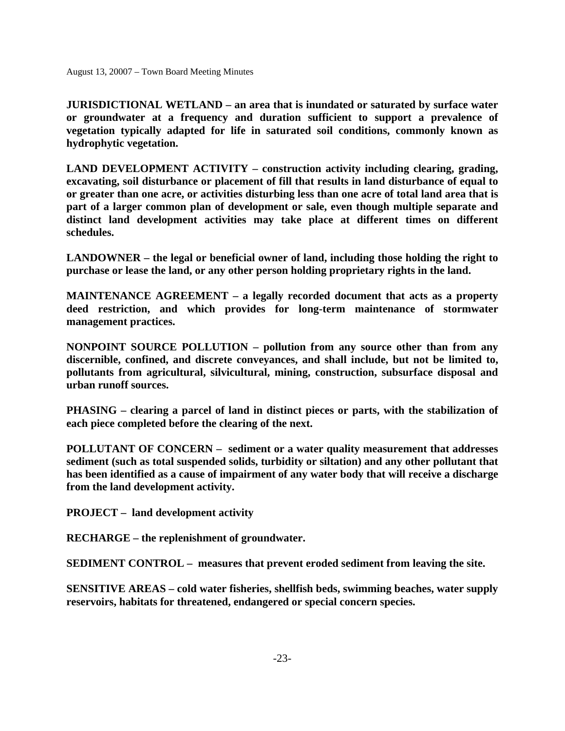**JURISDICTIONAL WETLAND – an area that is inundated or saturated by surface water or groundwater at a frequency and duration sufficient to support a prevalence of vegetation typically adapted for life in saturated soil conditions, commonly known as hydrophytic vegetation.**

**LAND DEVELOPMENT ACTIVITY – construction activity including clearing, grading, excavating, soil disturbance or placement of fill that results in land disturbance of equal to or greater than one acre, or activities disturbing less than one acre of total land area that is part of a larger common plan of development or sale, even though multiple separate and distinct land development activities may take place at different times on different schedules.**

**LANDOWNER – the legal or beneficial owner of land, including those holding the right to purchase or lease the land, or any other person holding proprietary rights in the land.**

**MAINTENANCE AGREEMENT – a legally recorded document that acts as a property deed restriction, and which provides for long-term maintenance of stormwater management practices.**

**NONPOINT SOURCE POLLUTION – pollution from any source other than from any discernible, confined, and discrete conveyances, and shall include, but not be limited to, pollutants from agricultural, silvicultural, mining, construction, subsurface disposal and urban runoff sources.**

**PHASING – clearing a parcel of land in distinct pieces or parts, with the stabilization of each piece completed before the clearing of the next.**

**POLLUTANT OF CONCERN – sediment or a water quality measurement that addresses sediment (such as total suspended solids, turbidity or siltation) and any other pollutant that has been identified as a cause of impairment of any water body that will receive a discharge from the land development activity.**

**PROJECT – land development activity**

**RECHARGE – the replenishment of groundwater.**

**SEDIMENT CONTROL – measures that prevent eroded sediment from leaving the site.**

**SENSITIVE AREAS – cold water fisheries, shellfish beds, swimming beaches, water supply reservoirs, habitats for threatened, endangered or special concern species.**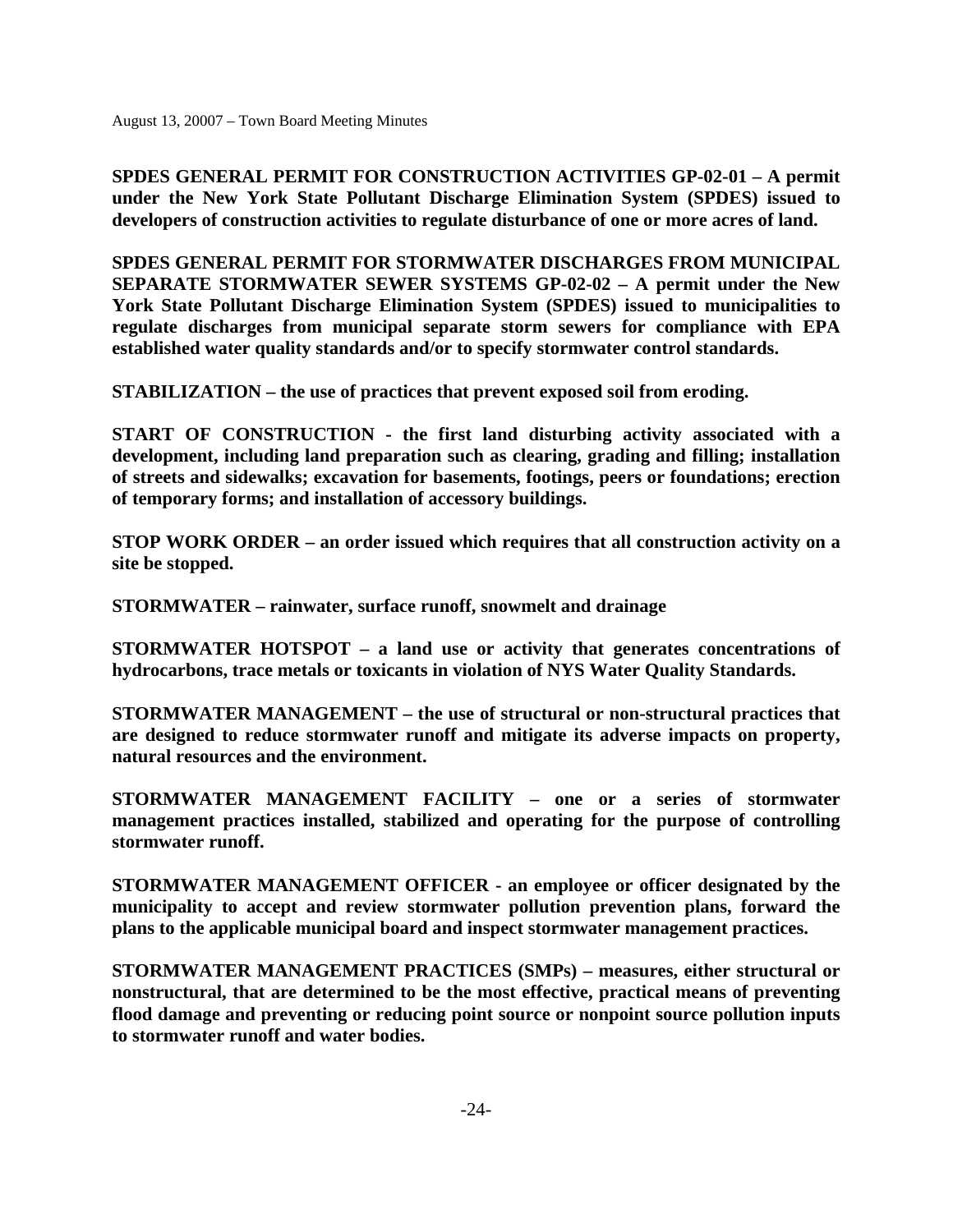**SPDES GENERAL PERMIT FOR CONSTRUCTION ACTIVITIES GP-02-01 – A permit under the New York State Pollutant Discharge Elimination System (SPDES) issued to developers of construction activities to regulate disturbance of one or more acres of land.**

**SPDES GENERAL PERMIT FOR STORMWATER DISCHARGES FROM MUNICIPAL SEPARATE STORMWATER SEWER SYSTEMS GP-02-02 – A permit under the New York State Pollutant Discharge Elimination System (SPDES) issued to municipalities to regulate discharges from municipal separate storm sewers for compliance with EPA established water quality standards and/or to specify stormwater control standards.**

**STABILIZATION – the use of practices that prevent exposed soil from eroding.**

**START OF CONSTRUCTION - the first land disturbing activity associated with a development, including land preparation such as clearing, grading and filling; installation of streets and sidewalks; excavation for basements, footings, peers or foundations; erection of temporary forms; and installation of accessory buildings.**

**STOP WORK ORDER – an order issued which requires that all construction activity on a site be stopped.**

**STORMWATER – rainwater, surface runoff, snowmelt and drainage**

**STORMWATER HOTSPOT – a land use or activity that generates concentrations of hydrocarbons, trace metals or toxicants in violation of NYS Water Quality Standards.**

**STORMWATER MANAGEMENT – the use of structural or non-structural practices that are designed to reduce stormwater runoff and mitigate its adverse impacts on property, natural resources and the environment.**

**STORMWATER MANAGEMENT FACILITY – one or a series of stormwater management practices installed, stabilized and operating for the purpose of controlling stormwater runoff.**

**STORMWATER MANAGEMENT OFFICER - an employee or officer designated by the municipality to accept and review stormwater pollution prevention plans, forward the plans to the applicable municipal board and inspect stormwater management practices.**

**STORMWATER MANAGEMENT PRACTICES (SMPs) – measures, either structural or nonstructural, that are determined to be the most effective, practical means of preventing flood damage and preventing or reducing point source or nonpoint source pollution inputs to stormwater runoff and water bodies.**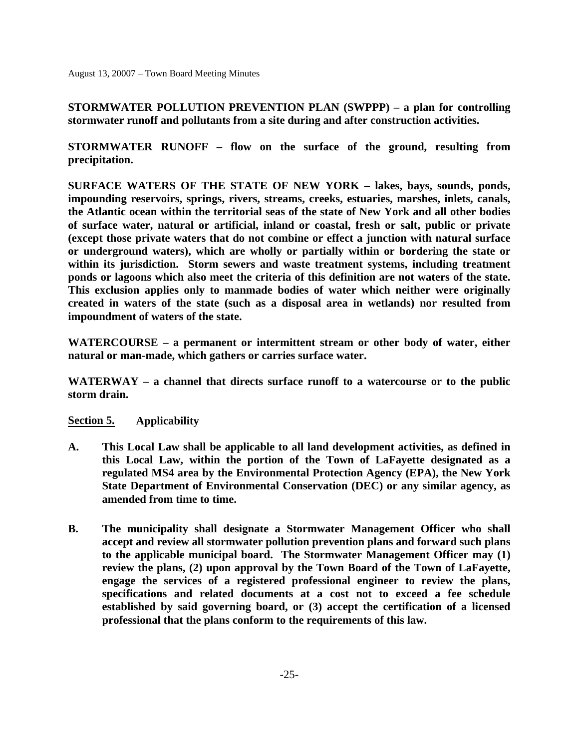**STORMWATER POLLUTION PREVENTION PLAN (SWPPP) – a plan for controlling stormwater runoff and pollutants from a site during and after construction activities.**

**STORMWATER RUNOFF – flow on the surface of the ground, resulting from precipitation.**

**SURFACE WATERS OF THE STATE OF NEW YORK – lakes, bays, sounds, ponds, impounding reservoirs, springs, rivers, streams, creeks, estuaries, marshes, inlets, canals, the Atlantic ocean within the territorial seas of the state of New York and all other bodies of surface water, natural or artificial, inland or coastal, fresh or salt, public or private (except those private waters that do not combine or effect a junction with natural surface or underground waters), which are wholly or partially within or bordering the state or within its jurisdiction. Storm sewers and waste treatment systems, including treatment ponds or lagoons which also meet the criteria of this definition are not waters of the state. This exclusion applies only to manmade bodies of water which neither were originally created in waters of the state (such as a disposal area in wetlands) nor resulted from impoundment of waters of the state.**

**WATERCOURSE – a permanent or intermittent stream or other body of water, either natural or man-made, which gathers or carries surface water.**

**WATERWAY – a channel that directs surface runoff to a watercourse or to the public storm drain.**

**Section 5. Applicability**

**A. This Local Law shall be applicable to all land development activities, as defined in this Local Law, within the portion of the Town of LaFayette designated as a regulated MS4 area by the Environmental Protection Agency (EPA), the New York State Department of Environmental Conservation (DEC) or any similar agency, as amended from time to time.**

**B. The municipality shall designate a Stormwater Management Officer who shall accept and review all stormwater pollution prevention plans and forward such plans to the applicable municipal board. The Stormwater Management Officer may (1) review the plans, (2) upon approval by the Town Board of the Town of LaFayette, engage the services of a registered professional engineer to review the plans, specifications and related documents at a cost not to exceed a fee schedule established by said governing board, or (3) accept the certification of a licensed professional that the plans conform to the requirements of this law.**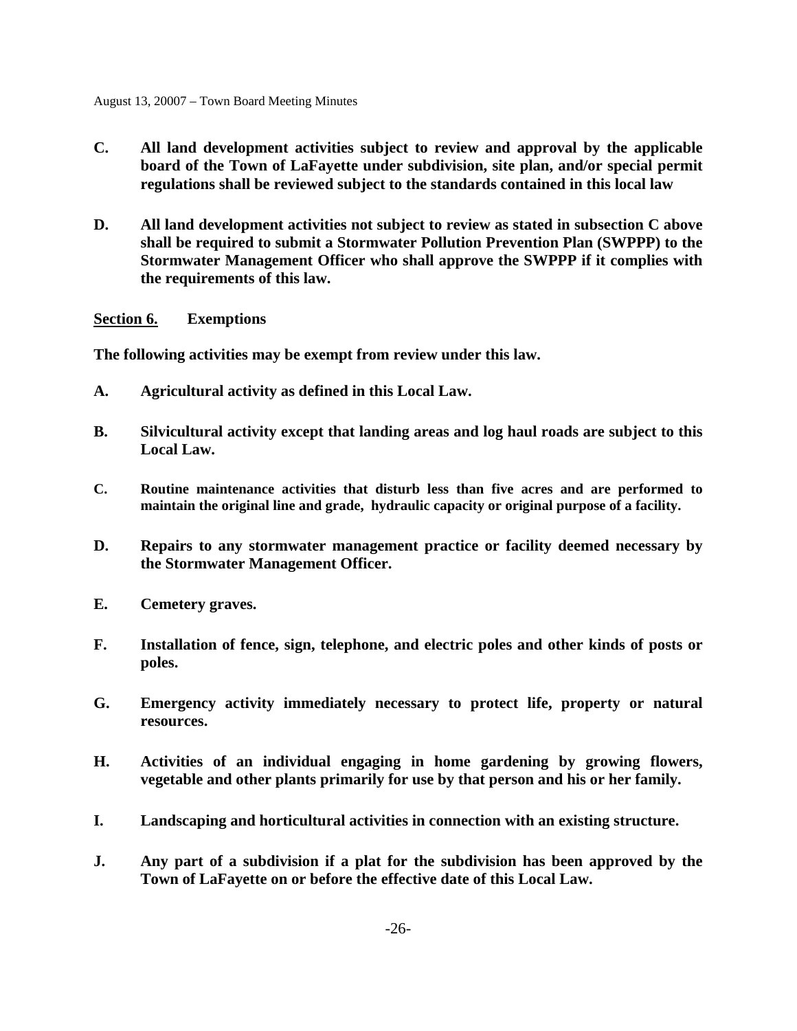**C. All land development activities subject to review and approval by the applicable board of the Town of LaFayette under subdivision, site plan, and/or special permit regulations shall be reviewed subject to the standards contained in this local law**

**D. All land development activities not subject to review as stated in subsection C above shall be required to submit a Stormwater Pollution Prevention Plan (SWPPP) to the Stormwater Management Officer who shall approve the SWPPP if it complies with the requirements of this law.**

**<u>Section 6.</u> Exemptions**

**The following activities may be exempt from review under this law.**

**A. Agricultural activity as defined in this Local Law.**

**B. Silvicultural activity except that landing areas and log haul roads are subject to this Local Law.**

**C. Routine maintenance activities that disturb less than five acres and are performed to maintain the original line and grade, hydraulic capacity or original purpose of a facility.**

**D. Repairs to any stormwater management practice or facility deemed necessary by the Stormwater Management Officer.**

**E. Cemetery graves.**

**F. Installation of fence, sign, telephone, and electric poles and other kinds of posts or poles.**

**G. Emergency activity immediately necessary to protect life, property or natural resources.**

**H. Activities of an individual engaging in home gardening by growing flowers, vegetable and other plants primarily for use by that person and his or her family.**

**I. Landscaping and horticultural activities in connection with an existing structure.**

**J. Any part of a subdivision if a plat for the subdivision has been approved by the Town of LaFayette on or before the effective date of this Local Law.**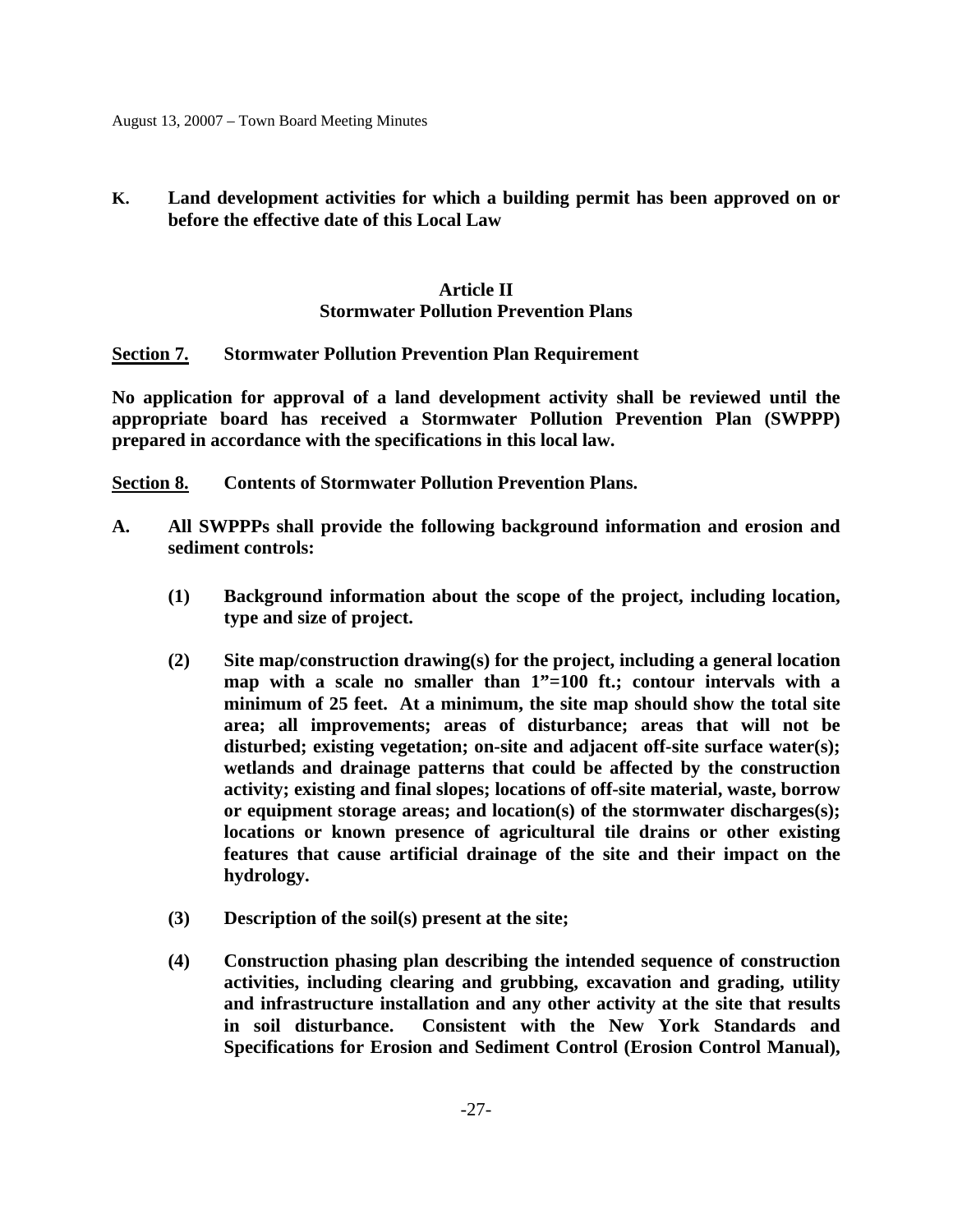**K. Land development activities for which a building permit has been approved on or before the effective date of this Local Law**

## Article II
## Stormwater Pollution Prevention Plans

**Section 7. Stormwater Pollution Prevention Plan Requirement**

**No application for approval of a land development activity shall be reviewed until the appropriate board has received a Stormwater Pollution Prevention Plan (SWPPP) prepared in accordance with the specifications in this local law.**

**Section 8. Contents of Stormwater Pollution Prevention Plans.**

**A. All SWPPPs shall provide the following background information and erosion and sediment controls:**

**(1) Background information about the scope of the project, including location, type and size of project.**

**(2) Site map/construction drawing(s) for the project, including a general location map with a scale no smaller than 1"=100 ft.; contour intervals with a minimum of 25 feet. At a minimum, the site map should show the total site area; all improvements; areas of disturbance; areas that will not be disturbed; existing vegetation; on-site and adjacent off-site surface water(s); wetlands and drainage patterns that could be affected by the construction activity; existing and final slopes; locations of off-site material, waste, borrow or equipment storage areas; and location(s) of the stormwater discharges(s); locations or known presence of agricultural tile drains or other existing features that cause artificial drainage of the site and their impact on the hydrology.**

**(3) Description of the soil(s) present at the site;**

**(4) Construction phasing plan describing the intended sequence of construction activities, including clearing and grubbing, excavation and grading, utility and infrastructure installation and any other activity at the site that results in soil disturbance. Consistent with the New York Standards and Specifications for Erosion and Sediment Control (Erosion Control Manual),**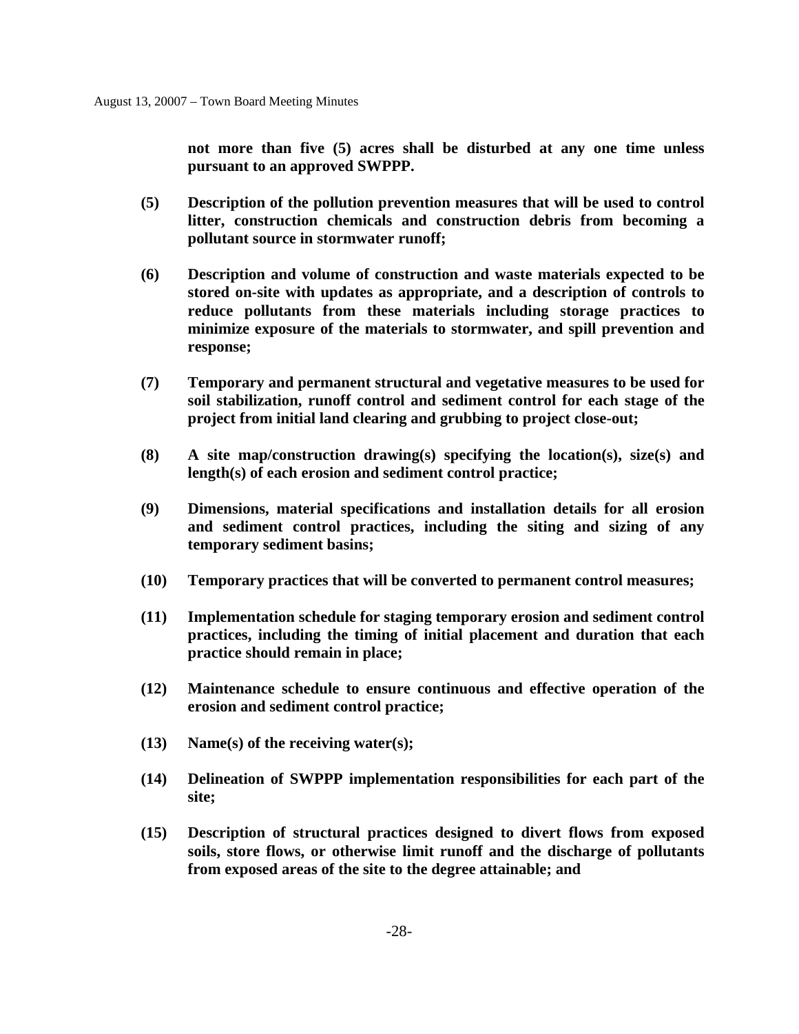**not more than five (5) acres shall be disturbed at any one time unless pursuant to an approved SWPPP.**

**(5) Description of the pollution prevention measures that will be used to control litter, construction chemicals and construction debris from becoming a pollutant source in stormwater runoff;**

**(6) Description and volume of construction and waste materials expected to be stored on-site with updates as appropriate, and a description of controls to reduce pollutants from these materials including storage practices to minimize exposure of the materials to stormwater, and spill prevention and response;**

**(7) Temporary and permanent structural and vegetative measures to be used for soil stabilization, runoff control and sediment control for each stage of the project from initial land clearing and grubbing to project close-out;**

**(8) A site map/construction drawing(s) specifying the location(s), size(s) and length(s) of each erosion and sediment control practice;**

**(9) Dimensions, material specifications and installation details for all erosion and sediment control practices, including the siting and sizing of any temporary sediment basins;**

**(10) Temporary practices that will be converted to permanent control measures;**

**(11) Implementation schedule for staging temporary erosion and sediment control practices, including the timing of initial placement and duration that each practice should remain in place;**

**(12) Maintenance schedule to ensure continuous and effective operation of the erosion and sediment control practice;**

**(13) Name(s) of the receiving water(s);**

**(14) Delineation of SWPPP implementation responsibilities for each part of the site;**

**(15) Description of structural practices designed to divert flows from exposed soils, store flows, or otherwise limit runoff and the discharge of pollutants from exposed areas of the site to the degree attainable; and**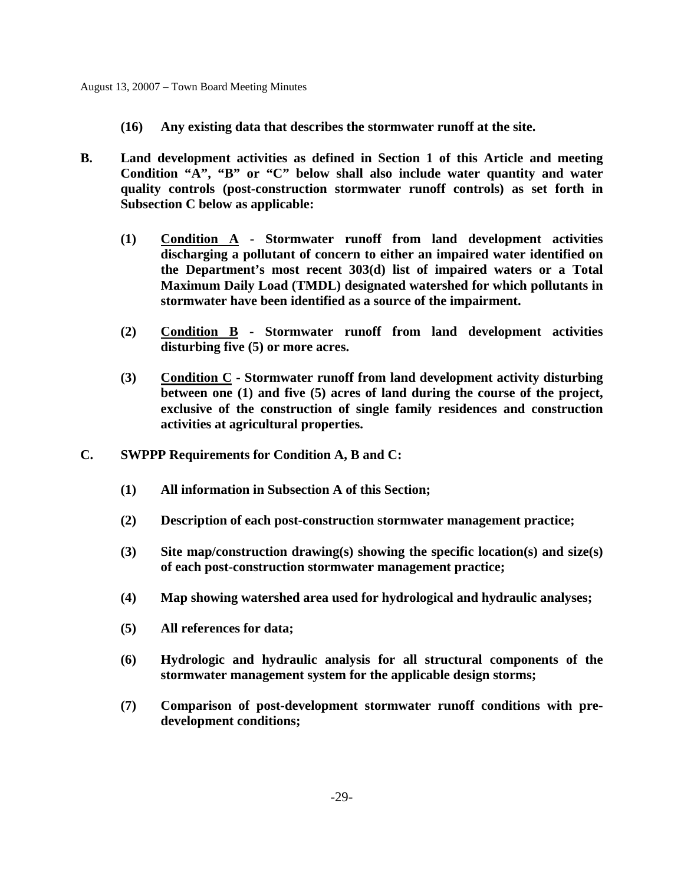**(16) Any existing data that describes the stormwater runoff at the site.**

**B. Land development activities as defined in Section 1 of this Article and meeting Condition "A", "B" or "C" below shall also include water quantity and water quality controls (post-construction stormwater runoff controls) as set forth in Subsection C below as applicable:**

**(1) <u>Condition A</u> - Stormwater runoff from land development activities discharging a pollutant of concern to either an impaired water identified on the Department's most recent 303(d) list of impaired waters or a Total Maximum Daily Load (TMDL) designated watershed for which pollutants in stormwater have been identified as a source of the impairment.**

**(2) <u>Condition B</u> - Stormwater runoff from land development activities disturbing five (5) or more acres.**

**(3) <u>Condition C</u> - Stormwater runoff from land development activity disturbing between one (1) and five (5) acres of land during the course of the project, exclusive of the construction of single family residences and construction activities at agricultural properties.**

**C. SWPPP Requirements for Condition A, B and C:**

**(1) All information in Subsection A of this Section;**

**(2) Description of each post-construction stormwater management practice;**

**(3) Site map/construction drawing(s) showing the specific location(s) and size(s) of each post-construction stormwater management practice;**

**(4) Map showing watershed area used for hydrological and hydraulic analyses;**

**(5) All references for data;**

**(6) Hydrologic and hydraulic analysis for all structural components of the stormwater management system for the applicable design storms;**

**(7) Comparison of post-development stormwater runoff conditions with pre-development conditions;**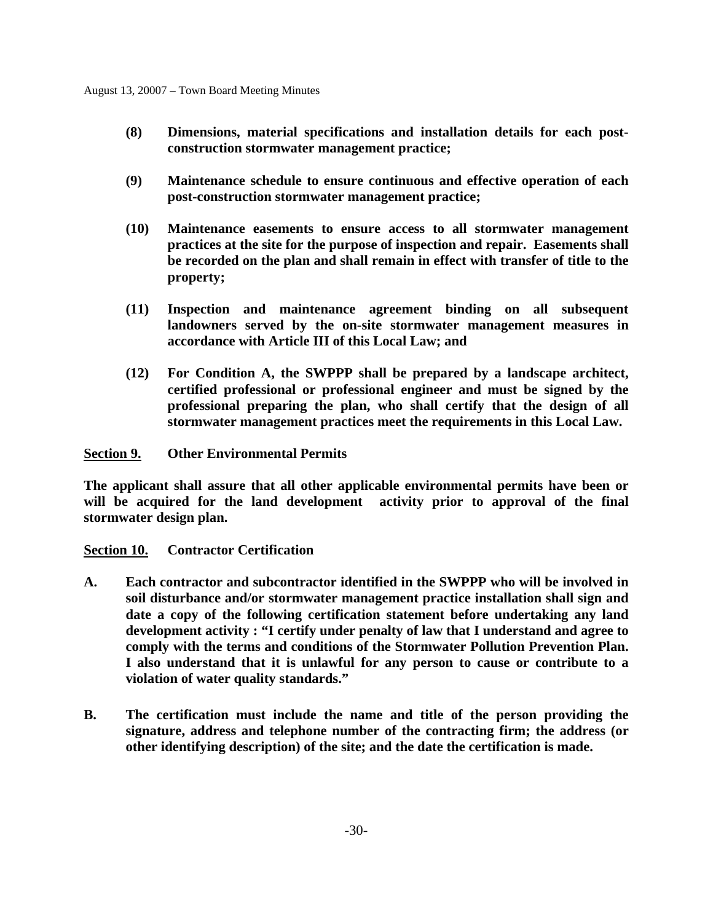**(8) Dimensions, material specifications and installation details for each post-construction stormwater management practice;**

**(9) Maintenance schedule to ensure continuous and effective operation of each post-construction stormwater management practice;**

**(10) Maintenance easements to ensure access to all stormwater management practices at the site for the purpose of inspection and repair. Easements shall be recorded on the plan and shall remain in effect with transfer of title to the property;**

**(11) Inspection and maintenance agreement binding on all subsequent landowners served by the on-site stormwater management measures in accordance with Article III of this Local Law; and**

**(12) For Condition A, the SWPPP shall be prepared by a landscape architect, certified professional or professional engineer and must be signed by the professional preparing the plan, who shall certify that the design of all stormwater management practices meet the requirements in this Local Law.**

**Section 9. Other Environmental Permits**

**The applicant shall assure that all other applicable environmental permits have been or will be acquired for the land development activity prior to approval of the final stormwater design plan.**

**Section 10. Contractor Certification**

**A. Each contractor and subcontractor identified in the SWPPP who will be involved in soil disturbance and/or stormwater management practice installation shall sign and date a copy of the following certification statement before undertaking any land development activity : "I certify under penalty of law that I understand and agree to comply with the terms and conditions of the Stormwater Pollution Prevention Plan. I also understand that it is unlawful for any person to cause or contribute to a violation of water quality standards."**

**B. The certification must include the name and title of the person providing the signature, address and telephone number of the contracting firm; the address (or other identifying description) of the site; and the date the certification is made.**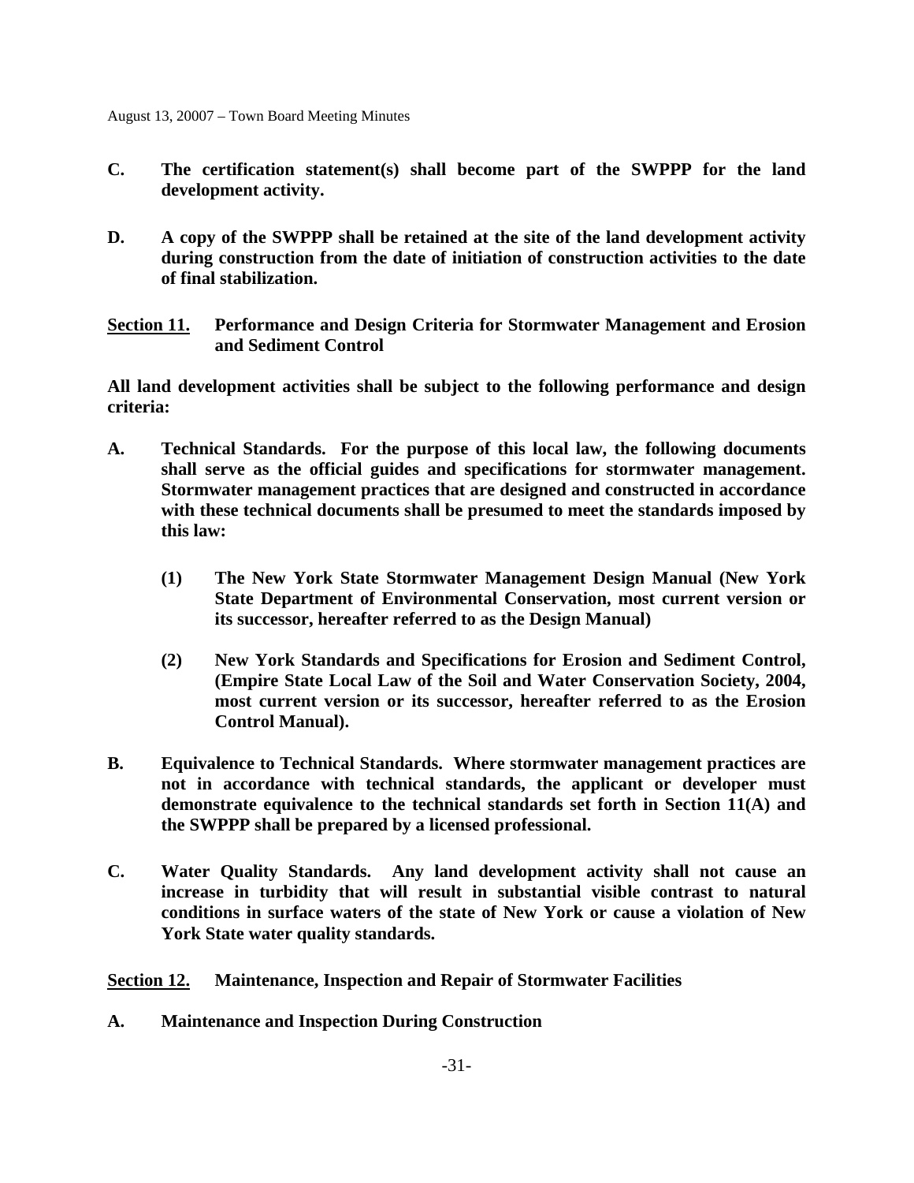**C. The certification statement(s) shall become part of the SWPPP for the land development activity.**

**D. A copy of the SWPPP shall be retained at the site of the land development activity during construction from the date of initiation of construction activities to the date of final stabilization.**

**<u>Section 11.</u> Performance and Design Criteria for Stormwater Management and Erosion and Sediment Control**

**All land development activities shall be subject to the following performance and design criteria:**

**A. Technical Standards. For the purpose of this local law, the following documents shall serve as the official guides and specifications for stormwater management. Stormwater management practices that are designed and constructed in accordance with these technical documents shall be presumed to meet the standards imposed by this law:**

**(1) The New York State Stormwater Management Design Manual (New York State Department of Environmental Conservation, most current version or its successor, hereafter referred to as the Design Manual)**

**(2) New York Standards and Specifications for Erosion and Sediment Control, (Empire State Local Law of the Soil and Water Conservation Society, 2004, most current version or its successor, hereafter referred to as the Erosion Control Manual).**

**B. Equivalence to Technical Standards. Where stormwater management practices are not in accordance with technical standards, the applicant or developer must demonstrate equivalence to the technical standards set forth in Section 11(A) and the SWPPP shall be prepared by a licensed professional.**

**C. Water Quality Standards. Any land development activity shall not cause an increase in turbidity that will result in substantial visible contrast to natural conditions in surface waters of the state of New York or cause a violation of New York State water quality standards.**

**<u>Section 12.</u> Maintenance, Inspection and Repair of Stormwater Facilities**

**A. Maintenance and Inspection During Construction**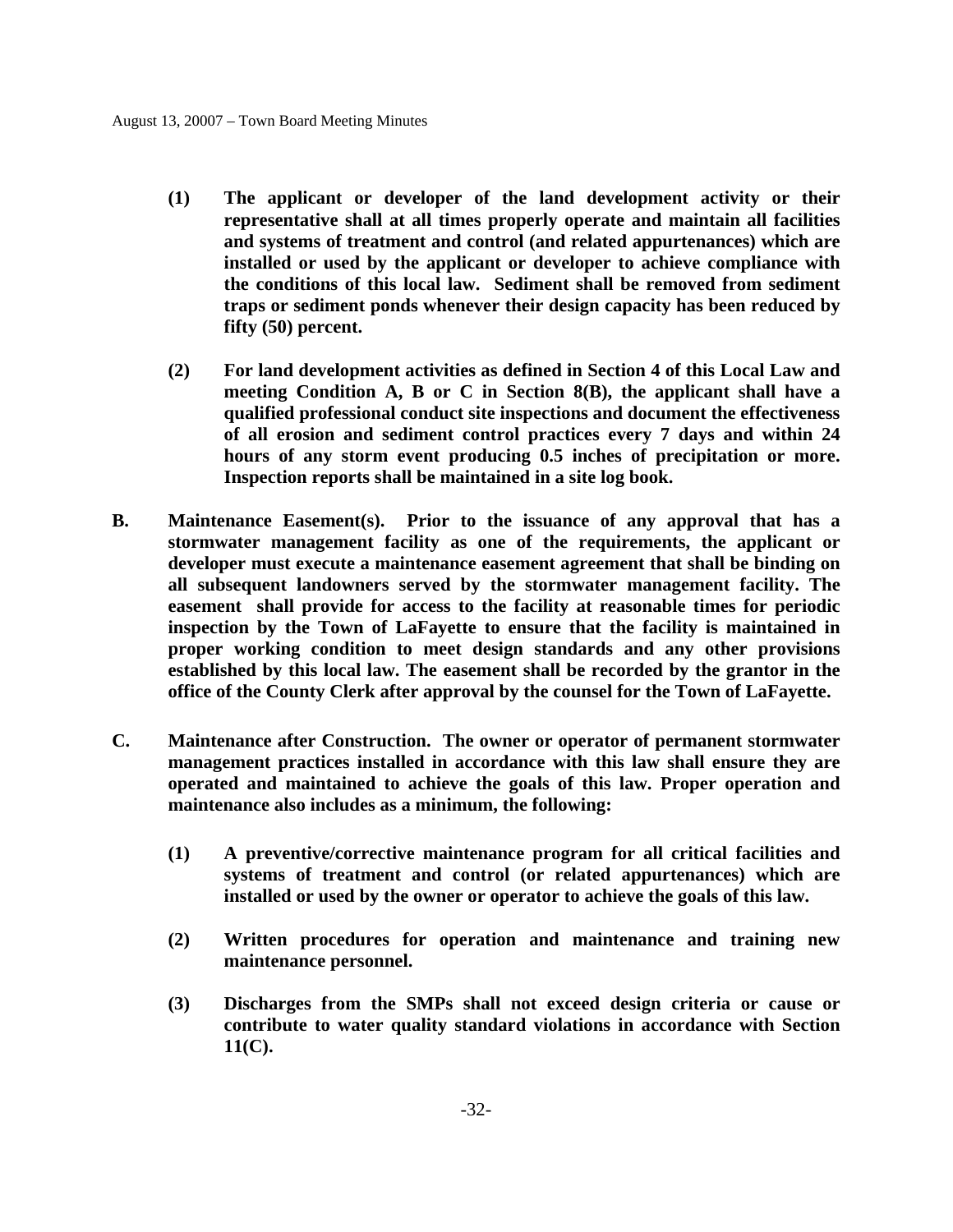**(1) The applicant or developer of the land development activity or their representative shall at all times properly operate and maintain all facilities and systems of treatment and control (and related appurtenances) which are installed or used by the applicant or developer to achieve compliance with the conditions of this local law. Sediment shall be removed from sediment traps or sediment ponds whenever their design capacity has been reduced by fifty (50) percent.**

**(2) For land development activities as defined in Section 4 of this Local Law and meeting Condition A, B or C in Section 8(B), the applicant shall have a qualified professional conduct site inspections and document the effectiveness of all erosion and sediment control practices every 7 days and within 24 hours of any storm event producing 0.5 inches of precipitation or more. Inspection reports shall be maintained in a site log book.**

**B. Maintenance Easement(s). Prior to the issuance of any approval that has a stormwater management facility as one of the requirements, the applicant or developer must execute a maintenance easement agreement that shall be binding on all subsequent landowners served by the stormwater management facility. The easement shall provide for access to the facility at reasonable times for periodic inspection by the Town of LaFayette to ensure that the facility is maintained in proper working condition to meet design standards and any other provisions established by this local law. The easement shall be recorded by the grantor in the office of the County Clerk after approval by the counsel for the Town of LaFayette.**

**C. Maintenance after Construction. The owner or operator of permanent stormwater management practices installed in accordance with this law shall ensure they are operated and maintained to achieve the goals of this law. Proper operation and maintenance also includes as a minimum, the following:**

**(1) A preventive/corrective maintenance program for all critical facilities and systems of treatment and control (or related appurtenances) which are installed or used by the owner or operator to achieve the goals of this law.**

**(2) Written procedures for operation and maintenance and training new maintenance personnel.**

**(3) Discharges from the SMPs shall not exceed design criteria or cause or contribute to water quality standard violations in accordance with Section 11(C).**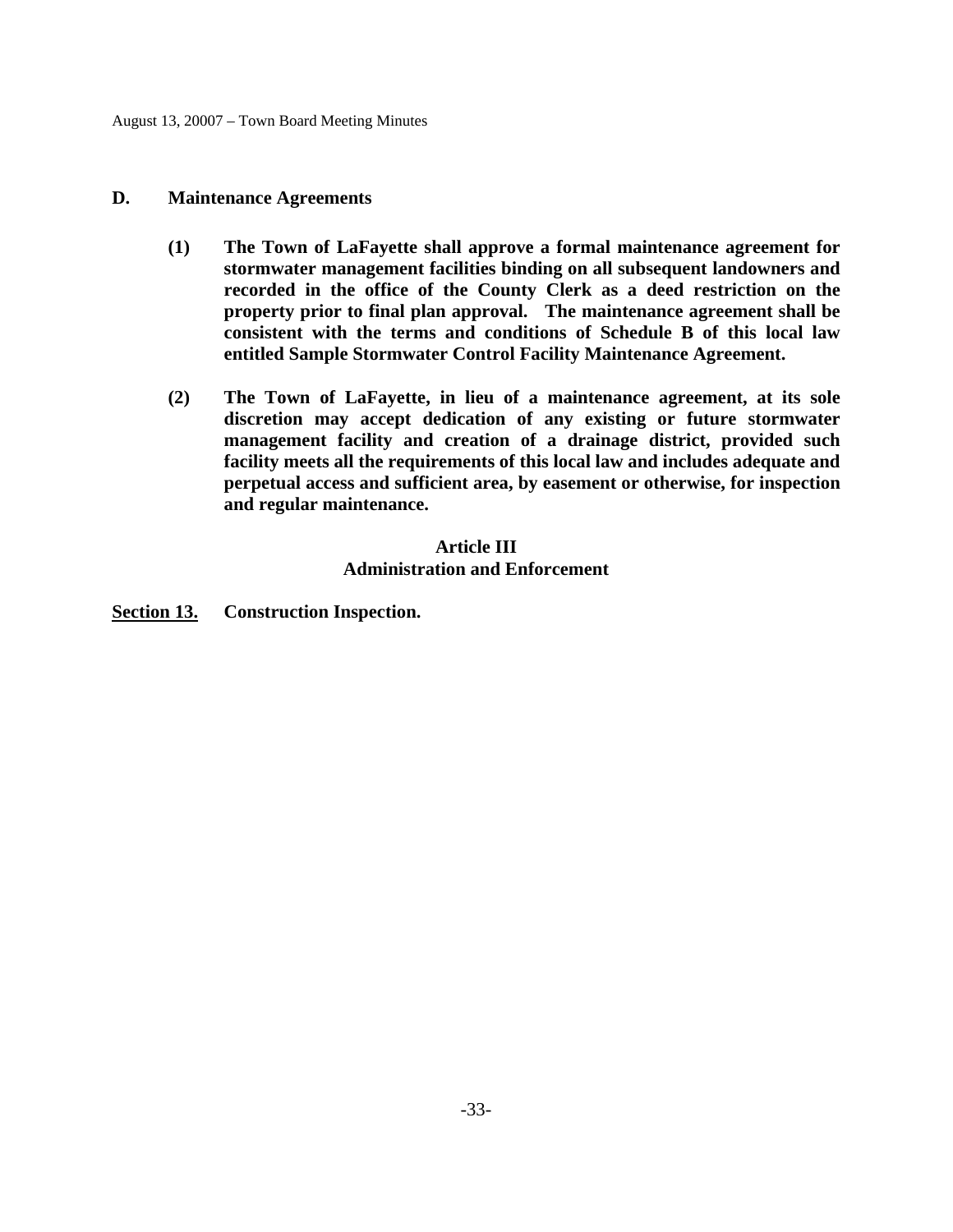**D. Maintenance Agreements**

**(1) The Town of LaFayette shall approve a formal maintenance agreement for stormwater management facilities binding on all subsequent landowners and recorded in the office of the County Clerk as a deed restriction on the property prior to final plan approval. The maintenance agreement shall be consistent with the terms and conditions of Schedule B of this local law entitled Sample Stormwater Control Facility Maintenance Agreement.**

**(2) The Town of LaFayette, in lieu of a maintenance agreement, at its sole discretion may accept dedication of any existing or future stormwater management facility and creation of a drainage district, provided such facility meets all the requirements of this local law and includes adequate and perpetual access and sufficient area, by easement or otherwise, for inspection and regular maintenance.**

## Article III
## Administration and Enforcement

**<u>Section 13.</u> Construction Inspection.**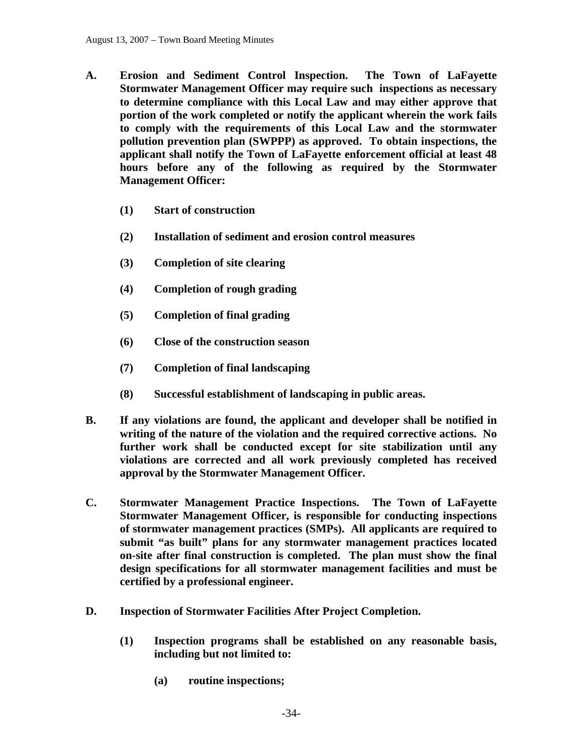**A. Erosion and Sediment Control Inspection. The Town of LaFayette Stormwater Management Officer may require such inspections as necessary to determine compliance with this Local Law and may either approve that portion of the work completed or notify the applicant wherein the work fails to comply with the requirements of this Local Law and the stormwater pollution prevention plan (SWPPP) as approved. To obtain inspections, the applicant shall notify the Town of LaFayette enforcement official at least 48 hours before any of the following as required by the Stormwater Management Officer:**

- **(1) Start of construction**
- **(2) Installation of sediment and erosion control measures**
- **(3) Completion of site clearing**
- **(4) Completion of rough grading**
- **(5) Completion of final grading**
- **(6) Close of the construction season**
- **(7) Completion of final landscaping**
- **(8) Successful establishment of landscaping in public areas.**

**B. If any violations are found, the applicant and developer shall be notified in writing of the nature of the violation and the required corrective actions. No further work shall be conducted except for site stabilization until any violations are corrected and all work previously completed has received approval by the Stormwater Management Officer.**

**C. Stormwater Management Practice Inspections. The Town of LaFayette Stormwater Management Officer, is responsible for conducting inspections of stormwater management practices (SMPs). All applicants are required to submit "as built" plans for any stormwater management practices located on-site after final construction is completed. The plan must show the final design specifications for all stormwater management facilities and must be certified by a professional engineer.**

**D. Inspection of Stormwater Facilities After Project Completion.**

- **(1) Inspection programs shall be established on any reasonable basis, including but not limited to:**
  - **(a) routine inspections;**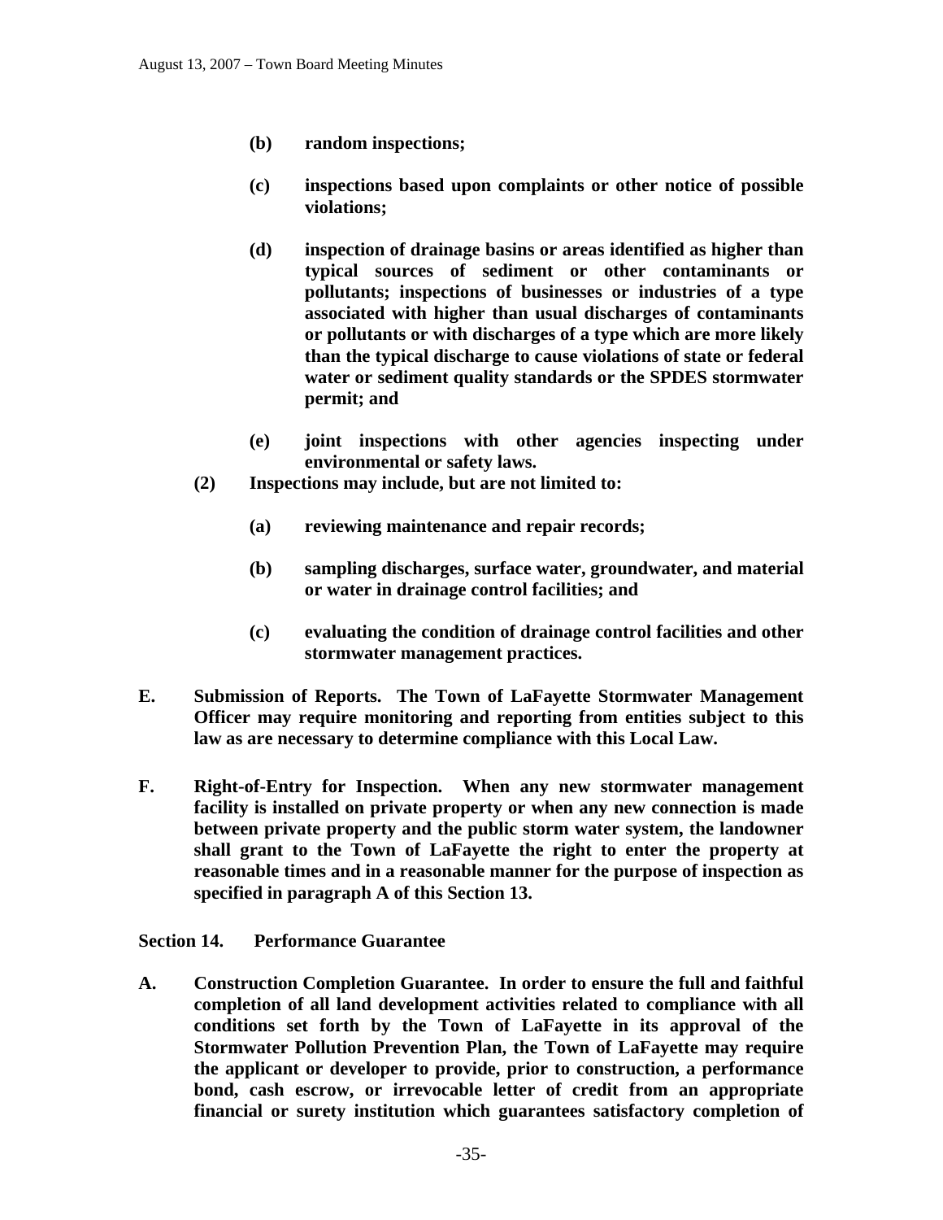**(b) random inspections;**

**(c) inspections based upon complaints or other notice of possible violations;**

**(d) inspection of drainage basins or areas identified as higher than typical sources of sediment or other contaminants or pollutants; inspections of businesses or industries of a type associated with higher than usual discharges of contaminants or pollutants or with discharges of a type which are more likely than the typical discharge to cause violations of state or federal water or sediment quality standards or the SPDES stormwater permit; and**

**(e) joint inspections with other agencies inspecting under environmental or safety laws.**

**(2) Inspections may include, but are not limited to:**

**(a) reviewing maintenance and repair records;**

**(b) sampling discharges, surface water, groundwater, and material or water in drainage control facilities; and**

**(c) evaluating the condition of drainage control facilities and other stormwater management practices.**

**E. Submission of Reports. The Town of LaFayette Stormwater Management Officer may require monitoring and reporting from entities subject to this law as are necessary to determine compliance with this Local Law.**

**F. Right-of-Entry for Inspection. When any new stormwater management facility is installed on private property or when any new connection is made between private property and the public storm water system, the landowner shall grant to the Town of LaFayette the right to enter the property at reasonable times and in a reasonable manner for the purpose of inspection as specified in paragraph A of this Section 13.**

**Section 14. Performance Guarantee**

**A. Construction Completion Guarantee. In order to ensure the full and faithful completion of all land development activities related to compliance with all conditions set forth by the Town of LaFayette in its approval of the Stormwater Pollution Prevention Plan, the Town of LaFayette may require the applicant or developer to provide, prior to construction, a performance bond, cash escrow, or irrevocable letter of credit from an appropriate financial or surety institution which guarantees satisfactory completion of**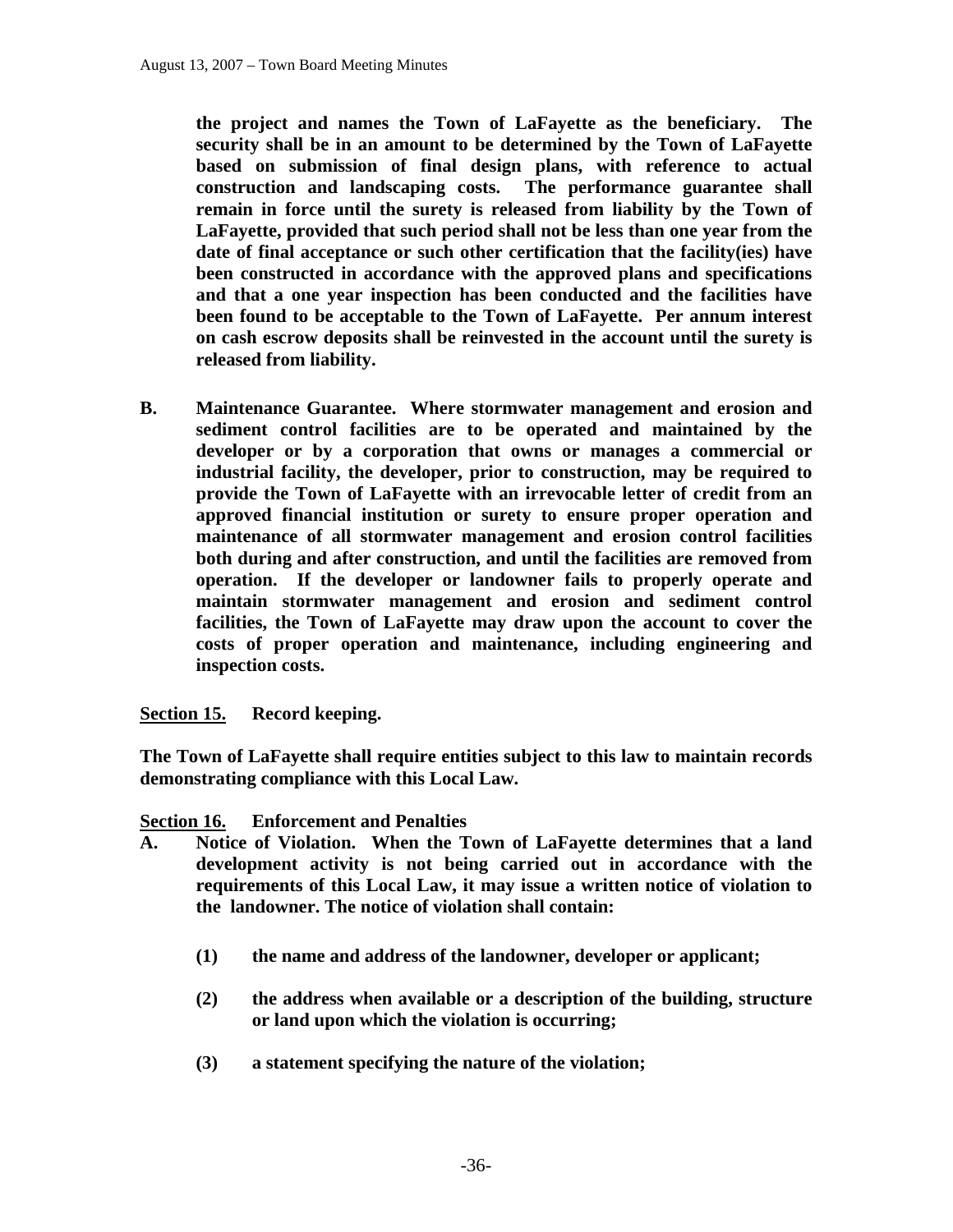**the project and names the Town of LaFayette as the beneficiary. The security shall be in an amount to be determined by the Town of LaFayette based on submission of final design plans, with reference to actual construction and landscaping costs. The performance guarantee shall remain in force until the surety is released from liability by the Town of LaFayette, provided that such period shall not be less than one year from the date of final acceptance or such other certification that the facility(ies) have been constructed in accordance with the approved plans and specifications and that a one year inspection has been conducted and the facilities have been found to be acceptable to the Town of LaFayette. Per annum interest on cash escrow deposits shall be reinvested in the account until the surety is released from liability.**

**B. Maintenance Guarantee. Where stormwater management and erosion and sediment control facilities are to be operated and maintained by the developer or by a corporation that owns or manages a commercial or industrial facility, the developer, prior to construction, may be required to provide the Town of LaFayette with an irrevocable letter of credit from an approved financial institution or surety to ensure proper operation and maintenance of all stormwater management and erosion control facilities both during and after construction, and until the facilities are removed from operation. If the developer or landowner fails to properly operate and maintain stormwater management and erosion and sediment control facilities, the Town of LaFayette may draw upon the account to cover the costs of proper operation and maintenance, including engineering and inspection costs.**

**<u>Section 15.</u> Record keeping.**

**The Town of LaFayette shall require entities subject to this law to maintain records demonstrating compliance with this Local Law.**

**<u>Section 16.</u> Enforcement and Penalties**

**A. Notice of Violation. When the Town of LaFayette determines that a land development activity is not being carried out in accordance with the requirements of this Local Law, it may issue a written notice of violation to the landowner. The notice of violation shall contain:**

**(1) the name and address of the landowner, developer or applicant;**

**(2) the address when available or a description of the building, structure or land upon which the violation is occurring;**

**(3) a statement specifying the nature of the violation;**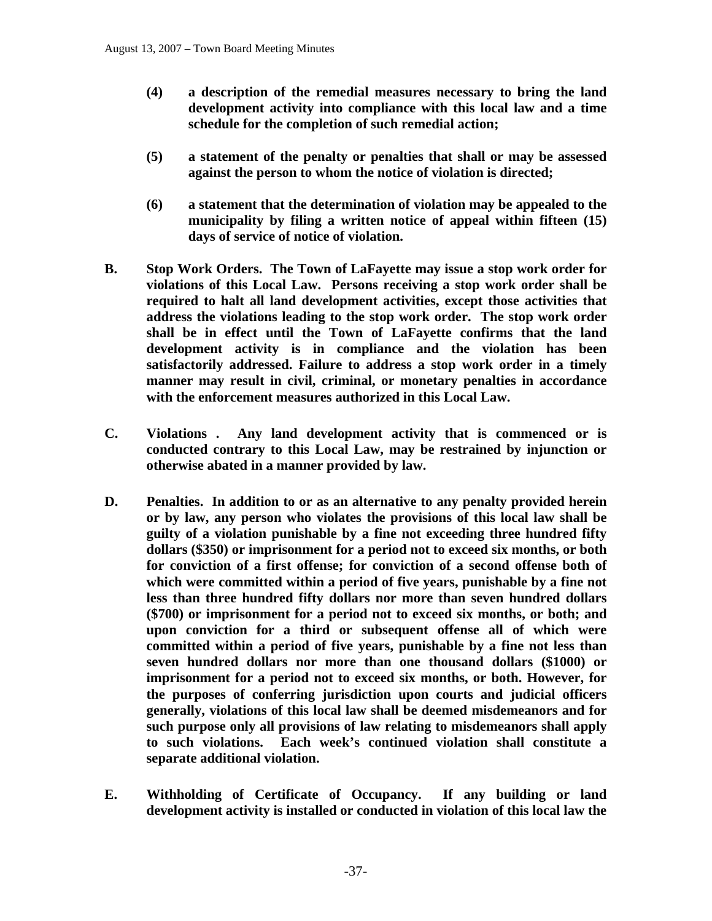**(4) a description of the remedial measures necessary to bring the land development activity into compliance with this local law and a time schedule for the completion of such remedial action;**

**(5) a statement of the penalty or penalties that shall or may be assessed against the person to whom the notice of violation is directed;**

**(6) a statement that the determination of violation may be appealed to the municipality by filing a written notice of appeal within fifteen (15) days of service of notice of violation.**

**B. Stop Work Orders. The Town of LaFayette may issue a stop work order for violations of this Local Law. Persons receiving a stop work order shall be required to halt all land development activities, except those activities that address the violations leading to the stop work order. The stop work order shall be in effect until the Town of LaFayette confirms that the land development activity is in compliance and the violation has been satisfactorily addressed. Failure to address a stop work order in a timely manner may result in civil, criminal, or monetary penalties in accordance with the enforcement measures authorized in this Local Law.**

**C. Violations . Any land development activity that is commenced or is conducted contrary to this Local Law, may be restrained by injunction or otherwise abated in a manner provided by law.**

**D. Penalties. In addition to or as an alternative to any penalty provided herein or by law, any person who violates the provisions of this local law shall be guilty of a violation punishable by a fine not exceeding three hundred fifty dollars ($350) or imprisonment for a period not to exceed six months, or both for conviction of a first offense; for conviction of a second offense both of which were committed within a period of five years, punishable by a fine not less than three hundred fifty dollars nor more than seven hundred dollars ($700) or imprisonment for a period not to exceed six months, or both; and upon conviction for a third or subsequent offense all of which were committed within a period of five years, punishable by a fine not less than seven hundred dollars nor more than one thousand dollars ($1000) or imprisonment for a period not to exceed six months, or both. However, for the purposes of conferring jurisdiction upon courts and judicial officers generally, violations of this local law shall be deemed misdemeanors and for such purpose only all provisions of law relating to misdemeanors shall apply to such violations. Each week's continued violation shall constitute a separate additional violation.**

**E. Withholding of Certificate of Occupancy. If any building or land development activity is installed or conducted in violation of this local law the**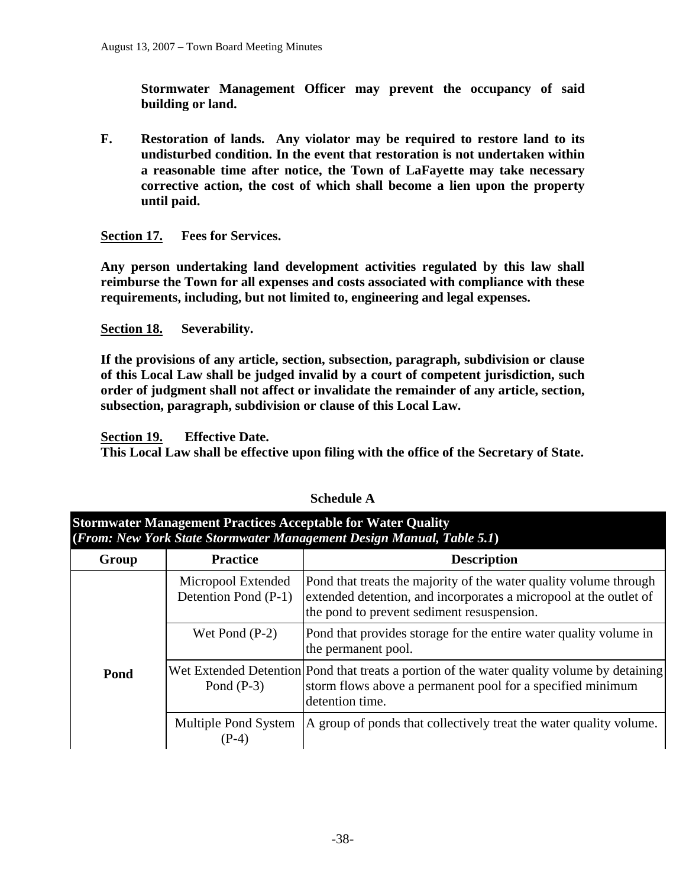**Stormwater Management Officer may prevent the occupancy of said building or land.**

**F. Restoration of lands. Any violator may be required to restore land to its undisturbed condition. In the event that restoration is not undertaken within a reasonable time after notice, the Town of LaFayette may take necessary corrective action, the cost of which shall become a lien upon the property until paid.**

**Section 17. Fees for Services.**

**Any person undertaking land development activities regulated by this law shall reimburse the Town for all expenses and costs associated with compliance with these requirements, including, but not limited to, engineering and legal expenses.**

**Section 18. Severability.**

**If the provisions of any article, section, subsection, paragraph, subdivision or clause of this Local Law shall be judged invalid by a court of competent jurisdiction, such order of judgment shall not affect or invalidate the remainder of any article, section, subsection, paragraph, subdivision or clause of this Local Law.**

**Section 19. Effective Date.**
**This Local Law shall be effective upon filing with the office of the Secretary of State.**

**Schedule A**

**Stormwater Management Practices Acceptable for Water Quality**
**(*From: New York State Stormwater Management Design Manual, Table 5.1*)**

| Group | Practice | Description |
|---|---|---|
| **Pond** | Micropool Extended Detention Pond (P-1) | Pond that treats the majority of the water quality volume through extended detention, and incorporates a micropool at the outlet of the pond to prevent sediment resuspension. |
| | Wet Pond (P-2) | Pond that provides storage for the entire water quality volume in the permanent pool. |
| | Wet Extended Detention Pond (P-3) | Pond that treats a portion of the water quality volume by detaining storm flows above a permanent pool for a specified minimum detention time. |
| | Multiple Pond System (P-4) | A group of ponds that collectively treat the water quality volume. |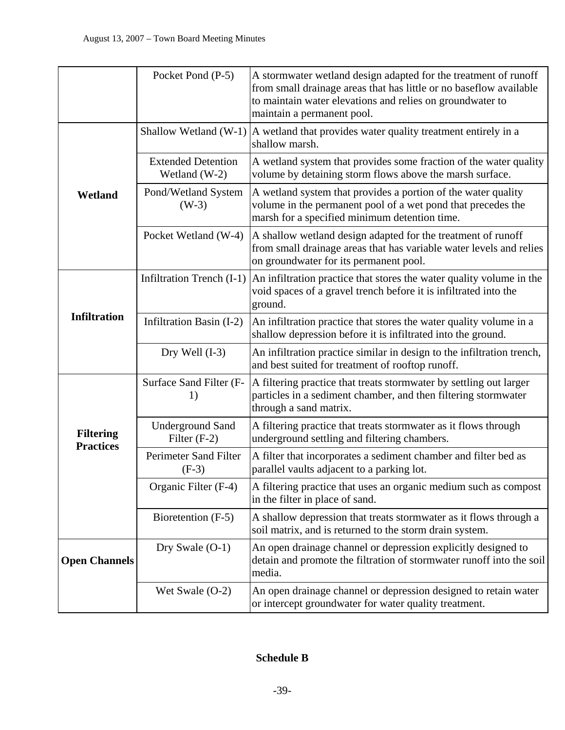| | | |
|---|---|---|
| | Pocket Pond (P-5) | A stormwater wetland design adapted for the treatment of runoff from small drainage areas that has little or no baseflow available to maintain water elevations and relies on groundwater to maintain a permanent pool. |
| **Wetland** | Shallow Wetland (W-1) | A wetland that provides water quality treatment entirely in a shallow marsh. |
| | Extended Detention Wetland (W-2) | A wetland system that provides some fraction of the water quality volume by detaining storm flows above the marsh surface. |
| | Pond/Wetland System (W-3) | A wetland system that provides a portion of the water quality volume in the permanent pool of a wet pond that precedes the marsh for a specified minimum detention time. |
| | Pocket Wetland (W-4) | A shallow wetland design adapted for the treatment of runoff from small drainage areas that has variable water levels and relies on groundwater for its permanent pool. |
| **Infiltration** | Infiltration Trench (I-1) | An infiltration practice that stores the water quality volume in the void spaces of a gravel trench before it is infiltrated into the ground. |
| | Infiltration Basin (I-2) | An infiltration practice that stores the water quality volume in a shallow depression before it is infiltrated into the ground. |
| | Dry Well (I-3) | An infiltration practice similar in design to the infiltration trench, and best suited for treatment of rooftop runoff. |
| **Filtering Practices** | Surface Sand Filter (F-1) | A filtering practice that treats stormwater by settling out larger particles in a sediment chamber, and then filtering stormwater through a sand matrix. |
| | Underground Sand Filter (F-2) | A filtering practice that treats stormwater as it flows through underground settling and filtering chambers. |
| | Perimeter Sand Filter (F-3) | A filter that incorporates a sediment chamber and filter bed as parallel vaults adjacent to a parking lot. |
| | Organic Filter (F-4) | A filtering practice that uses an organic medium such as compost in the filter in place of sand. |
| | Bioretention (F-5) | A shallow depression that treats stormwater as it flows through a soil matrix, and is returned to the storm drain system. |
| **Open Channels** | Dry Swale (O-1) | An open drainage channel or depression explicitly designed to detain and promote the filtration of stormwater runoff into the soil media. |
| | Wet Swale (O-2) | An open drainage channel or depression designed to retain water or intercept groundwater for water quality treatment. |

**Schedule B**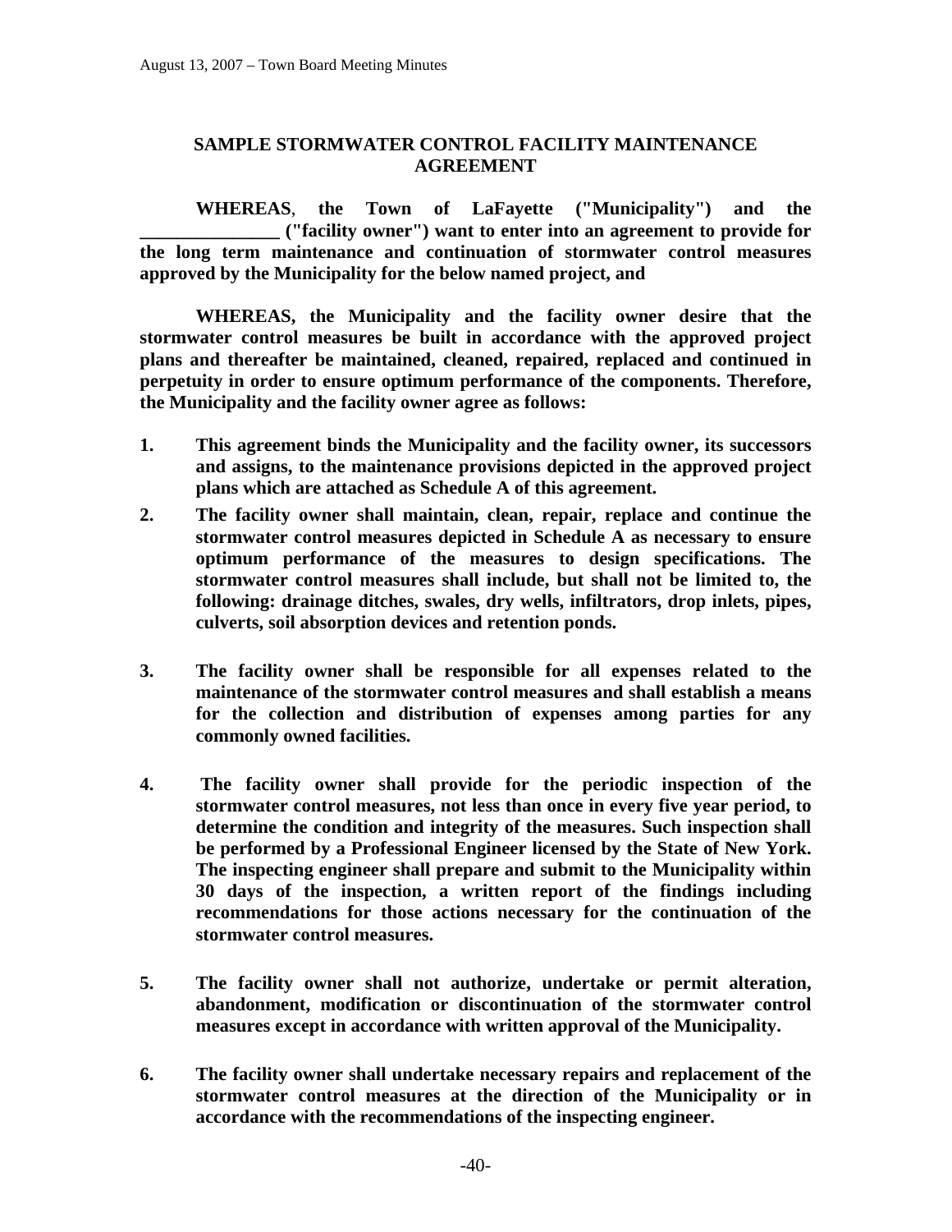## SAMPLE STORMWATER CONTROL FACILITY MAINTENANCE AGREEMENT

**WHEREAS, the Town of LaFayette ("Municipality") and the _______________ ("facility owner") want to enter into an agreement to provide for the long term maintenance and continuation of stormwater control measures approved by the Municipality for the below named project, and**

**WHEREAS, the Municipality and the facility owner desire that the stormwater control measures be built in accordance with the approved project plans and thereafter be maintained, cleaned, repaired, replaced and continued in perpetuity in order to ensure optimum performance of the components. Therefore, the Municipality and the facility owner agree as follows:**

1. **This agreement binds the Municipality and the facility owner, its successors and assigns, to the maintenance provisions depicted in the approved project plans which are attached as Schedule A of this agreement.**
2. **The facility owner shall maintain, clean, repair, replace and continue the stormwater control measures depicted in Schedule A as necessary to ensure optimum performance of the measures to design specifications. The stormwater control measures shall include, but shall not be limited to, the following: drainage ditches, swales, dry wells, infiltrators, drop inlets, pipes, culverts, soil absorption devices and retention ponds.**
3. **The facility owner shall be responsible for all expenses related to the maintenance of the stormwater control measures and shall establish a means for the collection and distribution of expenses among parties for any commonly owned facilities.**
4. **The facility owner shall provide for the periodic inspection of the stormwater control measures, not less than once in every five year period, to determine the condition and integrity of the measures. Such inspection shall be performed by a Professional Engineer licensed by the State of New York. The inspecting engineer shall prepare and submit to the Municipality within 30 days of the inspection, a written report of the findings including recommendations for those actions necessary for the continuation of the stormwater control measures.**
5. **The facility owner shall not authorize, undertake or permit alteration, abandonment, modification or discontinuation of the stormwater control measures except in accordance with written approval of the Municipality.**
6. **The facility owner shall undertake necessary repairs and replacement of the stormwater control measures at the direction of the Municipality or in accordance with the recommendations of the inspecting engineer.**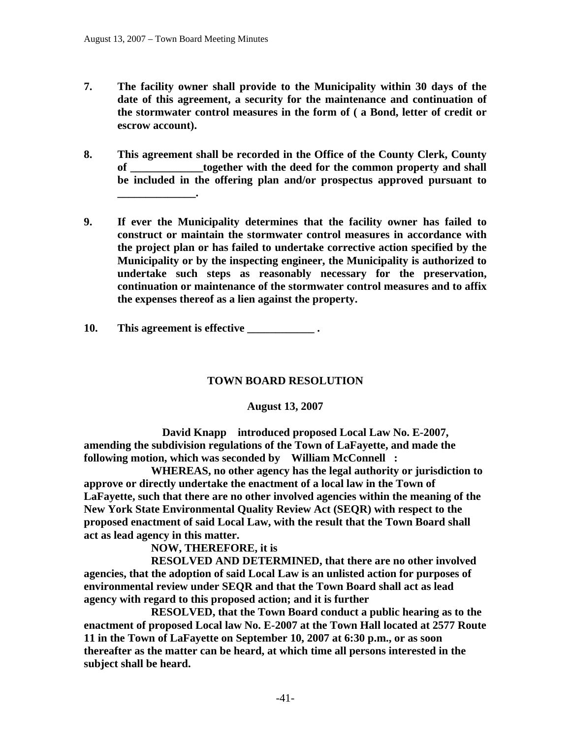**7. The facility owner shall provide to the Municipality within 30 days of the date of this agreement, a security for the maintenance and continuation of the stormwater control measures in the form of ( a Bond, letter of credit or escrow account).**

**8. This agreement shall be recorded in the Office of the County Clerk, County of _____________together with the deed for the common property and shall be included in the offering plan and/or prospectus approved pursuant to ______________.**

**9. If ever the Municipality determines that the facility owner has failed to construct or maintain the stormwater control measures in accordance with the project plan or has failed to undertake corrective action specified by the Municipality or by the inspecting engineer, the Municipality is authorized to undertake such steps as reasonably necessary for the preservation, continuation or maintenance of the stormwater control measures and to affix the expenses thereof as a lien against the property.**

**10. This agreement is effective ____________ .**

## TOWN BOARD RESOLUTION

**August 13, 2007**

**David Knapp introduced proposed Local Law No. E-2007, amending the subdivision regulations of the Town of LaFayette, and made the following motion, which was seconded by William McConnell :**

**WHEREAS, no other agency has the legal authority or jurisdiction to approve or directly undertake the enactment of a local law in the Town of LaFayette, such that there are no other involved agencies within the meaning of the New York State Environmental Quality Review Act (SEQR) with respect to the proposed enactment of said Local Law, with the result that the Town Board shall act as lead agency in this matter.**

**NOW, THEREFORE, it is**

**RESOLVED AND DETERMINED, that there are no other involved agencies, that the adoption of said Local Law is an unlisted action for purposes of environmental review under SEQR and that the Town Board shall act as lead agency with regard to this proposed action; and it is further**

**RESOLVED, that the Town Board conduct a public hearing as to the enactment of proposed Local law No. E-2007 at the Town Hall located at 2577 Route 11 in the Town of LaFayette on September 10, 2007 at 6:30 p.m., or as soon thereafter as the matter can be heard, at which time all persons interested in the subject shall be heard.**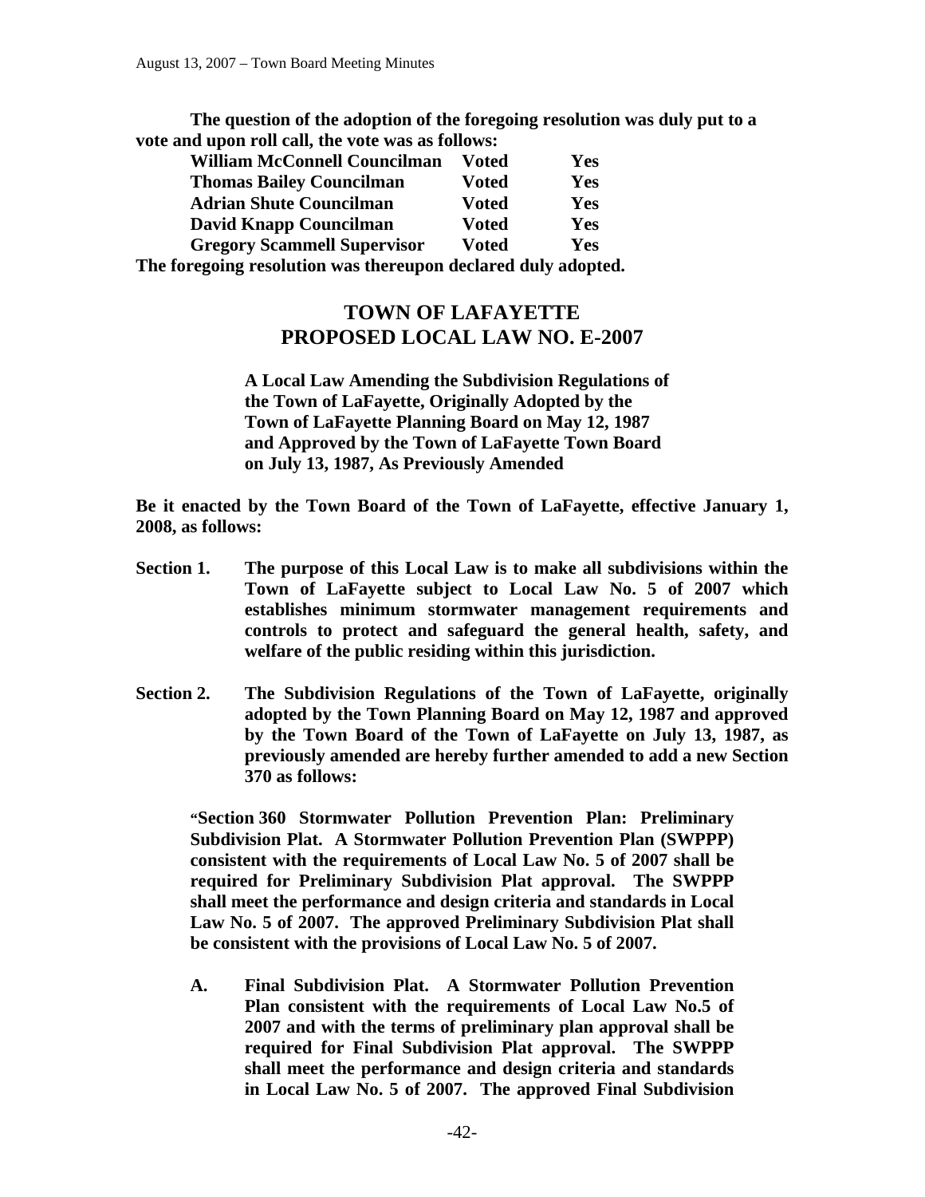**The question of the adoption of the foregoing resolution was duly put to a vote and upon roll call, the vote was as follows:**

| | | |
|---|---|---|
| **William McConnell Councilman** | **Voted** | **Yes** |
| **Thomas Bailey Councilman** | **Voted** | **Yes** |
| **Adrian Shute Councilman** | **Voted** | **Yes** |
| **David Knapp Councilman** | **Voted** | **Yes** |
| **Gregory Scammell Supervisor** | **Voted** | **Yes** |

**The foregoing resolution was thereupon declared duly adopted.**

## TOWN OF LAFAYETTE
## PROPOSED LOCAL LAW NO. E-2007

**A Local Law Amending the Subdivision Regulations of the Town of LaFayette, Originally Adopted by the Town of LaFayette Planning Board on May 12, 1987 and Approved by the Town of LaFayette Town Board on July 13, 1987, As Previously Amended**

**Be it enacted by the Town Board of the Town of LaFayette, effective January 1, 2008, as follows:**

**Section 1.** **The purpose of this Local Law is to make all subdivisions within the Town of LaFayette subject to Local Law No. 5 of 2007 which establishes minimum stormwater management requirements and controls to protect and safeguard the general health, safety, and welfare of the public residing within this jurisdiction.**

**Section 2.** **The Subdivision Regulations of the Town of LaFayette, originally adopted by the Town Planning Board on May 12, 1987 and approved by the Town Board of the Town of LaFayette on July 13, 1987, as previously amended are hereby further amended to add a new Section 370 as follows:**

**"Section 360 Stormwater Pollution Prevention Plan: Preliminary Subdivision Plat. A Stormwater Pollution Prevention Plan (SWPPP) consistent with the requirements of Local Law No. 5 of 2007 shall be required for Preliminary Subdivision Plat approval. The SWPPP shall meet the performance and design criteria and standards in Local Law No. 5 of 2007. The approved Preliminary Subdivision Plat shall be consistent with the provisions of Local Law No. 5 of 2007.**

**A.** **Final Subdivision Plat. A Stormwater Pollution Prevention Plan consistent with the requirements of Local Law No.5 of 2007 and with the terms of preliminary plan approval shall be required for Final Subdivision Plat approval. The SWPPP shall meet the performance and design criteria and standards in Local Law No. 5 of 2007. The approved Final Subdivision**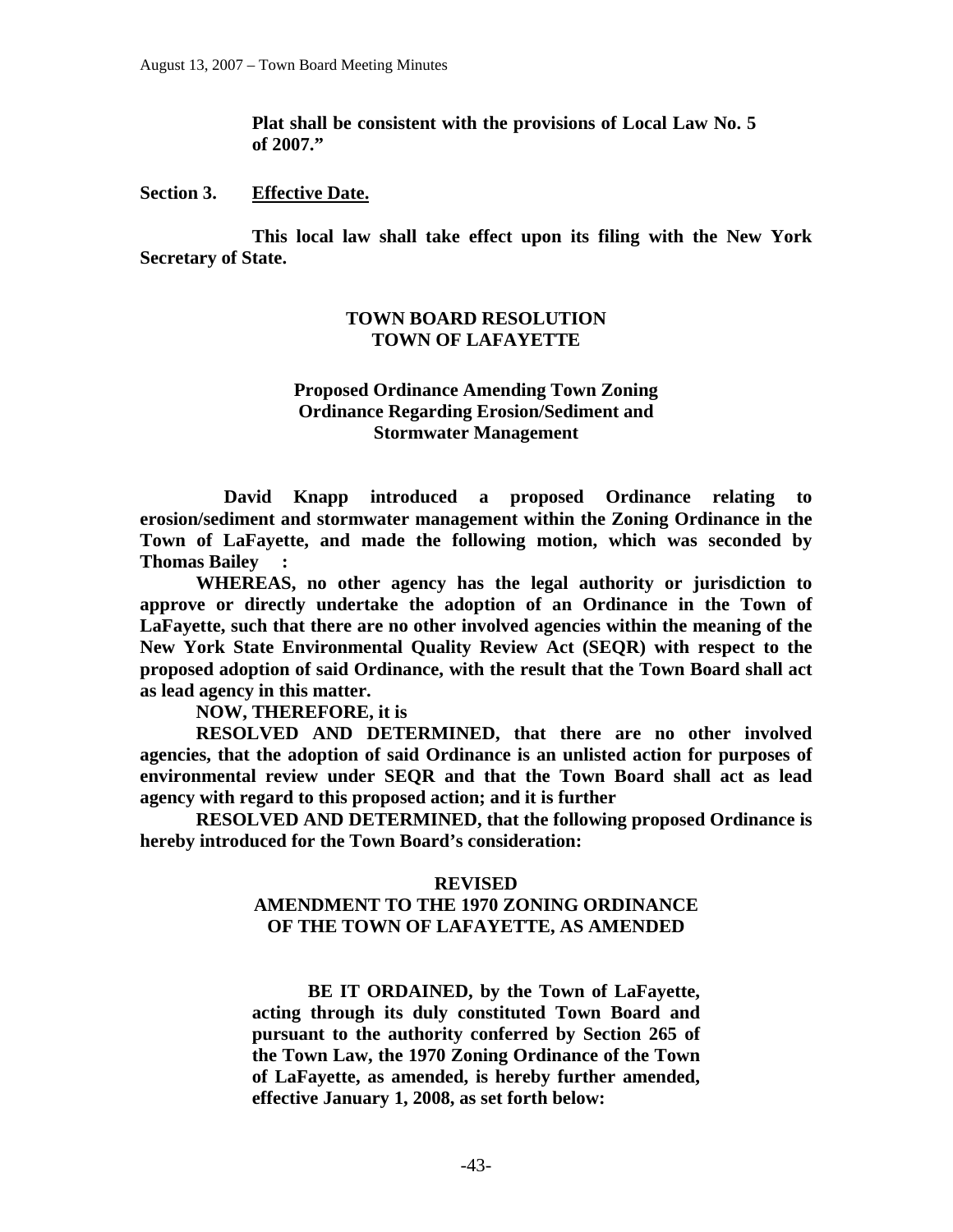**Plat shall be consistent with the provisions of Local Law No. 5 of 2007."**

**Section 3. Effective Date.**

**This local law shall take effect upon its filing with the New York Secretary of State.**

**TOWN BOARD RESOLUTION**
**TOWN OF LAFAYETTE**

**Proposed Ordinance Amending Town Zoning Ordinance Regarding Erosion/Sediment and Stormwater Management**

**David Knapp introduced a proposed Ordinance relating to erosion/sediment and stormwater management within the Zoning Ordinance in the Town of LaFayette, and made the following motion, which was seconded by Thomas Bailey :**

**WHEREAS, no other agency has the legal authority or jurisdiction to approve or directly undertake the adoption of an Ordinance in the Town of LaFayette, such that there are no other involved agencies within the meaning of the New York State Environmental Quality Review Act (SEQR) with respect to the proposed adoption of said Ordinance, with the result that the Town Board shall act as lead agency in this matter.**

**NOW, THEREFORE, it is**

**RESOLVED AND DETERMINED, that there are no other involved agencies, that the adoption of said Ordinance is an unlisted action for purposes of environmental review under SEQR and that the Town Board shall act as lead agency with regard to this proposed action; and it is further**

**RESOLVED AND DETERMINED, that the following proposed Ordinance is hereby introduced for the Town Board's consideration:**

**REVISED**
**AMENDMENT TO THE 1970 ZONING ORDINANCE OF THE TOWN OF LAFAYETTE, AS AMENDED**

**BE IT ORDAINED, by the Town of LaFayette, acting through its duly constituted Town Board and pursuant to the authority conferred by Section 265 of the Town Law, the 1970 Zoning Ordinance of the Town of LaFayette, as amended, is hereby further amended, effective January 1, 2008, as set forth below:**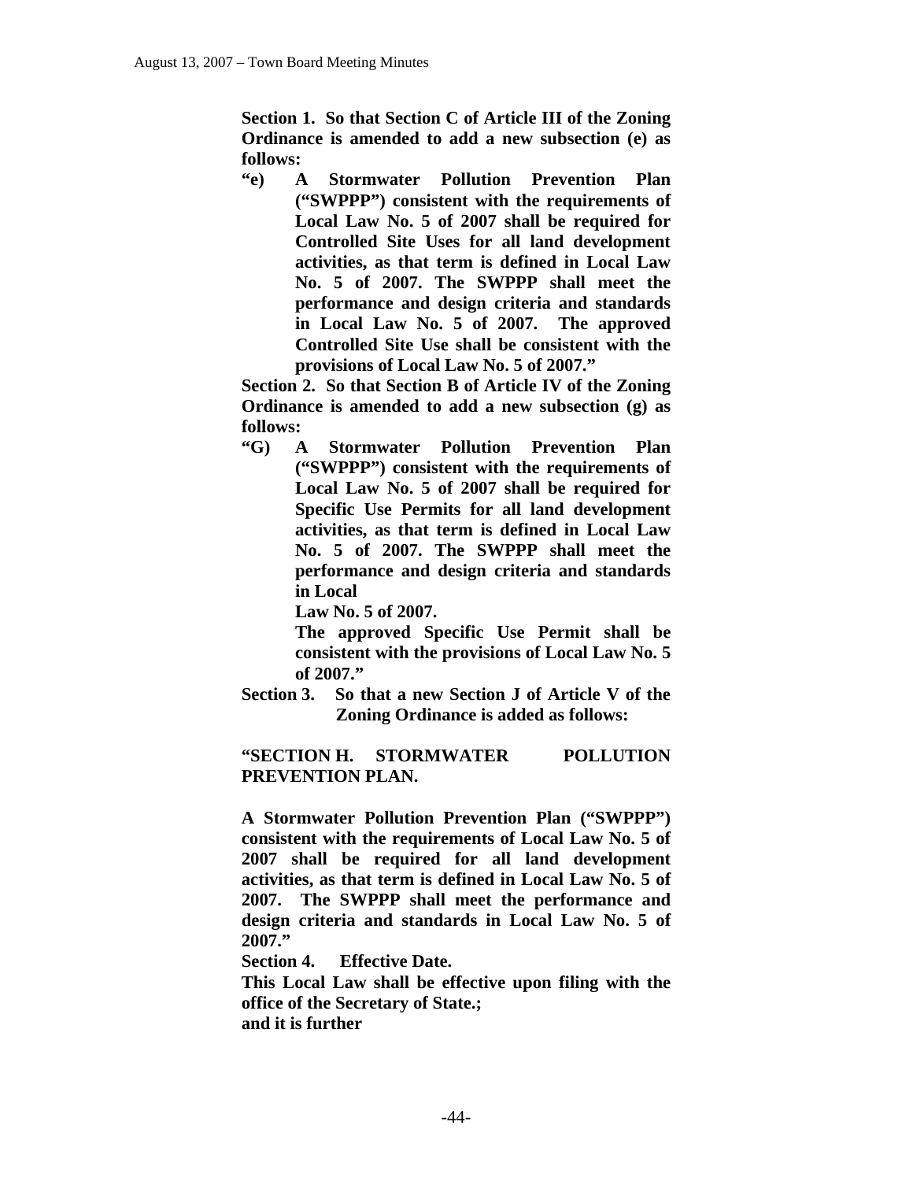**Section 1. So that Section C of Article III of the Zoning Ordinance is amended to add a new subsection (e) as follows:**

**"e) A Stormwater Pollution Prevention Plan ("SWPPP") consistent with the requirements of Local Law No. 5 of 2007 shall be required for Controlled Site Uses for all land development activities, as that term is defined in Local Law No. 5 of 2007. The SWPPP shall meet the performance and design criteria and standards in Local Law No. 5 of 2007. The approved Controlled Site Use shall be consistent with the provisions of Local Law No. 5 of 2007."**

**Section 2. So that Section B of Article IV of the Zoning Ordinance is amended to add a new subsection (g) as follows:**

**"G) A Stormwater Pollution Prevention Plan ("SWPPP") consistent with the requirements of Local Law No. 5 of 2007 shall be required for Specific Use Permits for all land development activities, as that term is defined in Local Law No. 5 of 2007. The SWPPP shall meet the performance and design criteria and standards in Local Law No. 5 of 2007.**

**The approved Specific Use Permit shall be consistent with the provisions of Local Law No. 5 of 2007."**

**Section 3. So that a new Section J of Article V of the Zoning Ordinance is added as follows:**

**"SECTION H. STORMWATER POLLUTION PREVENTION PLAN.**

**A Stormwater Pollution Prevention Plan ("SWPPP") consistent with the requirements of Local Law No. 5 of 2007 shall be required for all land development activities, as that term is defined in Local Law No. 5 of 2007. The SWPPP shall meet the performance and design criteria and standards in Local Law No. 5 of 2007."**

**Section 4. Effective Date.**

**This Local Law shall be effective upon filing with the office of the Secretary of State.;**

**and it is further**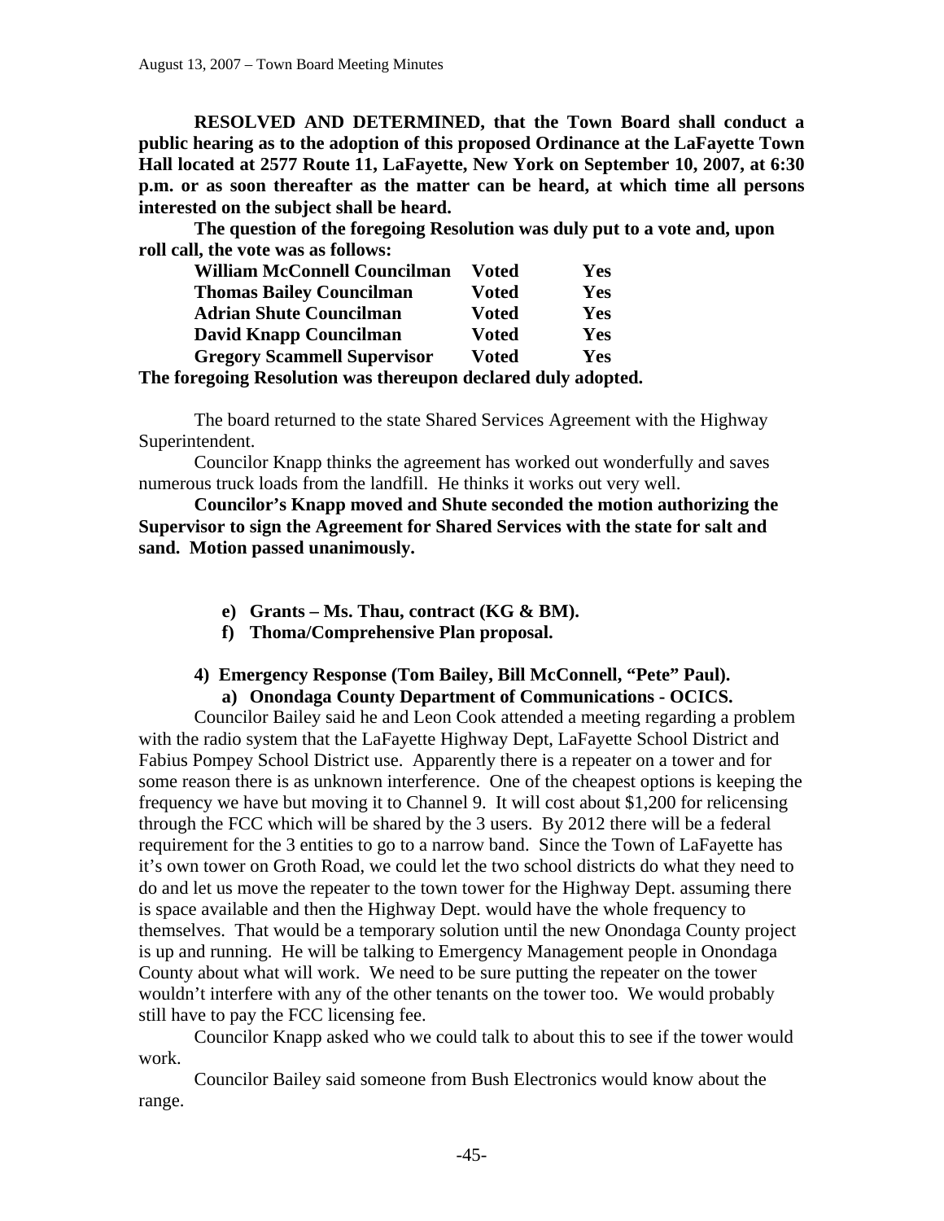**RESOLVED AND DETERMINED, that the Town Board shall conduct a public hearing as to the adoption of this proposed Ordinance at the LaFayette Town Hall located at 2577 Route 11, LaFayette, New York on September 10, 2007, at 6:30 p.m. or as soon thereafter as the matter can be heard, at which time all persons interested on the subject shall be heard.**

**The question of the foregoing Resolution was duly put to a vote and, upon roll call, the vote was as follows:**

| | | |
|---|---|---|
| **William McConnell Councilman** | **Voted** | **Yes** |
| **Thomas Bailey Councilman** | **Voted** | **Yes** |
| **Adrian Shute Councilman** | **Voted** | **Yes** |
| **David Knapp Councilman** | **Voted** | **Yes** |
| **Gregory Scammell Supervisor** | **Voted** | **Yes** |

**The foregoing Resolution was thereupon declared duly adopted.**

The board returned to the state Shared Services Agreement with the Highway Superintendent.

Councilor Knapp thinks the agreement has worked out wonderfully and saves numerous truck loads from the landfill. He thinks it works out very well.

**Councilor's Knapp moved and Shute seconded the motion authorizing the Supervisor to sign the Agreement for Shared Services with the state for salt and sand. Motion passed unanimously.**

- **e) Grants – Ms. Thau, contract (KG & BM).**
- **f) Thoma/Comprehensive Plan proposal.**

**4) Emergency Response (Tom Bailey, Bill McConnell, "Pete" Paul).**

**a) Onondaga County Department of Communications - OCICS.**

Councilor Bailey said he and Leon Cook attended a meeting regarding a problem with the radio system that the LaFayette Highway Dept, LaFayette School District and Fabius Pompey School District use. Apparently there is a repeater on a tower and for some reason there is as unknown interference. One of the cheapest options is keeping the frequency we have but moving it to Channel 9. It will cost about $1,200 for relicensing through the FCC which will be shared by the 3 users. By 2012 there will be a federal requirement for the 3 entities to go to a narrow band. Since the Town of LaFayette has it's own tower on Groth Road, we could let the two school districts do what they need to do and let us move the repeater to the town tower for the Highway Dept. assuming there is space available and then the Highway Dept. would have the whole frequency to themselves. That would be a temporary solution until the new Onondaga County project is up and running. He will be talking to Emergency Management people in Onondaga County about what will work. We need to be sure putting the repeater on the tower wouldn't interfere with any of the other tenants on the tower too. We would probably still have to pay the FCC licensing fee.

Councilor Knapp asked who we could talk to about this to see if the tower would work.

Councilor Bailey said someone from Bush Electronics would know about the range.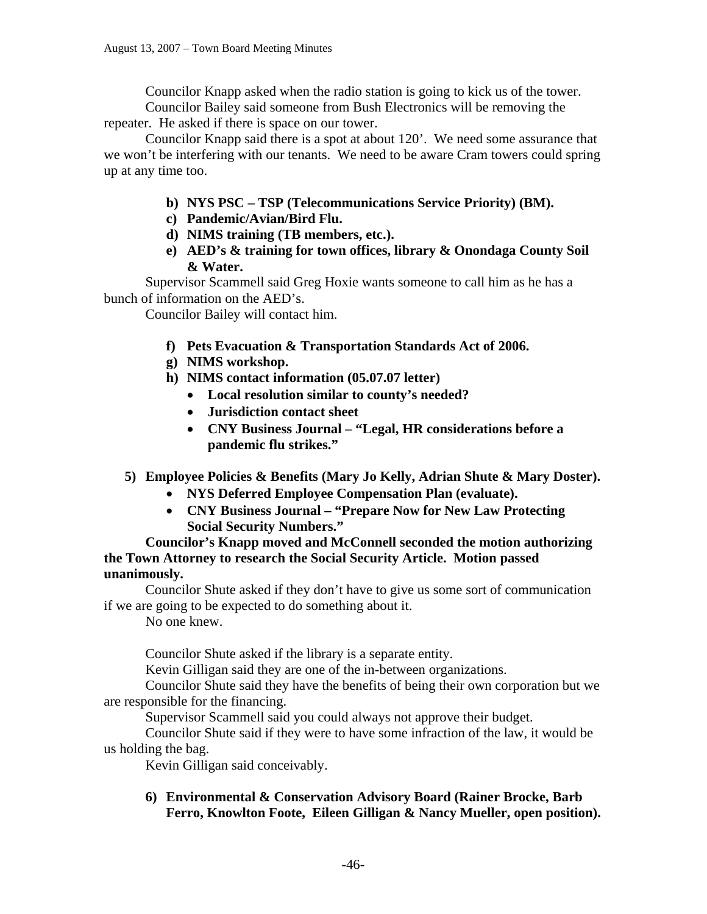Councilor Knapp asked when the radio station is going to kick us of the tower.

Councilor Bailey said someone from Bush Electronics will be removing the repeater. He asked if there is space on our tower.

Councilor Knapp said there is a spot at about 120'. We need some assurance that we won't be interfering with our tenants. We need to be aware Cram towers could spring up at any time too.

**b) NYS PSC – TSP (Telecommunications Service Priority) (BM).**

**c) Pandemic/Avian/Bird Flu.**

**d) NIMS training (TB members, etc.).**

**e) AED's & training for town offices, library & Onondaga County Soil & Water.**

Supervisor Scammell said Greg Hoxie wants someone to call him as he has a bunch of information on the AED's.

Councilor Bailey will contact him.

**f) Pets Evacuation & Transportation Standards Act of 2006.**

**g) NIMS workshop.**

**h) NIMS contact information (05.07.07 letter)**

- **Local resolution similar to county's needed?**
- **Jurisdiction contact sheet**
- **CNY Business Journal – "Legal, HR considerations before a pandemic flu strikes."**

**5) Employee Policies & Benefits (Mary Jo Kelly, Adrian Shute & Mary Doster).**

- **NYS Deferred Employee Compensation Plan (evaluate).**
- **CNY Business Journal – "Prepare Now for New Law Protecting Social Security Numbers."**

**Councilor's Knapp moved and McConnell seconded the motion authorizing the Town Attorney to research the Social Security Article. Motion passed unanimously.**

Councilor Shute asked if they don't have to give us some sort of communication if we are going to be expected to do something about it.

No one knew.

Councilor Shute asked if the library is a separate entity.

Kevin Gilligan said they are one of the in-between organizations.

Councilor Shute said they have the benefits of being their own corporation but we are responsible for the financing.

Supervisor Scammell said you could always not approve their budget.

Councilor Shute said if they were to have some infraction of the law, it would be us holding the bag.

Kevin Gilligan said conceivably.

**6) Environmental & Conservation Advisory Board (Rainer Brocke, Barb Ferro, Knowlton Foote, Eileen Gilligan & Nancy Mueller, open position).**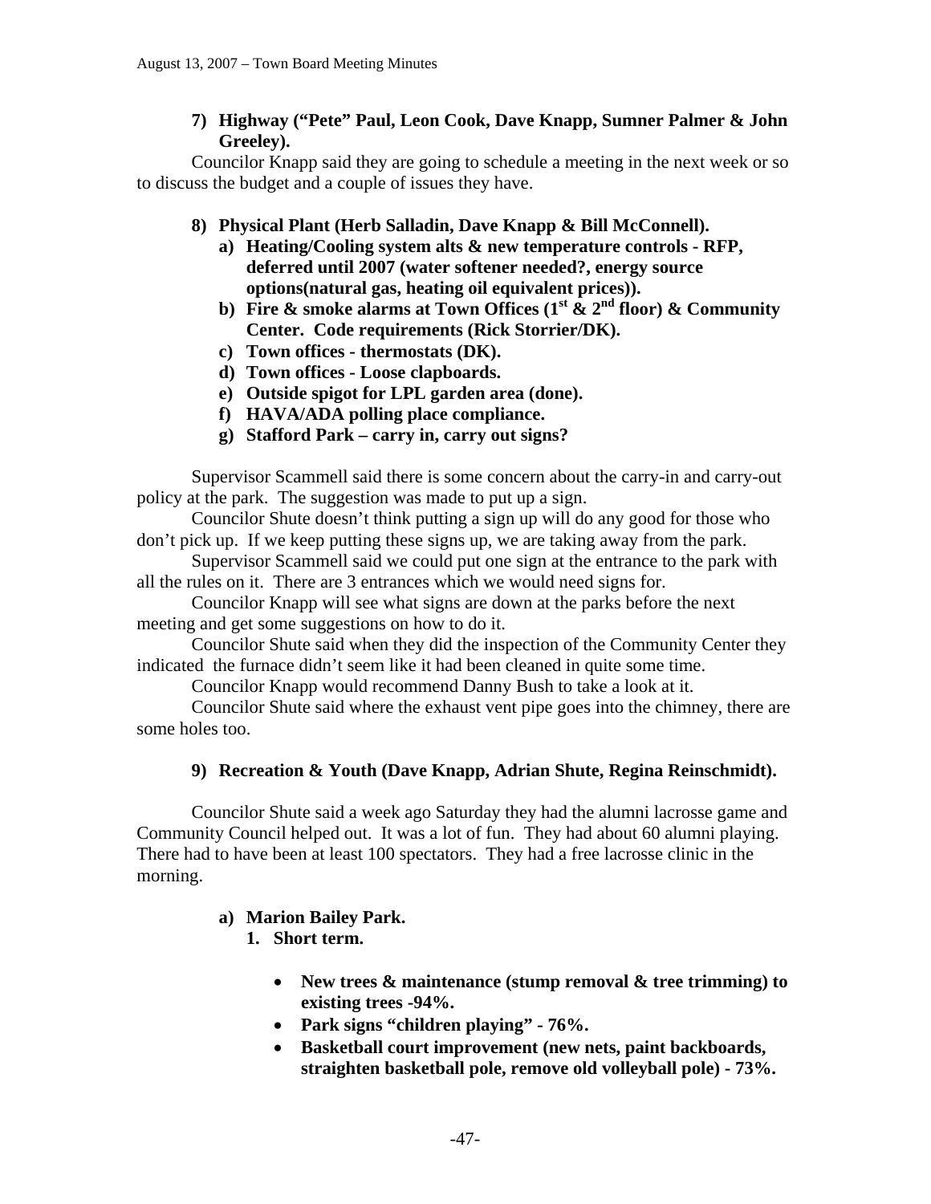**7) Highway ("Pete" Paul, Leon Cook, Dave Knapp, Sumner Palmer & John Greeley).**

Councilor Knapp said they are going to schedule a meeting in the next week or so to discuss the budget and a couple of issues they have.

**8) Physical Plant (Herb Salladin, Dave Knapp & Bill McConnell).**

- **a) Heating/Cooling system alts & new temperature controls - RFP, deferred until 2007 (water softener needed?, energy source options(natural gas, heating oil equivalent prices)).**
- **b) Fire & smoke alarms at Town Offices (1st & 2nd floor) & Community Center. Code requirements (Rick Storrier/DK).**
- **c) Town offices - thermostats (DK).**
- **d) Town offices - Loose clapboards.**
- **e) Outside spigot for LPL garden area (done).**
- **f) HAVA/ADA polling place compliance.**
- **g) Stafford Park – carry in, carry out signs?**

Supervisor Scammell said there is some concern about the carry-in and carry-out policy at the park. The suggestion was made to put up a sign.

Councilor Shute doesn't think putting a sign up will do any good for those who don't pick up. If we keep putting these signs up, we are taking away from the park.

Supervisor Scammell said we could put one sign at the entrance to the park with all the rules on it. There are 3 entrances which we would need signs for.

Councilor Knapp will see what signs are down at the parks before the next meeting and get some suggestions on how to do it.

Councilor Shute said when they did the inspection of the Community Center they indicated the furnace didn't seem like it had been cleaned in quite some time.

Councilor Knapp would recommend Danny Bush to take a look at it.

Councilor Shute said where the exhaust vent pipe goes into the chimney, there are some holes too.

**9) Recreation & Youth (Dave Knapp, Adrian Shute, Regina Reinschmidt).**

Councilor Shute said a week ago Saturday they had the alumni lacrosse game and Community Council helped out. It was a lot of fun. They had about 60 alumni playing. There had to have been at least 100 spectators. They had a free lacrosse clinic in the morning.

**a) Marion Bailey Park.**

**1. Short term.**

- **New trees & maintenance (stump removal & tree trimming) to existing trees -94%.**
- **Park signs "children playing" - 76%.**
- **Basketball court improvement (new nets, paint backboards, straighten basketball pole, remove old volleyball pole) - 73%.**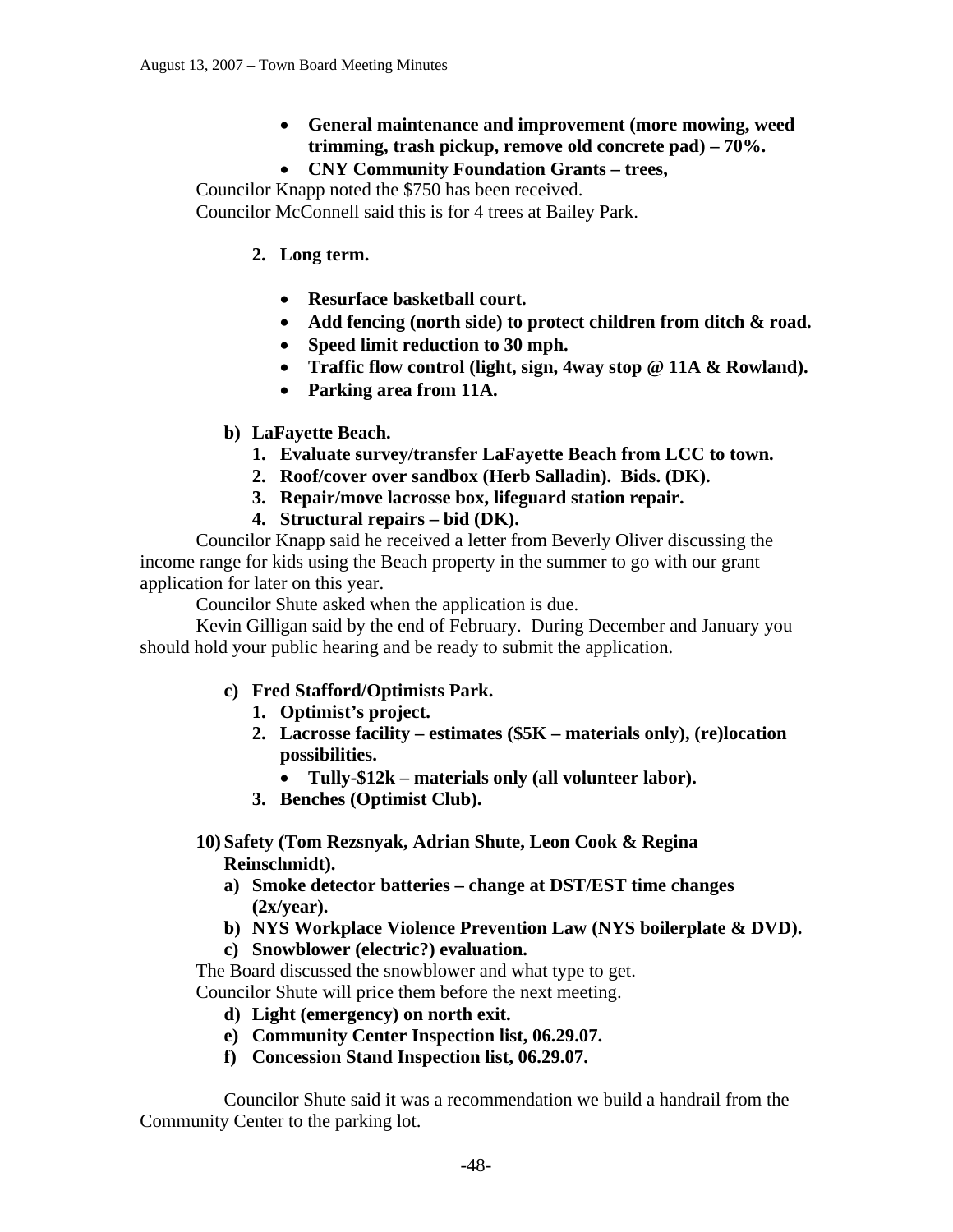- **General maintenance and improvement (more mowing, weed trimming, trash pickup, remove old concrete pad) – 70%.**
- **CNY Community Foundation Grants – trees,**

Councilor Knapp noted the $750 has been received.
Councilor McConnell said this is for 4 trees at Bailey Park.

2. **Long term.**

   - **Resurface basketball court.**
   - **Add fencing (north side) to protect children from ditch & road.**
   - **Speed limit reduction to 30 mph.**
   - **Traffic flow control (light, sign, 4way stop @ 11A & Rowland).**
   - **Parking area from 11A.**

b) **LaFayette Beach.**

1. **Evaluate survey/transfer LaFayette Beach from LCC to town.**
2. **Roof/cover over sandbox (Herb Salladin). Bids. (DK).**
3. **Repair/move lacrosse box, lifeguard station repair.**
4. **Structural repairs – bid (DK).**

Councilor Knapp said he received a letter from Beverly Oliver discussing the income range for kids using the Beach property in the summer to go with our grant application for later on this year.

Councilor Shute asked when the application is due.

Kevin Gilligan said by the end of February. During December and January you should hold your public hearing and be ready to submit the application.

c) **Fred Stafford/Optimists Park.**

1. **Optimist's project.**
2. **Lacrosse facility – estimates ($5K – materials only), (re)location possibilities.**
   - **Tully-$12k – materials only (all volunteer labor).**
3. **Benches (Optimist Club).**

10) **Safety (Tom Rezsnyak, Adrian Shute, Leon Cook & Regina Reinschmidt).**

a) **Smoke detector batteries – change at DST/EST time changes (2x/year).**
b) **NYS Workplace Violence Prevention Law (NYS boilerplate & DVD).**
c) **Snowblower (electric?) evaluation.**

The Board discussed the snowblower and what type to get.
Councilor Shute will price them before the next meeting.

d) **Light (emergency) on north exit.**
e) **Community Center Inspection list, 06.29.07.**
f) **Concession Stand Inspection list, 06.29.07.**

Councilor Shute said it was a recommendation we build a handrail from the Community Center to the parking lot.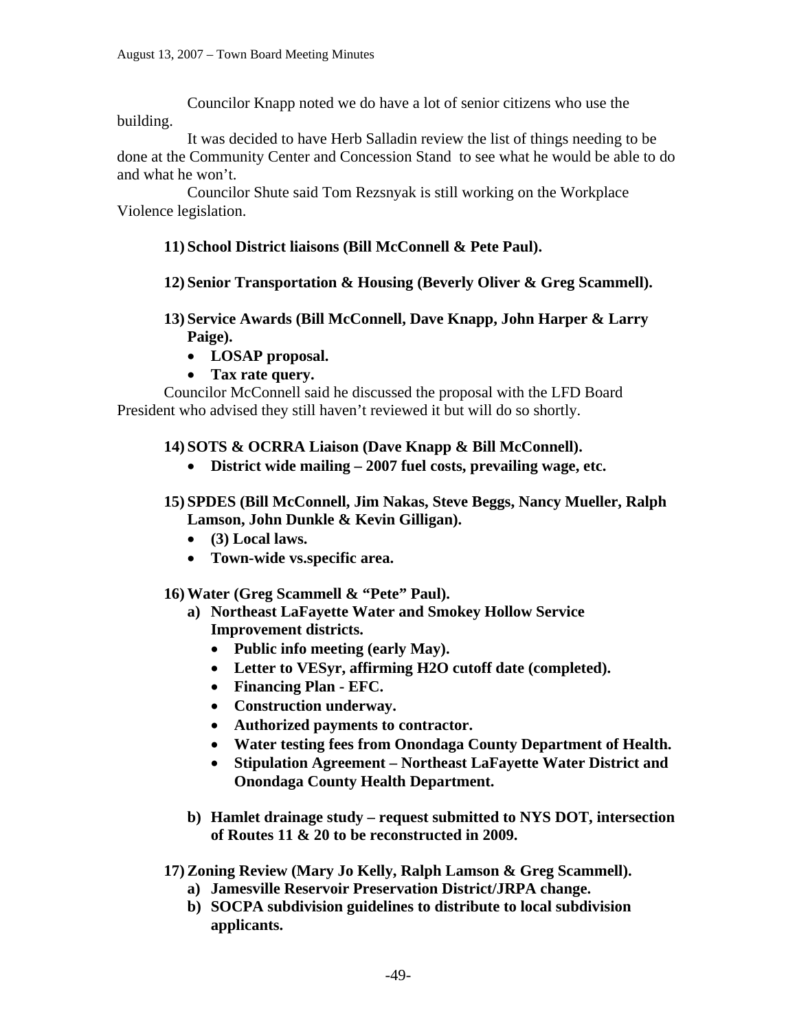Councilor Knapp noted we do have a lot of senior citizens who use the building.

It was decided to have Herb Salladin review the list of things needing to be done at the Community Center and Concession Stand to see what he would be able to do and what he won't.

Councilor Shute said Tom Rezsnyak is still working on the Workplace Violence legislation.

**11) School District liaisons (Bill McConnell & Pete Paul).**

**12) Senior Transportation & Housing (Beverly Oliver & Greg Scammell).**

**13) Service Awards (Bill McConnell, Dave Knapp, John Harper & Larry Paige).**

- **LOSAP proposal.**
- **Tax rate query.**

Councilor McConnell said he discussed the proposal with the LFD Board President who advised they still haven't reviewed it but will do so shortly.

**14) SOTS & OCRRA Liaison (Dave Knapp & Bill McConnell).**

- **District wide mailing – 2007 fuel costs, prevailing wage, etc.**

**15) SPDES (Bill McConnell, Jim Nakas, Steve Beggs, Nancy Mueller, Ralph Lamson, John Dunkle & Kevin Gilligan).**

- **(3) Local laws.**
- **Town-wide vs.specific area.**

**16) Water (Greg Scammell & "Pete" Paul).**

**a) Northeast LaFayette Water and Smokey Hollow Service Improvement districts.**

- **Public info meeting (early May).**
- **Letter to VESyr, affirming H2O cutoff date (completed).**
- **Financing Plan - EFC.**
- **Construction underway.**
- **Authorized payments to contractor.**
- **Water testing fees from Onondaga County Department of Health.**
- **Stipulation Agreement – Northeast LaFayette Water District and Onondaga County Health Department.**

**b) Hamlet drainage study – request submitted to NYS DOT, intersection of Routes 11 & 20 to be reconstructed in 2009.**

**17) Zoning Review (Mary Jo Kelly, Ralph Lamson & Greg Scammell).**

**a) Jamesville Reservoir Preservation District/JRPA change.**

**b) SOCPA subdivision guidelines to distribute to local subdivision applicants.**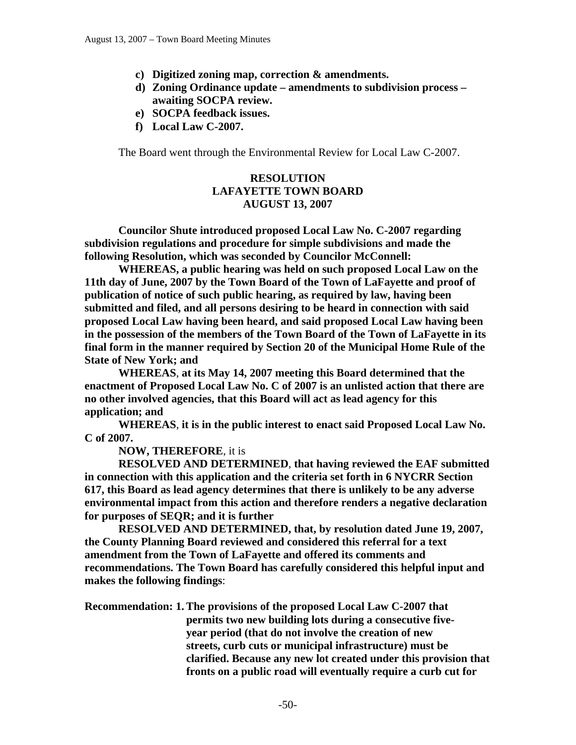- **c) Digitized zoning map, correction & amendments.**
- **d) Zoning Ordinance update – amendments to subdivision process – awaiting SOCPA review.**
- **e) SOCPA feedback issues.**
- **f) Local Law C-2007.**

The Board went through the Environmental Review for Local Law C-2007.

**RESOLUTION**
**LAFAYETTE TOWN BOARD**
**AUGUST 13, 2007**

**Councilor Shute introduced proposed Local Law No. C-2007 regarding subdivision regulations and procedure for simple subdivisions and made the following Resolution, which was seconded by Councilor McConnell:**

**WHEREAS, a public hearing was held on such proposed Local Law on the 11th day of June, 2007 by the Town Board of the Town of LaFayette and proof of publication of notice of such public hearing, as required by law, having been submitted and filed, and all persons desiring to be heard in connection with said proposed Local Law having been heard, and said proposed Local Law having been in the possession of the members of the Town Board of the Town of LaFayette in its final form in the manner required by Section 20 of the Municipal Home Rule of the State of New York; and**

**WHEREAS**, **at its May 14, 2007 meeting this Board determined that the enactment of Proposed Local Law No. C of 2007 is an unlisted action that there are no other involved agencies, that this Board will act as lead agency for this application; and**

**WHEREAS**, **it is in the public interest to enact said Proposed Local Law No. C of 2007.**

**NOW, THEREFORE**, it is

**RESOLVED AND DETERMINED**, **that having reviewed the EAF submitted in connection with this application and the criteria set forth in 6 NYCRR Section 617, this Board as lead agency determines that there is unlikely to be any adverse environmental impact from this action and therefore renders a negative declaration for purposes of SEQR; and it is further**

**RESOLVED AND DETERMINED, that, by resolution dated June 19, 2007, the County Planning Board reviewed and considered this referral for a text amendment from the Town of LaFayette and offered its comments and recommendations. The Town Board has carefully considered this helpful input and makes the following findings**:

**Recommendation: 1. The provisions of the proposed Local Law C-2007 that permits two new building lots during a consecutive five-year period (that do not involve the creation of new streets, curb cuts or municipal infrastructure) must be clarified. Because any new lot created under this provision that fronts on a public road will eventually require a curb cut for**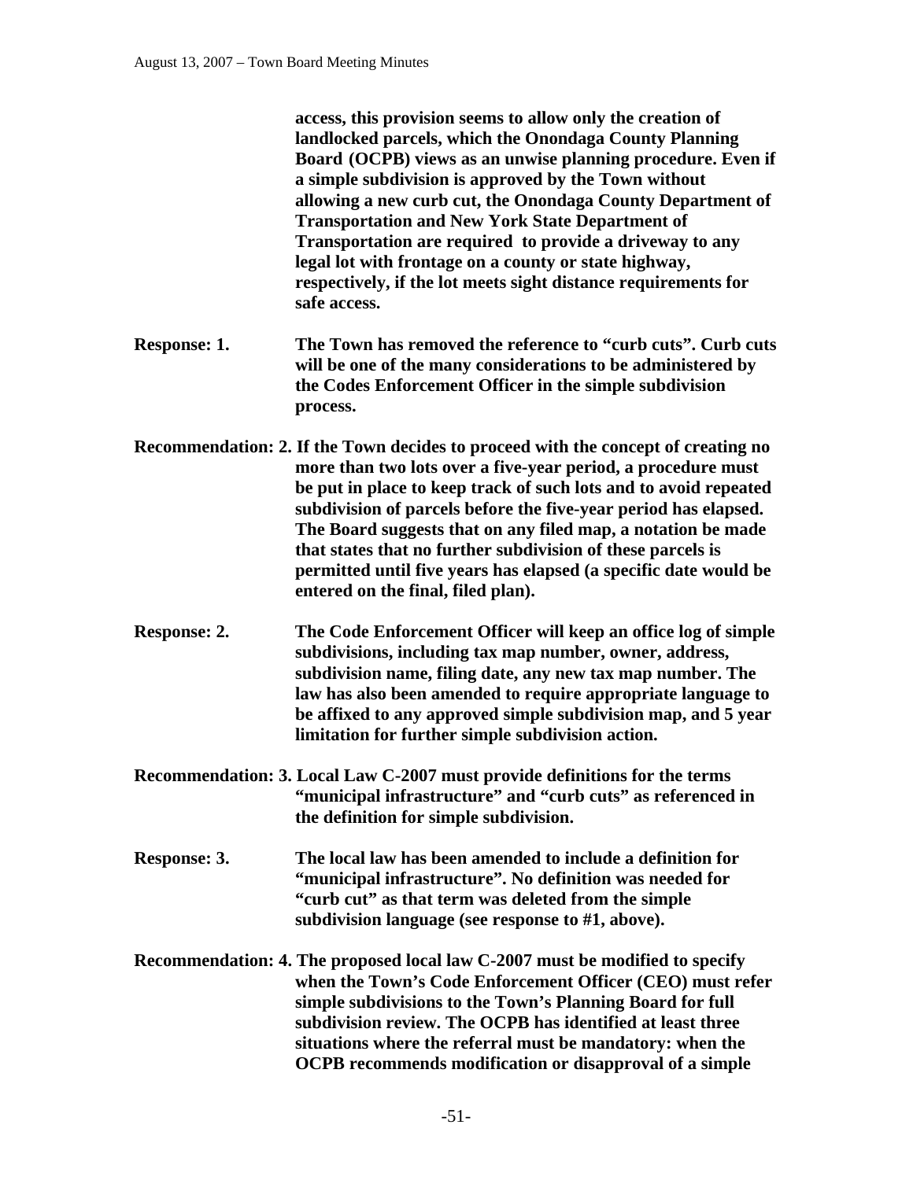**access, this provision seems to allow only the creation of landlocked parcels, which the Onondaga County Planning Board (OCPB) views as an unwise planning procedure. Even if a simple subdivision is approved by the Town without allowing a new curb cut, the Onondaga County Department of Transportation and New York State Department of Transportation are required to provide a driveway to any legal lot with frontage on a county or state highway, respectively, if the lot meets sight distance requirements for safe access.**

**Response: 1.** **The Town has removed the reference to "curb cuts". Curb cuts will be one of the many considerations to be administered by the Codes Enforcement Officer in the simple subdivision process.**

**Recommendation: 2. If the Town decides to proceed with the concept of creating no more than two lots over a five-year period, a procedure must be put in place to keep track of such lots and to avoid repeated subdivision of parcels before the five-year period has elapsed. The Board suggests that on any filed map, a notation be made that states that no further subdivision of these parcels is permitted until five years has elapsed (a specific date would be entered on the final, filed plan).**

**Response: 2.** **The Code Enforcement Officer will keep an office log of simple subdivisions, including tax map number, owner, address, subdivision name, filing date, any new tax map number. The law has also been amended to require appropriate language to be affixed to any approved simple subdivision map, and 5 year limitation for further simple subdivision action.**

**Recommendation: 3. Local Law C-2007 must provide definitions for the terms "municipal infrastructure" and "curb cuts" as referenced in the definition for simple subdivision.**

**Response: 3.** **The local law has been amended to include a definition for "municipal infrastructure". No definition was needed for "curb cut" as that term was deleted from the simple subdivision language (see response to #1, above).**

**Recommendation: 4. The proposed local law C-2007 must be modified to specify when the Town's Code Enforcement Officer (CEO) must refer simple subdivisions to the Town's Planning Board for full subdivision review. The OCPB has identified at least three situations where the referral must be mandatory: when the OCPB recommends modification or disapproval of a simple**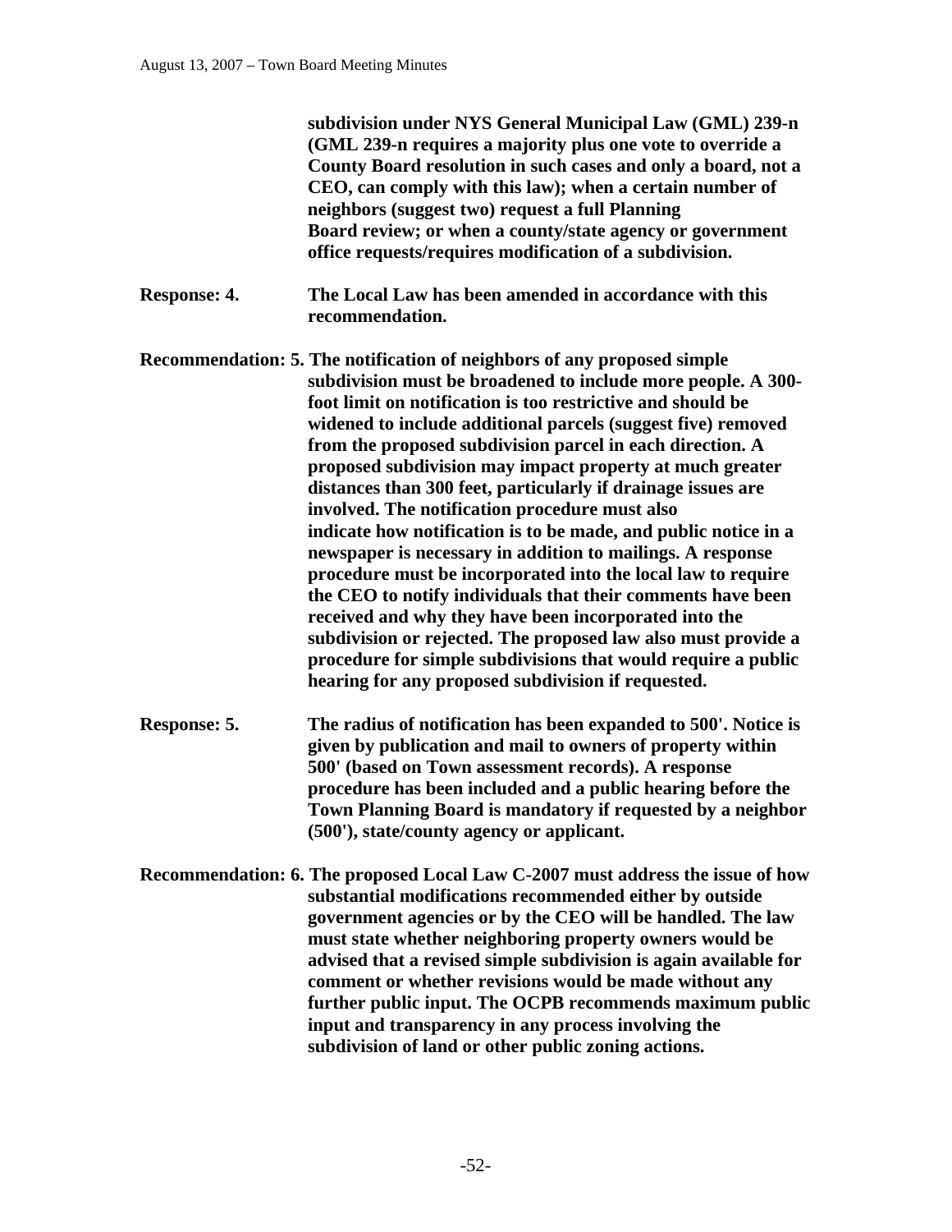**subdivision under NYS General Municipal Law (GML) 239-n (GML 239-n requires a majority plus one vote to override a County Board resolution in such cases and only a board, not a CEO, can comply with this law); when a certain number of neighbors (suggest two) request a full Planning Board review; or when a county/state agency or government office requests/requires modification of a subdivision.**

**Response: 4.** **The Local Law has been amended in accordance with this recommendation.**

**Recommendation: 5. The notification of neighbors of any proposed simple subdivision must be broadened to include more people. A 300-foot limit on notification is too restrictive and should be widened to include additional parcels (suggest five) removed from the proposed subdivision parcel in each direction. A proposed subdivision may impact property at much greater distances than 300 feet, particularly if drainage issues are involved. The notification procedure must also indicate how notification is to be made, and public notice in a newspaper is necessary in addition to mailings. A response procedure must be incorporated into the local law to require the CEO to notify individuals that their comments have been received and why they have been incorporated into the subdivision or rejected. The proposed law also must provide a procedure for simple subdivisions that would require a public hearing for any proposed subdivision if requested.**

**Response: 5.** **The radius of notification has been expanded to 500'. Notice is given by publication and mail to owners of property within 500' (based on Town assessment records). A response procedure has been included and a public hearing before the Town Planning Board is mandatory if requested by a neighbor (500'), state/county agency or applicant.**

**Recommendation: 6. The proposed Local Law C-2007 must address the issue of how substantial modifications recommended either by outside government agencies or by the CEO will be handled. The law must state whether neighboring property owners would be advised that a revised simple subdivision is again available for comment or whether revisions would be made without any further public input. The OCPB recommends maximum public input and transparency in any process involving the subdivision of land or other public zoning actions.**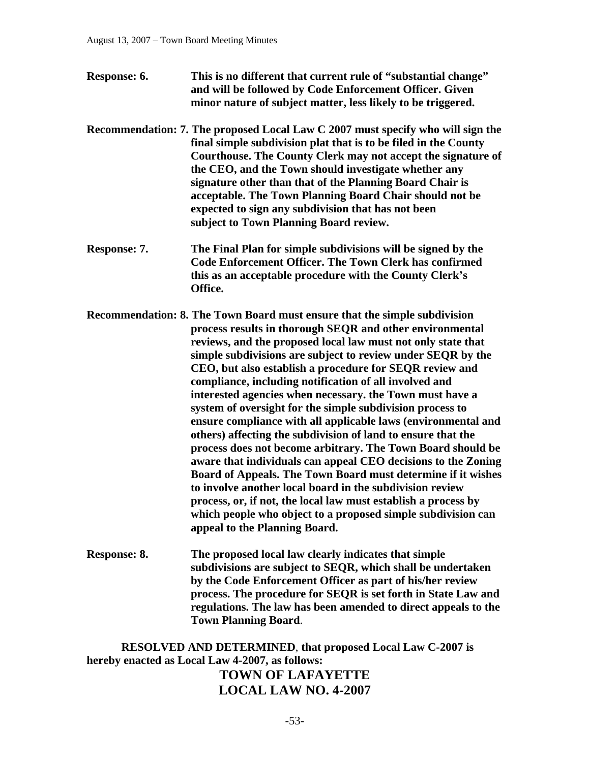**Response: 6.** **This is no different that current rule of "substantial change" and will be followed by Code Enforcement Officer. Given minor nature of subject matter, less likely to be triggered.**

**Recommendation: 7. The proposed Local Law C 2007 must specify who will sign the final simple subdivision plat that is to be filed in the County Courthouse. The County Clerk may not accept the signature of the CEO, and the Town should investigate whether any signature other than that of the Planning Board Chair is acceptable. The Town Planning Board Chair should not be expected to sign any subdivision that has not been subject to Town Planning Board review.**

**Response: 7.** **The Final Plan for simple subdivisions will be signed by the Code Enforcement Officer. The Town Clerk has confirmed this as an acceptable procedure with the County Clerk's Office.**

**Recommendation: 8. The Town Board must ensure that the simple subdivision process results in thorough SEQR and other environmental reviews, and the proposed local law must not only state that simple subdivisions are subject to review under SEQR by the CEO, but also establish a procedure for SEQR review and compliance, including notification of all involved and interested agencies when necessary. the Town must have a system of oversight for the simple subdivision process to ensure compliance with all applicable laws (environmental and others) affecting the subdivision of land to ensure that the process does not become arbitrary. The Town Board should be aware that individuals can appeal CEO decisions to the Zoning Board of Appeals. The Town Board must determine if it wishes to involve another local board in the subdivision review process, or, if not, the local law must establish a process by which people who object to a proposed simple subdivision can appeal to the Planning Board.**

**Response: 8.** **The proposed local law clearly indicates that simple subdivisions are subject to SEQR, which shall be undertaken by the Code Enforcement Officer as part of his/her review process. The procedure for SEQR is set forth in State Law and regulations. The law has been amended to direct appeals to the Town Planning Board**.

**RESOLVED AND DETERMINED**, **that proposed Local Law C-2007 is hereby enacted as Local Law 4-2007, as follows:**

## TOWN OF LAFAYETTE
## LOCAL LAW NO. 4-2007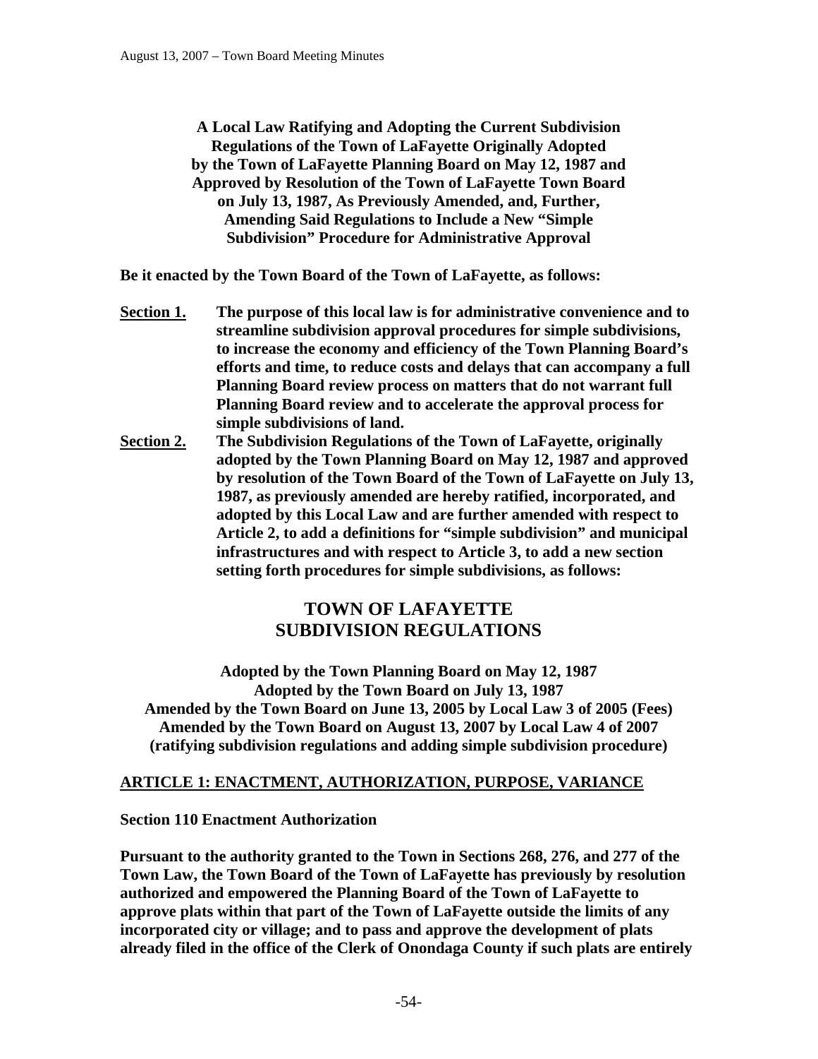**A Local Law Ratifying and Adopting the Current Subdivision Regulations of the Town of LaFayette Originally Adopted by the Town of LaFayette Planning Board on May 12, 1987 and Approved by Resolution of the Town of LaFayette Town Board on July 13, 1987, As Previously Amended, and, Further, Amending Said Regulations to Include a New "Simple Subdivision" Procedure for Administrative Approval**

**Be it enacted by the Town Board of the Town of LaFayette, as follows:**

**Section 1.** **The purpose of this local law is for administrative convenience and to streamline subdivision approval procedures for simple subdivisions, to increase the economy and efficiency of the Town Planning Board's efforts and time, to reduce costs and delays that can accompany a full Planning Board review process on matters that do not warrant full Planning Board review and to accelerate the approval process for simple subdivisions of land.**

**Section 2.** **The Subdivision Regulations of the Town of LaFayette, originally adopted by the Town Planning Board on May 12, 1987 and approved by resolution of the Town Board of the Town of LaFayette on July 13, 1987, as previously amended are hereby ratified, incorporated, and adopted by this Local Law and are further amended with respect to Article 2, to add a definitions for "simple subdivision" and municipal infrastructures and with respect to Article 3, to add a new section setting forth procedures for simple subdivisions, as follows:**

# TOWN OF LAFAYETTE SUBDIVISION REGULATIONS

**Adopted by the Town Planning Board on May 12, 1987**
**Adopted by the Town Board on July 13, 1987**
**Amended by the Town Board on June 13, 2005 by Local Law 3 of 2005 (Fees)**
**Amended by the Town Board on August 13, 2007 by Local Law 4 of 2007 (ratifying subdivision regulations and adding simple subdivision procedure)**

## ARTICLE 1: ENACTMENT, AUTHORIZATION, PURPOSE, VARIANCE

### Section 110 Enactment Authorization

**Pursuant to the authority granted to the Town in Sections 268, 276, and 277 of the Town Law, the Town Board of the Town of LaFayette has previously by resolution authorized and empowered the Planning Board of the Town of LaFayette to approve plats within that part of the Town of LaFayette outside the limits of any incorporated city or village; and to pass and approve the development of plats already filed in the office of the Clerk of Onondaga County if such plats are entirely**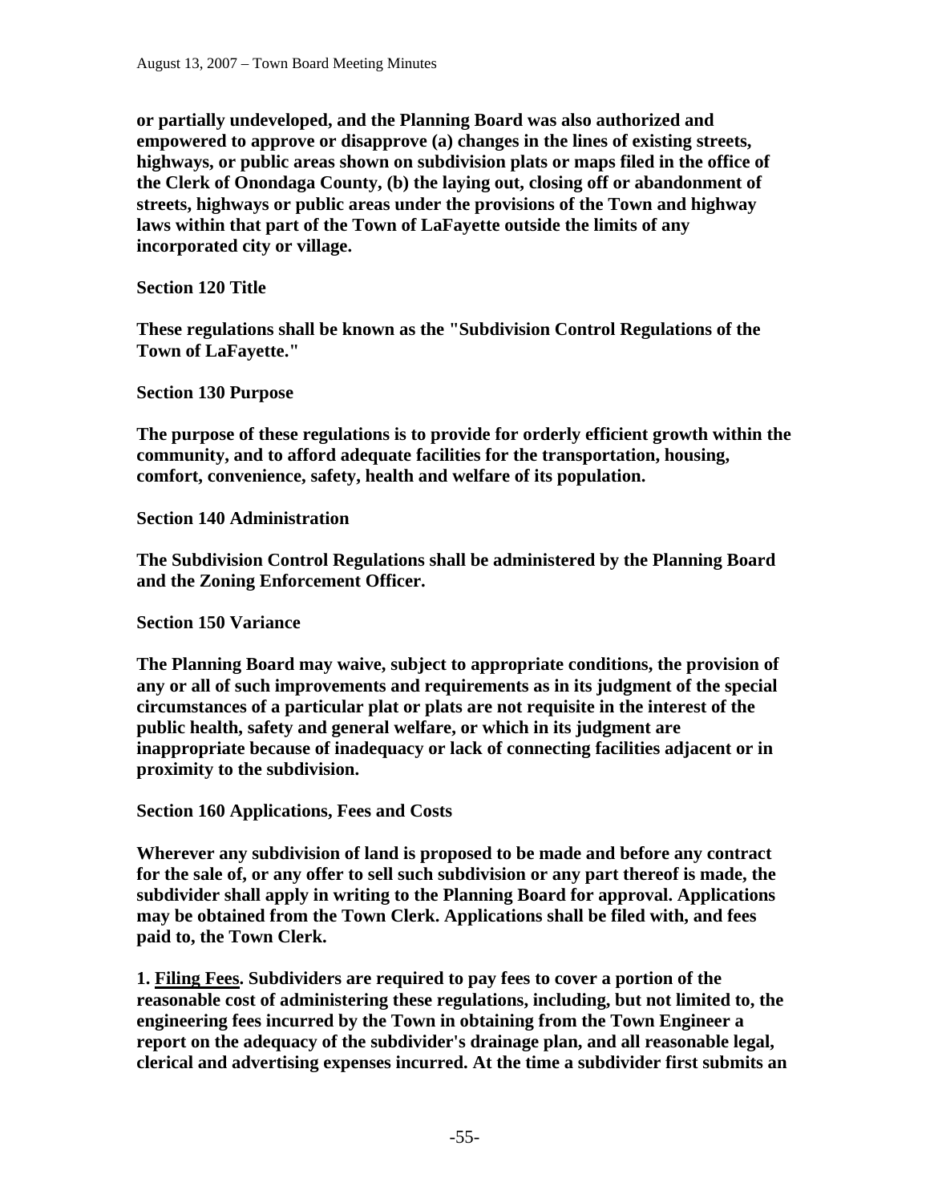**or partially undeveloped, and the Planning Board was also authorized and empowered to approve or disapprove (a) changes in the lines of existing streets, highways, or public areas shown on subdivision plats or maps filed in the office of the Clerk of Onondaga County, (b) the laying out, closing off or abandonment of streets, highways or public areas under the provisions of the Town and highway laws within that part of the Town of LaFayette outside the limits of any incorporated city or village.**

**Section 120 Title**

**These regulations shall be known as the "Subdivision Control Regulations of the Town of LaFayette."**

**Section 130 Purpose**

**The purpose of these regulations is to provide for orderly efficient growth within the community, and to afford adequate facilities for the transportation, housing, comfort, convenience, safety, health and welfare of its population.**

**Section 140 Administration**

**The Subdivision Control Regulations shall be administered by the Planning Board and the Zoning Enforcement Officer.**

**Section 150 Variance**

**The Planning Board may waive, subject to appropriate conditions, the provision of any or all of such improvements and requirements as in its judgment of the special circumstances of a particular plat or plats are not requisite in the interest of the public health, safety and general welfare, or which in its judgment are inappropriate because of inadequacy or lack of connecting facilities adjacent or in proximity to the subdivision.**

**Section 160 Applications, Fees and Costs**

**Wherever any subdivision of land is proposed to be made and before any contract for the sale of, or any offer to sell such subdivision or any part thereof is made, the subdivider shall apply in writing to the Planning Board for approval. Applications may be obtained from the Town Clerk. Applications shall be filed with, and fees paid to, the Town Clerk.**

**1. <u>Filing Fees</u>. Subdividers are required to pay fees to cover a portion of the reasonable cost of administering these regulations, including, but not limited to, the engineering fees incurred by the Town in obtaining from the Town Engineer a report on the adequacy of the subdivider's drainage plan, and all reasonable legal, clerical and advertising expenses incurred. At the time a subdivider first submits an**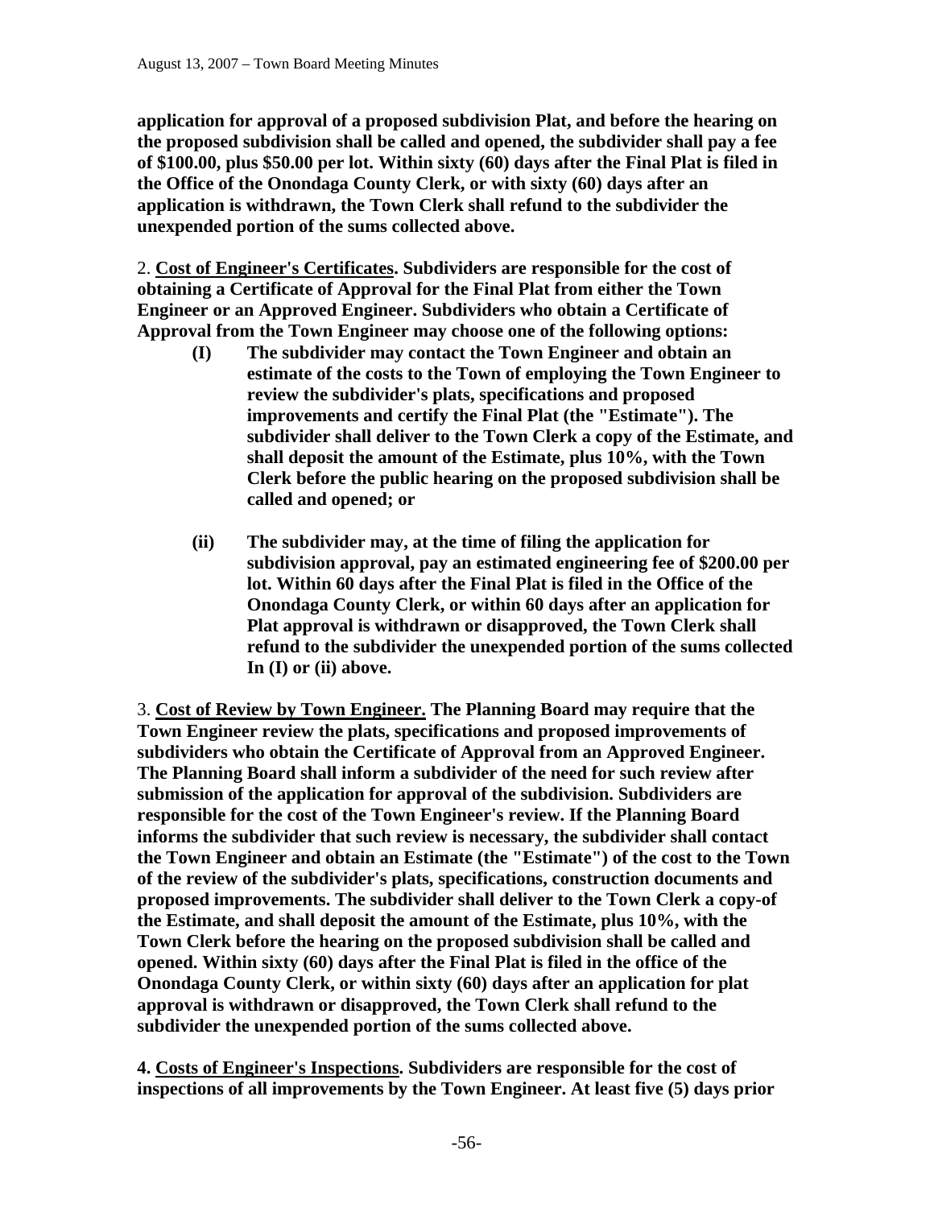**application for approval of a proposed subdivision Plat, and before the hearing on the proposed subdivision shall be called and opened, the subdivider shall pay a fee of $100.00, plus $50.00 per lot. Within sixty (60) days after the Final Plat is filed in the Office of the Onondaga County Clerk, or with sixty (60) days after an application is withdrawn, the Town Clerk shall refund to the subdivider the unexpended portion of the sums collected above.**

2. **<u>Cost of Engineer's Certificates</u>. Subdividers are responsible for the cost of obtaining a Certificate of Approval for the Final Plat from either the Town Engineer or an Approved Engineer. Subdividers who obtain a Certificate of Approval from the Town Engineer may choose one of the following options:**

- **(I) The subdivider may contact the Town Engineer and obtain an estimate of the costs to the Town of employing the Town Engineer to review the subdivider's plats, specifications and proposed improvements and certify the Final Plat (the "Estimate"). The subdivider shall deliver to the Town Clerk a copy of the Estimate, and shall deposit the amount of the Estimate, plus 10%, with the Town Clerk before the public hearing on the proposed subdivision shall be called and opened; or**

- **(ii) The subdivider may, at the time of filing the application for subdivision approval, pay an estimated engineering fee of $200.00 per lot. Within 60 days after the Final Plat is filed in the Office of the Onondaga County Clerk, or within 60 days after an application for Plat approval is withdrawn or disapproved, the Town Clerk shall refund to the subdivider the unexpended portion of the sums collected In (I) or (ii) above.**

3. **<u>Cost of Review by Town Engineer.</u> The Planning Board may require that the Town Engineer review the plats, specifications and proposed improvements of subdividers who obtain the Certificate of Approval from an Approved Engineer. The Planning Board shall inform a subdivider of the need for such review after submission of the application for approval of the subdivision. Subdividers are responsible for the cost of the Town Engineer's review. If the Planning Board informs the subdivider that such review is necessary, the subdivider shall contact the Town Engineer and obtain an Estimate (the "Estimate") of the cost to the Town of the review of the subdivider's plats, specifications, construction documents and proposed improvements. The subdivider shall deliver to the Town Clerk a copy-of the Estimate, and shall deposit the amount of the Estimate, plus 10%, with the Town Clerk before the hearing on the proposed subdivision shall be called and opened. Within sixty (60) days after the Final Plat is filed in the office of the Onondaga County Clerk, or within sixty (60) days after an application for plat approval is withdrawn or disapproved, the Town Clerk shall refund to the subdivider the unexpended portion of the sums collected above.**

**4. <u>Costs of Engineer's Inspections</u>. Subdividers are responsible for the cost of inspections of all improvements by the Town Engineer. At least five (5) days prior**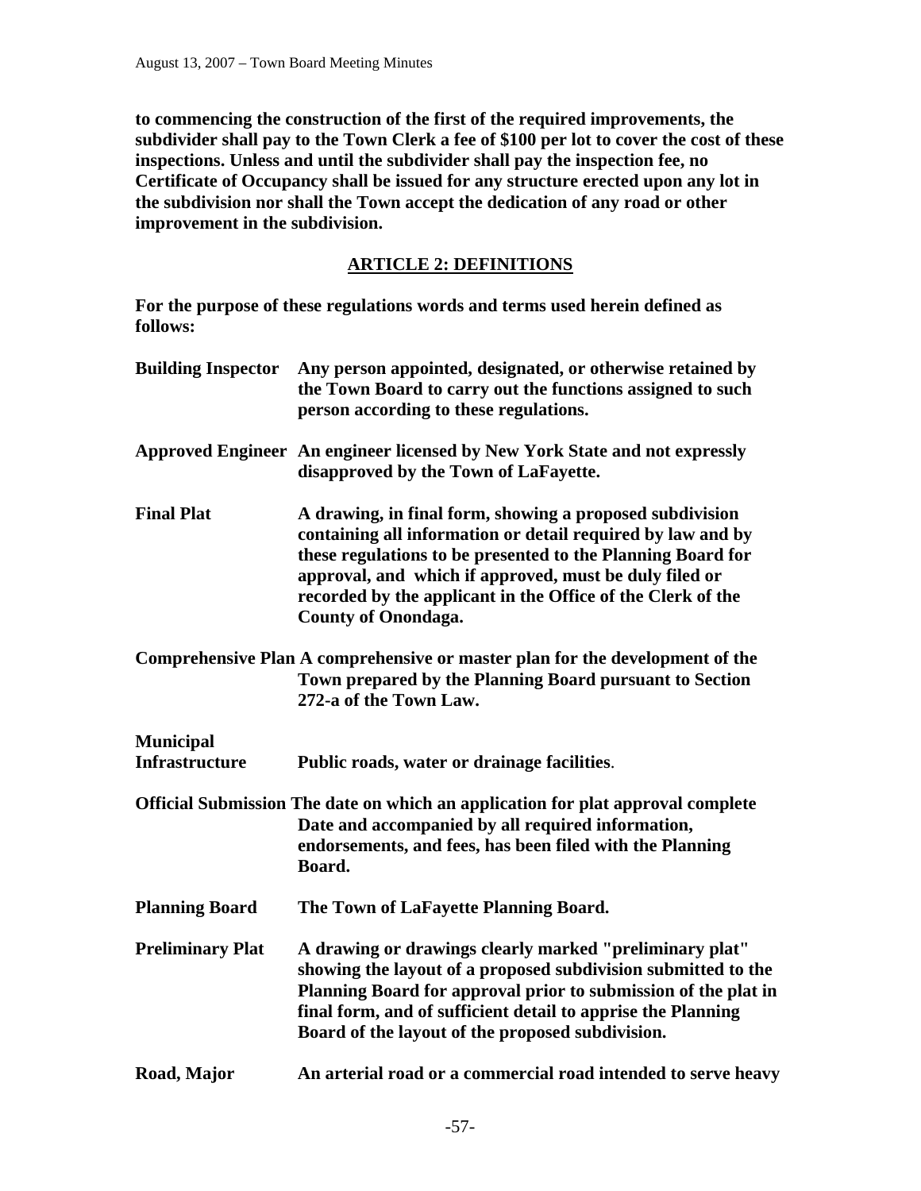**to commencing the construction of the first of the required improvements, the subdivider shall pay to the Town Clerk a fee of $100 per lot to cover the cost of these inspections. Unless and until the subdivider shall pay the inspection fee, no Certificate of Occupancy shall be issued for any structure erected upon any lot in the subdivision nor shall the Town accept the dedication of any road or other improvement in the subdivision.**

## ARTICLE 2: DEFINITIONS

**For the purpose of these regulations words and terms used herein defined as follows:**

**Building Inspector** — **Any person appointed, designated, or otherwise retained by the Town Board to carry out the functions assigned to such person according to these regulations.**

**Approved Engineer** — **An engineer licensed by New York State and not expressly disapproved by the Town of LaFayette.**

**Final Plat** — **A drawing, in final form, showing a proposed subdivision containing all information or detail required by law and by these regulations to be presented to the Planning Board for approval, and which if approved, must be duly filed or recorded by the applicant in the Office of the Clerk of the County of Onondaga.**

**Comprehensive Plan** — **A comprehensive or master plan for the development of the Town prepared by the Planning Board pursuant to Section 272-a of the Town Law.**

**Municipal Infrastructure** — **Public roads, water or drainage facilities**.

**Official Submission Date** — **The date on which an application for plat approval complete and accompanied by all required information, endorsements, and fees, has been filed with the Planning Board.**

**Planning Board** — **The Town of LaFayette Planning Board.**

**Preliminary Plat** — **A drawing or drawings clearly marked "preliminary plat" showing the layout of a proposed subdivision submitted to the Planning Board for approval prior to submission of the plat in final form, and of sufficient detail to apprise the Planning Board of the layout of the proposed subdivision.**

**Road, Major** — **An arterial road or a commercial road intended to serve heavy**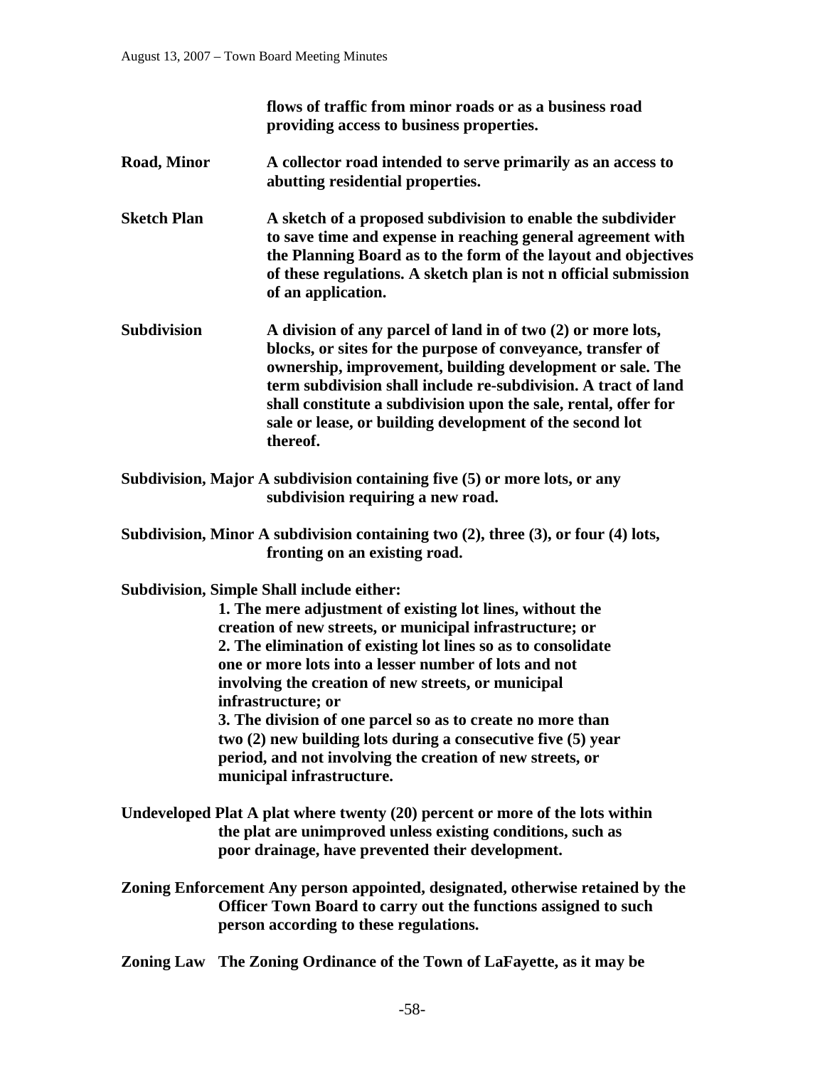**flows of traffic from minor roads or as a business road providing access to business properties.**

**Road, Minor** **A collector road intended to serve primarily as an access to abutting residential properties.**

**Sketch Plan** **A sketch of a proposed subdivision to enable the subdivider to save time and expense in reaching general agreement with the Planning Board as to the form of the layout and objectives of these regulations. A sketch plan is not n official submission of an application.**

**Subdivision** **A division of any parcel of land in of two (2) or more lots, blocks, or sites for the purpose of conveyance, transfer of ownership, improvement, building development or sale. The term subdivision shall include re-subdivision. A tract of land shall constitute a subdivision upon the sale, rental, offer for sale or lease, or building development of the second lot thereof.**

**Subdivision, Major A subdivision containing five (5) or more lots, or any subdivision requiring a new road.**

**Subdivision, Minor A subdivision containing two (2), three (3), or four (4) lots, fronting on an existing road.**

**Subdivision, Simple Shall include either:**

**1. The mere adjustment of existing lot lines, without the creation of new streets, or municipal infrastructure; or**
**2. The elimination of existing lot lines so as to consolidate one or more lots into a lesser number of lots and not involving the creation of new streets, or municipal infrastructure; or**
**3. The division of one parcel so as to create no more than two (2) new building lots during a consecutive five (5) year period, and not involving the creation of new streets, or municipal infrastructure.**

**Undeveloped Plat A plat where twenty (20) percent or more of the lots within the plat are unimproved unless existing conditions, such as poor drainage, have prevented their development.**

**Zoning Enforcement Any person appointed, designated, otherwise retained by the Officer Town Board to carry out the functions assigned to such person according to these regulations.**

**Zoning Law The Zoning Ordinance of the Town of LaFayette, as it may be**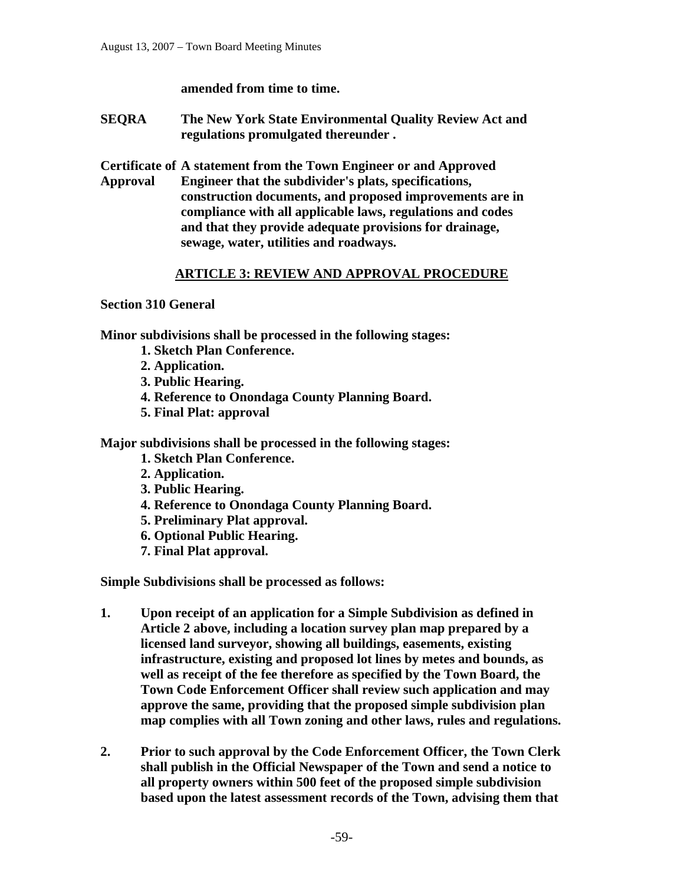**amended from time to time.**

**SEQRA** **The New York State Environmental Quality Review Act and regulations promulgated thereunder .**

**Certificate of Approval** **A statement from the Town Engineer or and Approved Engineer that the subdivider's plats, specifications, construction documents, and proposed improvements are in compliance with all applicable laws, regulations and codes and that they provide adequate provisions for drainage, sewage, water, utilities and roadways.**

## ARTICLE 3: REVIEW AND APPROVAL PROCEDURE

**Section 310 General**

**Minor subdivisions shall be processed in the following stages:**

1. **Sketch Plan Conference.**
2. **Application.**
3. **Public Hearing.**
4. **Reference to Onondaga County Planning Board.**
5. **Final Plat: approval**

**Major subdivisions shall be processed in the following stages:**

1. **Sketch Plan Conference.**
2. **Application.**
3. **Public Hearing.**
4. **Reference to Onondaga County Planning Board.**
5. **Preliminary Plat approval.**
6. **Optional Public Hearing.**
7. **Final Plat approval.**

**Simple Subdivisions shall be processed as follows:**

1. **Upon receipt of an application for a Simple Subdivision as defined in Article 2 above, including a location survey plan map prepared by a licensed land surveyor, showing all buildings, easements, existing infrastructure, existing and proposed lot lines by metes and bounds, as well as receipt of the fee therefore as specified by the Town Board, the Town Code Enforcement Officer shall review such application and may approve the same, providing that the proposed simple subdivision plan map complies with all Town zoning and other laws, rules and regulations.**

2. **Prior to such approval by the Code Enforcement Officer, the Town Clerk shall publish in the Official Newspaper of the Town and send a notice to all property owners within 500 feet of the proposed simple subdivision based upon the latest assessment records of the Town, advising them that**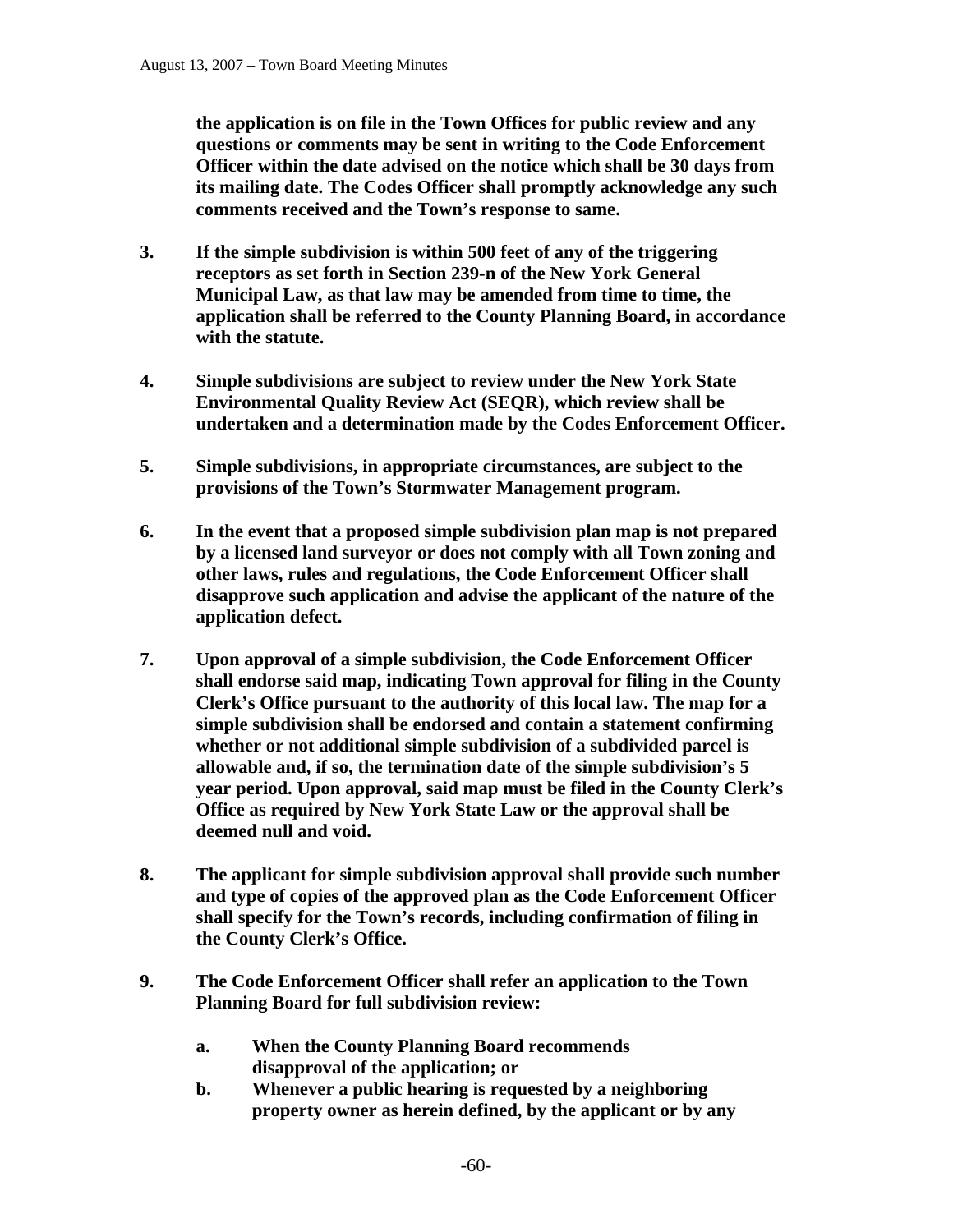**the application is on file in the Town Offices for public review and any questions or comments may be sent in writing to the Code Enforcement Officer within the date advised on the notice which shall be 30 days from its mailing date. The Codes Officer shall promptly acknowledge any such comments received and the Town's response to same.**

**3. If the simple subdivision is within 500 feet of any of the triggering receptors as set forth in Section 239-n of the New York General Municipal Law, as that law may be amended from time to time, the application shall be referred to the County Planning Board, in accordance with the statute.**

**4. Simple subdivisions are subject to review under the New York State Environmental Quality Review Act (SEQR), which review shall be undertaken and a determination made by the Codes Enforcement Officer.**

**5. Simple subdivisions, in appropriate circumstances, are subject to the provisions of the Town's Stormwater Management program.**

**6. In the event that a proposed simple subdivision plan map is not prepared by a licensed land surveyor or does not comply with all Town zoning and other laws, rules and regulations, the Code Enforcement Officer shall disapprove such application and advise the applicant of the nature of the application defect.**

**7. Upon approval of a simple subdivision, the Code Enforcement Officer shall endorse said map, indicating Town approval for filing in the County Clerk's Office pursuant to the authority of this local law. The map for a simple subdivision shall be endorsed and contain a statement confirming whether or not additional simple subdivision of a subdivided parcel is allowable and, if so, the termination date of the simple subdivision's 5 year period. Upon approval, said map must be filed in the County Clerk's Office as required by New York State Law or the approval shall be deemed null and void.**

**8. The applicant for simple subdivision approval shall provide such number and type of copies of the approved plan as the Code Enforcement Officer shall specify for the Town's records, including confirmation of filing in the County Clerk's Office.**

**9. The Code Enforcement Officer shall refer an application to the Town Planning Board for full subdivision review:**

**a. When the County Planning Board recommends disapproval of the application; or**

**b. Whenever a public hearing is requested by a neighboring property owner as herein defined, by the applicant or by any**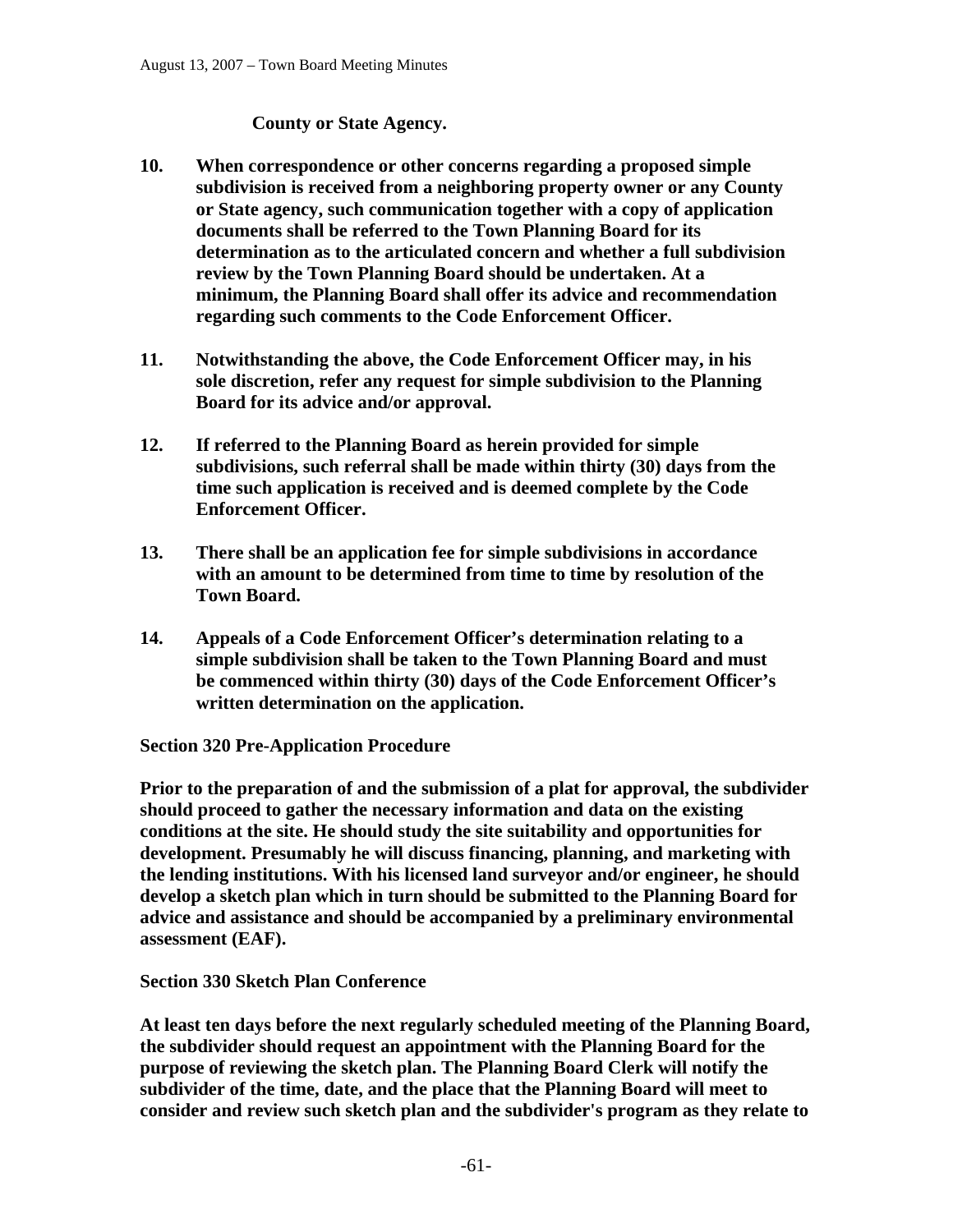**County or State Agency.**

10. **When correspondence or other concerns regarding a proposed simple subdivision is received from a neighboring property owner or any County or State agency, such communication together with a copy of application documents shall be referred to the Town Planning Board for its determination as to the articulated concern and whether a full subdivision review by the Town Planning Board should be undertaken. At a minimum, the Planning Board shall offer its advice and recommendation regarding such comments to the Code Enforcement Officer.**

11. **Notwithstanding the above, the Code Enforcement Officer may, in his sole discretion, refer any request for simple subdivision to the Planning Board for its advice and/or approval.**

12. **If referred to the Planning Board as herein provided for simple subdivisions, such referral shall be made within thirty (30) days from the time such application is received and is deemed complete by the Code Enforcement Officer.**

13. **There shall be an application fee for simple subdivisions in accordance with an amount to be determined from time to time by resolution of the Town Board.**

14. **Appeals of a Code Enforcement Officer's determination relating to a simple subdivision shall be taken to the Town Planning Board and must be commenced within thirty (30) days of the Code Enforcement Officer's written determination on the application.**

**Section 320 Pre-Application Procedure**

**Prior to the preparation of and the submission of a plat for approval, the subdivider should proceed to gather the necessary information and data on the existing conditions at the site. He should study the site suitability and opportunities for development. Presumably he will discuss financing, planning, and marketing with the lending institutions. With his licensed land surveyor and/or engineer, he should develop a sketch plan which in turn should be submitted to the Planning Board for advice and assistance and should be accompanied by a preliminary environmental assessment (EAF).**

**Section 330 Sketch Plan Conference**

**At least ten days before the next regularly scheduled meeting of the Planning Board, the subdivider should request an appointment with the Planning Board for the purpose of reviewing the sketch plan. The Planning Board Clerk will notify the subdivider of the time, date, and the place that the Planning Board will meet to consider and review such sketch plan and the subdivider's program as they relate to**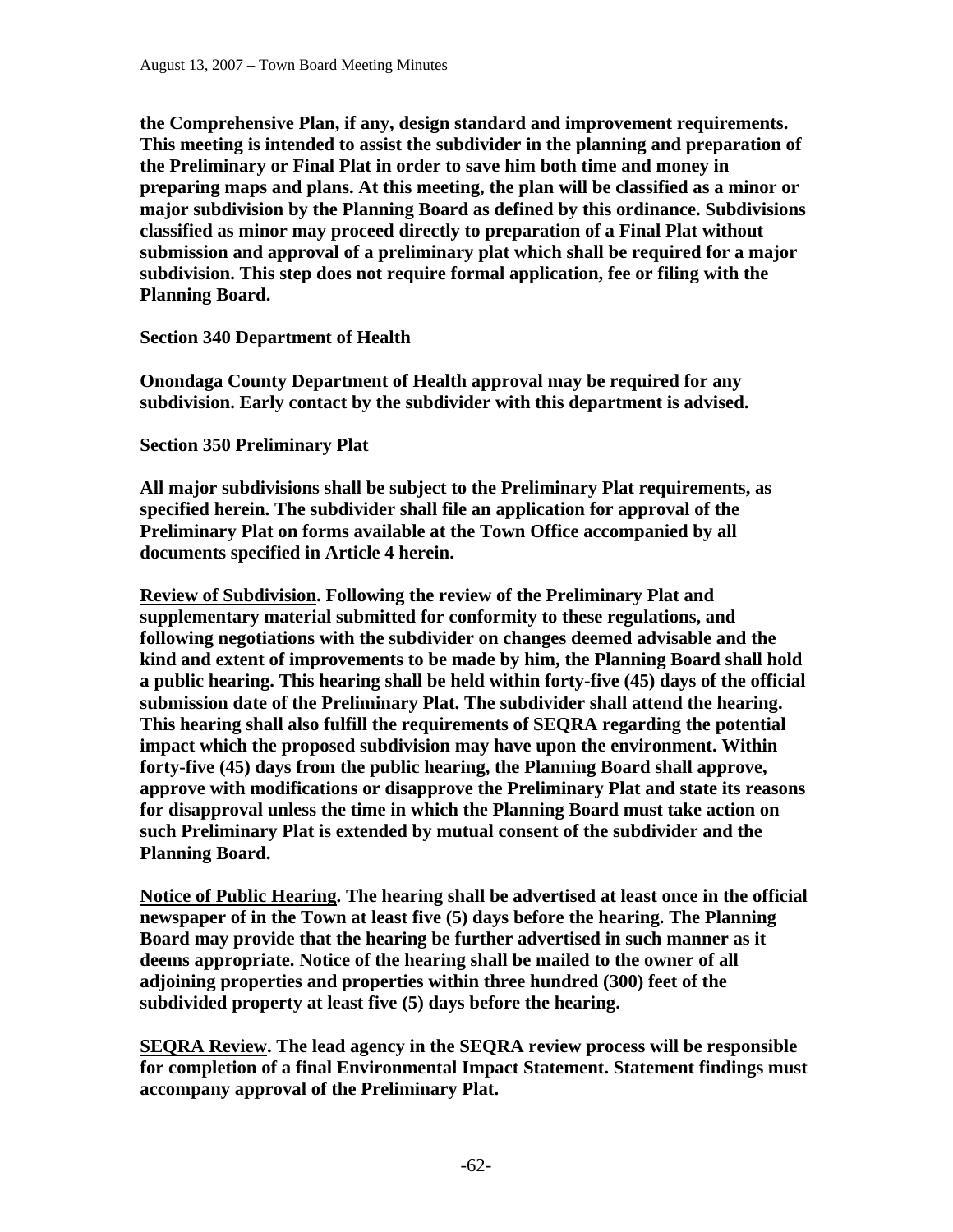**the Comprehensive Plan, if any, design standard and improvement requirements. This meeting is intended to assist the subdivider in the planning and preparation of the Preliminary or Final Plat in order to save him both time and money in preparing maps and plans. At this meeting, the plan will be classified as a minor or major subdivision by the Planning Board as defined by this ordinance. Subdivisions classified as minor may proceed directly to preparation of a Final Plat without submission and approval of a preliminary plat which shall be required for a major subdivision. This step does not require formal application, fee or filing with the Planning Board.**

**Section 340 Department of Health**

**Onondaga County Department of Health approval may be required for any subdivision. Early contact by the subdivider with this department is advised.**

**Section 350 Preliminary Plat**

**All major subdivisions shall be subject to the Preliminary Plat requirements, as specified herein. The subdivider shall file an application for approval of the Preliminary Plat on forms available at the Town Office accompanied by all documents specified in Article 4 herein.**

**<u>Review of Subdivision</u>. Following the review of the Preliminary Plat and supplementary material submitted for conformity to these regulations, and following negotiations with the subdivider on changes deemed advisable and the kind and extent of improvements to be made by him, the Planning Board shall hold a public hearing. This hearing shall be held within forty-five (45) days of the official submission date of the Preliminary Plat. The subdivider shall attend the hearing. This hearing shall also fulfill the requirements of SEQRA regarding the potential impact which the proposed subdivision may have upon the environment. Within forty-five (45) days from the public hearing, the Planning Board shall approve, approve with modifications or disapprove the Preliminary Plat and state its reasons for disapproval unless the time in which the Planning Board must take action on such Preliminary Plat is extended by mutual consent of the subdivider and the Planning Board.**

**<u>Notice of Public Hearing</u>. The hearing shall be advertised at least once in the official newspaper of in the Town at least five (5) days before the hearing. The Planning Board may provide that the hearing be further advertised in such manner as it deems appropriate. Notice of the hearing shall be mailed to the owner of all adjoining properties and properties within three hundred (300) feet of the subdivided property at least five (5) days before the hearing.**

**<u>SEQRA Review</u>. The lead agency in the SEQRA review process will be responsible for completion of a final Environmental Impact Statement. Statement findings must accompany approval of the Preliminary Plat.**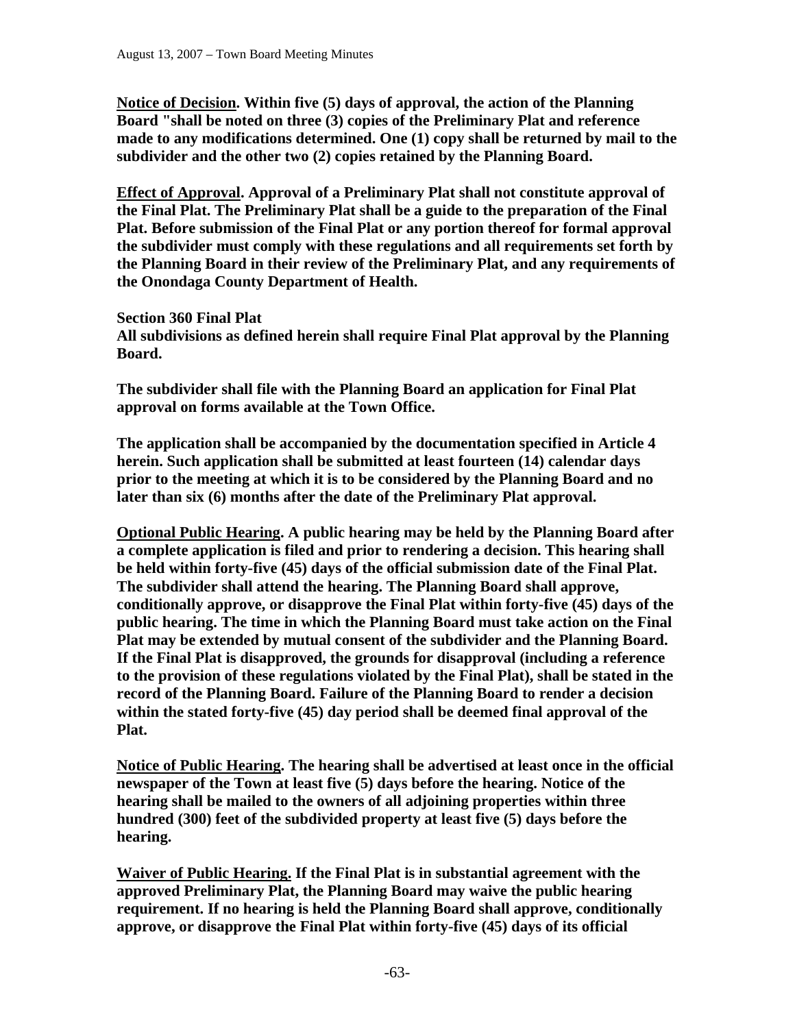**Notice of Decision. Within five (5) days of approval, the action of the Planning Board "shall be noted on three (3) copies of the Preliminary Plat and reference made to any modifications determined. One (1) copy shall be returned by mail to the subdivider and the other two (2) copies retained by the Planning Board.**

**Effect of Approval. Approval of a Preliminary Plat shall not constitute approval of the Final Plat. The Preliminary Plat shall be a guide to the preparation of the Final Plat. Before submission of the Final Plat or any portion thereof for formal approval the subdivider must comply with these regulations and all requirements set forth by the Planning Board in their review of the Preliminary Plat, and any requirements of the Onondaga County Department of Health.**

**Section 360 Final Plat**
**All subdivisions as defined herein shall require Final Plat approval by the Planning Board.**

**The subdivider shall file with the Planning Board an application for Final Plat approval on forms available at the Town Office.**

**The application shall be accompanied by the documentation specified in Article 4 herein. Such application shall be submitted at least fourteen (14) calendar days prior to the meeting at which it is to be considered by the Planning Board and no later than six (6) months after the date of the Preliminary Plat approval.**

**Optional Public Hearing. A public hearing may be held by the Planning Board after a complete application is filed and prior to rendering a decision. This hearing shall be held within forty-five (45) days of the official submission date of the Final Plat. The subdivider shall attend the hearing. The Planning Board shall approve, conditionally approve, or disapprove the Final Plat within forty-five (45) days of the public hearing. The time in which the Planning Board must take action on the Final Plat may be extended by mutual consent of the subdivider and the Planning Board. If the Final Plat is disapproved, the grounds for disapproval (including a reference to the provision of these regulations violated by the Final Plat), shall be stated in the record of the Planning Board. Failure of the Planning Board to render a decision within the stated forty-five (45) day period shall be deemed final approval of the Plat.**

**Notice of Public Hearing. The hearing shall be advertised at least once in the official newspaper of the Town at least five (5) days before the hearing. Notice of the hearing shall be mailed to the owners of all adjoining properties within three hundred (300) feet of the subdivided property at least five (5) days before the hearing.**

**Waiver of Public Hearing. If the Final Plat is in substantial agreement with the approved Preliminary Plat, the Planning Board may waive the public hearing requirement. If no hearing is held the Planning Board shall approve, conditionally approve, or disapprove the Final Plat within forty-five (45) days of its official**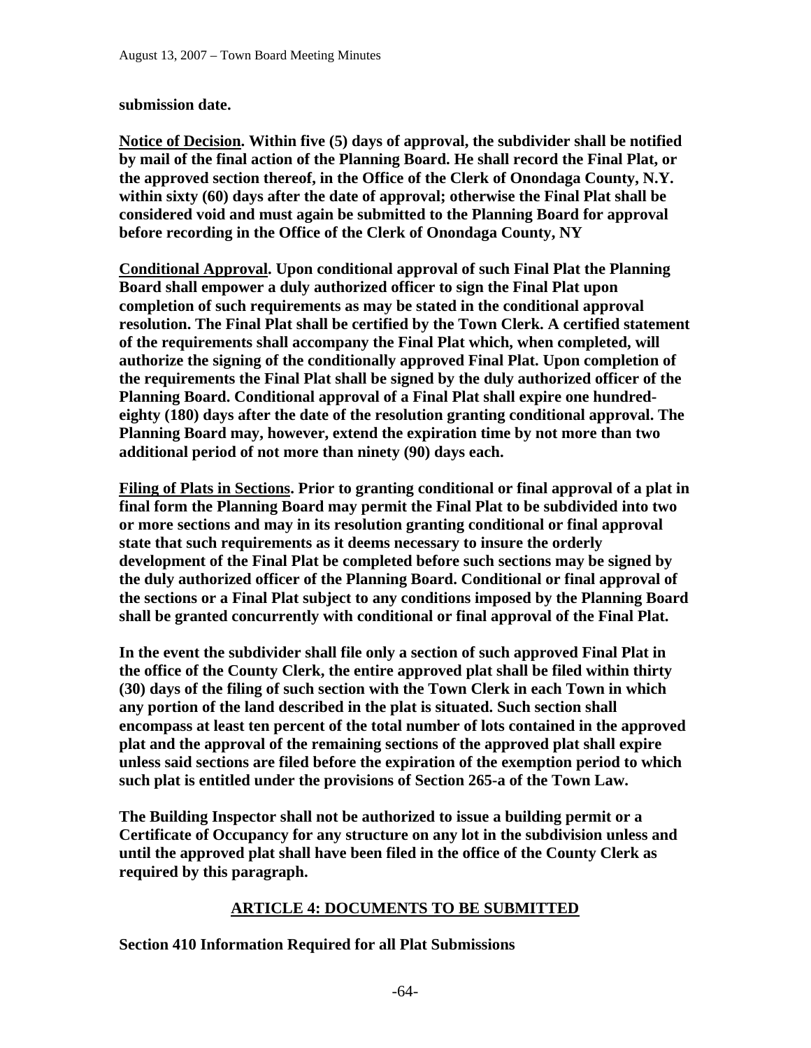**submission date.**

**Notice of Decision. Within five (5) days of approval, the subdivider shall be notified by mail of the final action of the Planning Board. He shall record the Final Plat, or the approved section thereof, in the Office of the Clerk of Onondaga County, N.Y. within sixty (60) days after the date of approval; otherwise the Final Plat shall be considered void and must again be submitted to the Planning Board for approval before recording in the Office of the Clerk of Onondaga County, NY**

**Conditional Approval. Upon conditional approval of such Final Plat the Planning Board shall empower a duly authorized officer to sign the Final Plat upon completion of such requirements as may be stated in the conditional approval resolution. The Final Plat shall be certified by the Town Clerk. A certified statement of the requirements shall accompany the Final Plat which, when completed, will authorize the signing of the conditionally approved Final Plat. Upon completion of the requirements the Final Plat shall be signed by the duly authorized officer of the Planning Board. Conditional approval of a Final Plat shall expire one hundred-eighty (180) days after the date of the resolution granting conditional approval. The Planning Board may, however, extend the expiration time by not more than two additional period of not more than ninety (90) days each.**

**Filing of Plats in Sections. Prior to granting conditional or final approval of a plat in final form the Planning Board may permit the Final Plat to be subdivided into two or more sections and may in its resolution granting conditional or final approval state that such requirements as it deems necessary to insure the orderly development of the Final Plat be completed before such sections may be signed by the duly authorized officer of the Planning Board. Conditional or final approval of the sections or a Final Plat subject to any conditions imposed by the Planning Board shall be granted concurrently with conditional or final approval of the Final Plat.**

**In the event the subdivider shall file only a section of such approved Final Plat in the office of the County Clerk, the entire approved plat shall be filed within thirty (30) days of the filing of such section with the Town Clerk in each Town in which any portion of the land described in the plat is situated. Such section shall encompass at least ten percent of the total number of lots contained in the approved plat and the approval of the remaining sections of the approved plat shall expire unless said sections are filed before the expiration of the exemption period to which such plat is entitled under the provisions of Section 265-a of the Town Law.**

**The Building Inspector shall not be authorized to issue a building permit or a Certificate of Occupancy for any structure on any lot in the subdivision unless and until the approved plat shall have been filed in the office of the County Clerk as required by this paragraph.**

## ARTICLE 4: DOCUMENTS TO BE SUBMITTED

### Section 410 Information Required for all Plat Submissions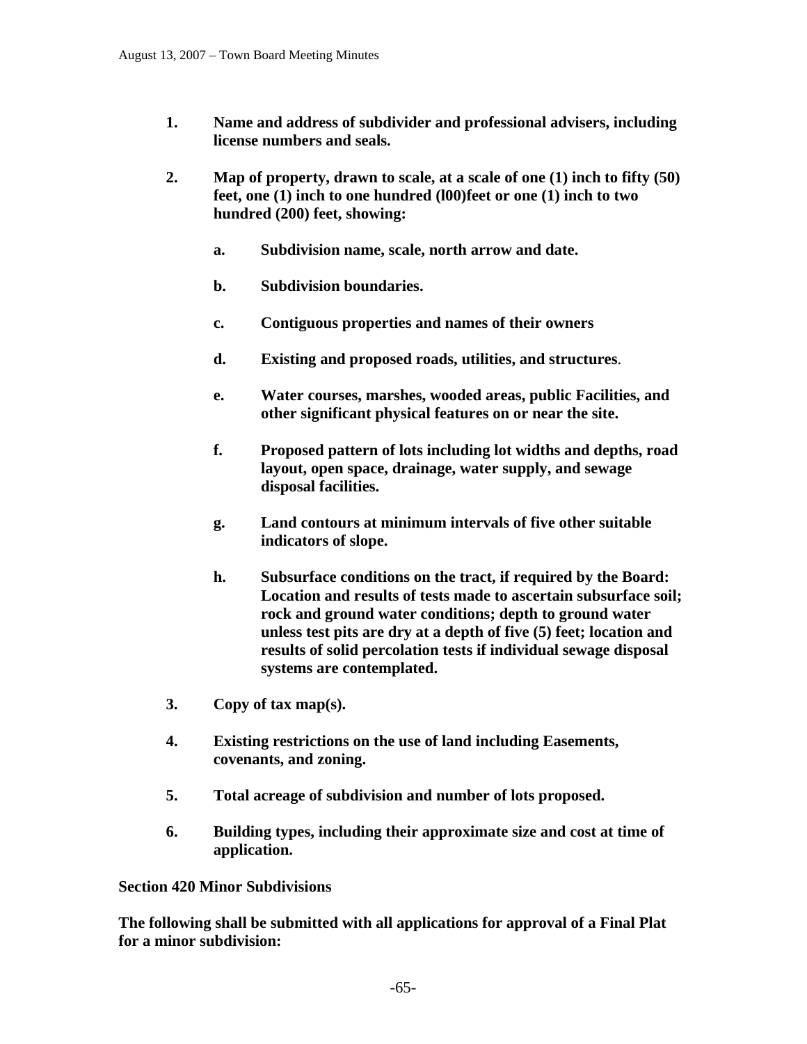**1. Name and address of subdivider and professional advisers, including license numbers and seals.**

**2. Map of property, drawn to scale, at a scale of one (1) inch to fifty (50) feet, one (1) inch to one hundred (l00)feet or one (1) inch to two hundred (200) feet, showing:**

   **a. Subdivision name, scale, north arrow and date.**

   **b. Subdivision boundaries.**

   **c. Contiguous properties and names of their owners**

   **d. Existing and proposed roads, utilities, and structures**.

   **e. Water courses, marshes, wooded areas, public Facilities, and other significant physical features on or near the site.**

   **f. Proposed pattern of lots including lot widths and depths, road layout, open space, drainage, water supply, and sewage disposal facilities.**

   **g. Land contours at minimum intervals of five other suitable indicators of slope.**

   **h. Subsurface conditions on the tract, if required by the Board: Location and results of tests made to ascertain subsurface soil; rock and ground water conditions; depth to ground water unless test pits are dry at a depth of five (5) feet; location and results of solid percolation tests if individual sewage disposal systems are contemplated.**

**3. Copy of tax map(s).**

**4. Existing restrictions on the use of land including Easements, covenants, and zoning.**

**5. Total acreage of subdivision and number of lots proposed.**

**6. Building types, including their approximate size and cost at time of application.**

**Section 420 Minor Subdivisions**

**The following shall be submitted with all applications for approval of a Final Plat for a minor subdivision:**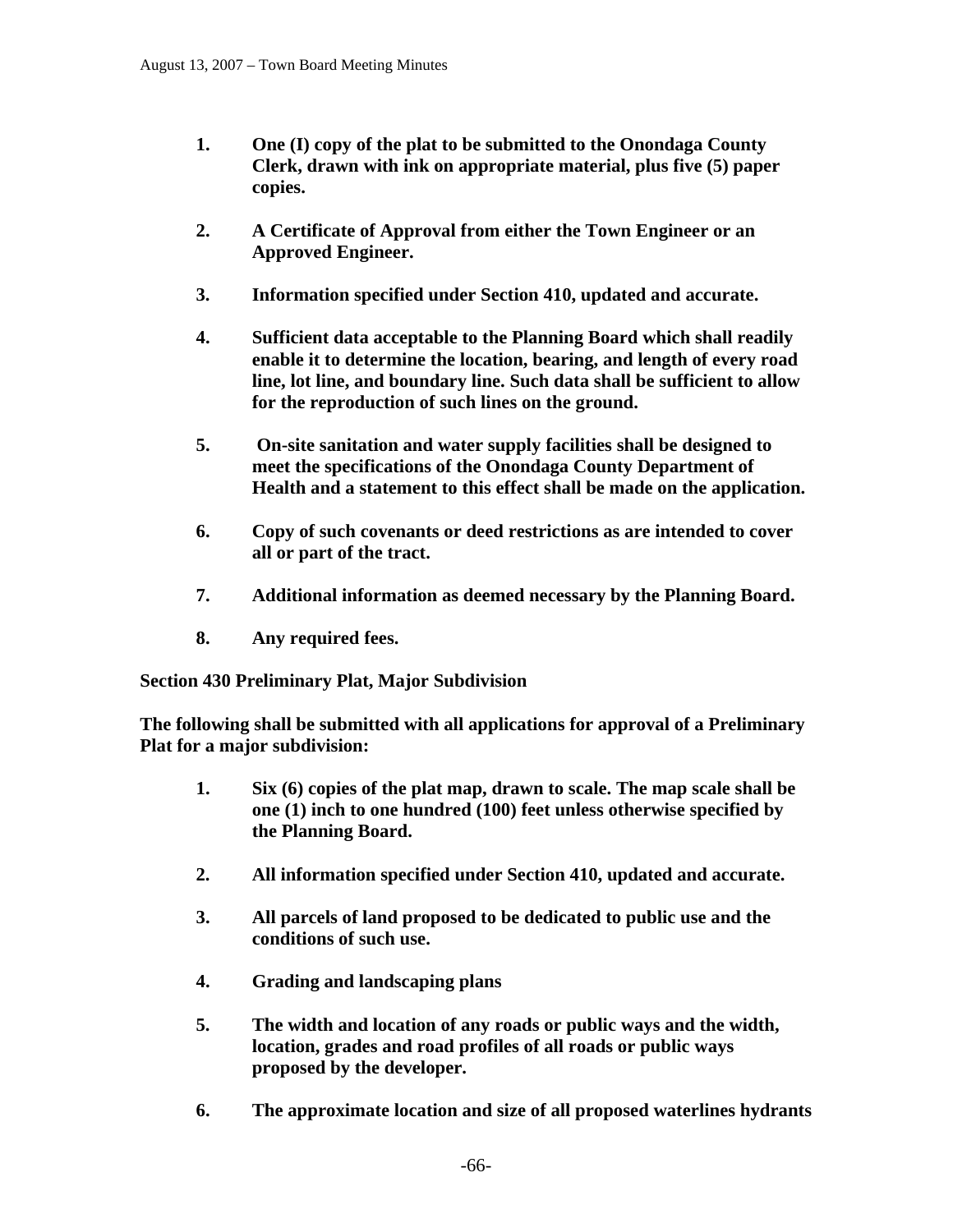1. **One (I) copy of the plat to be submitted to the Onondaga County Clerk, drawn with ink on appropriate material, plus five (5) paper copies.**

2. **A Certificate of Approval from either the Town Engineer or an Approved Engineer.**

3. **Information specified under Section 410, updated and accurate.**

4. **Sufficient data acceptable to the Planning Board which shall readily enable it to determine the location, bearing, and length of every road line, lot line, and boundary line. Such data shall be sufficient to allow for the reproduction of such lines on the ground.**

5. **On-site sanitation and water supply facilities shall be designed to meet the specifications of the Onondaga County Department of Health and a statement to this effect shall be made on the application.**

6. **Copy of such covenants or deed restrictions as are intended to cover all or part of the tract.**

7. **Additional information as deemed necessary by the Planning Board.**

8. **Any required fees.**

**Section 430 Preliminary Plat, Major Subdivision**

**The following shall be submitted with all applications for approval of a Preliminary Plat for a major subdivision:**

1. **Six (6) copies of the plat map, drawn to scale. The map scale shall be one (1) inch to one hundred (100) feet unless otherwise specified by the Planning Board.**

2. **All information specified under Section 410, updated and accurate.**

3. **All parcels of land proposed to be dedicated to public use and the conditions of such use.**

4. **Grading and landscaping plans**

5. **The width and location of any roads or public ways and the width, location, grades and road profiles of all roads or public ways proposed by the developer.**

6. **The approximate location and size of all proposed waterlines hydrants**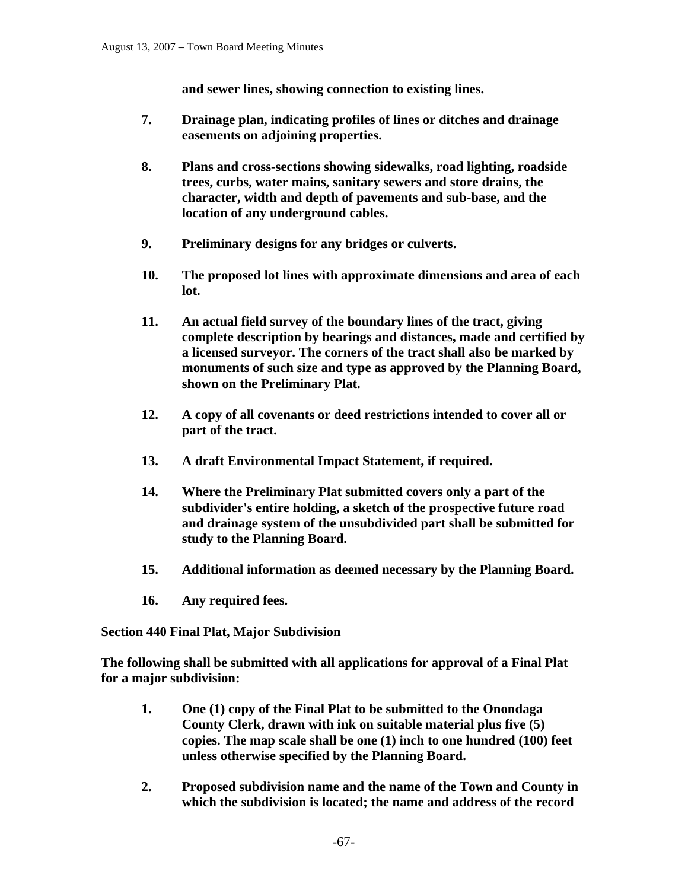**and sewer lines, showing connection to existing lines.**

7. **Drainage plan, indicating profiles of lines or ditches and drainage easements on adjoining properties.**

8. **Plans and cross-sections showing sidewalks, road lighting, roadside trees, curbs, water mains, sanitary sewers and store drains, the character, width and depth of pavements and sub-base, and the location of any underground cables.**

9. **Preliminary designs for any bridges or culverts.**

10. **The proposed lot lines with approximate dimensions and area of each lot.**

11. **An actual field survey of the boundary lines of the tract, giving complete description by bearings and distances, made and certified by a licensed surveyor. The corners of the tract shall also be marked by monuments of such size and type as approved by the Planning Board, shown on the Preliminary Plat.**

12. **A copy of all covenants or deed restrictions intended to cover all or part of the tract.**

13. **A draft Environmental Impact Statement, if required.**

14. **Where the Preliminary Plat submitted covers only a part of the subdivider's entire holding, a sketch of the prospective future road and drainage system of the unsubdivided part shall be submitted for study to the Planning Board.**

15. **Additional information as deemed necessary by the Planning Board.**

16. **Any required fees.**

**Section 440 Final Plat, Major Subdivision**

**The following shall be submitted with all applications for approval of a Final Plat for a major subdivision:**

1. **One (1) copy of the Final Plat to be submitted to the Onondaga County Clerk, drawn with ink on suitable material plus five (5) copies. The map scale shall be one (1) inch to one hundred (100) feet unless otherwise specified by the Planning Board.**

2. **Proposed subdivision name and the name of the Town and County in which the subdivision is located; the name and address of the record**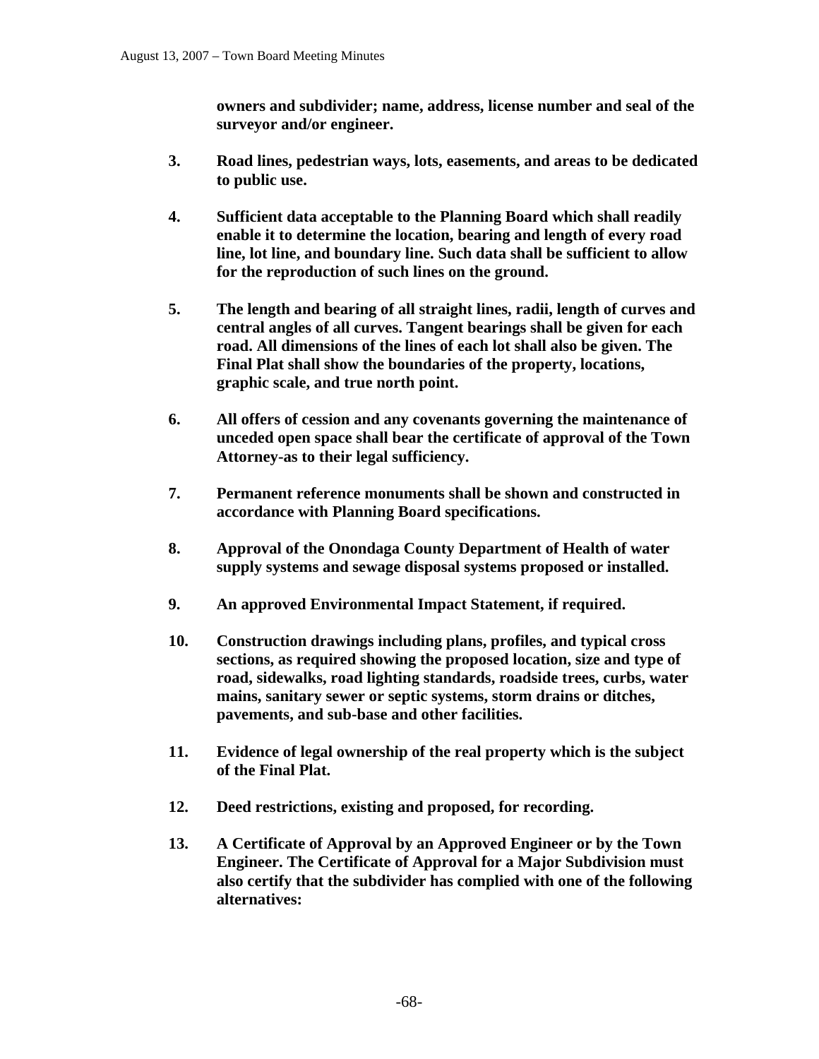**owners and subdivider; name, address, license number and seal of the surveyor and/or engineer.**

3. **Road lines, pedestrian ways, lots, easements, and areas to be dedicated to public use.**

4. **Sufficient data acceptable to the Planning Board which shall readily enable it to determine the location, bearing and length of every road line, lot line, and boundary line. Such data shall be sufficient to allow for the reproduction of such lines on the ground.**

5. **The length and bearing of all straight lines, radii, length of curves and central angles of all curves. Tangent bearings shall be given for each road. All dimensions of the lines of each lot shall also be given. The Final Plat shall show the boundaries of the property, locations, graphic scale, and true north point.**

6. **All offers of cession and any covenants governing the maintenance of unceded open space shall bear the certificate of approval of the Town Attorney-as to their legal sufficiency.**

7. **Permanent reference monuments shall be shown and constructed in accordance with Planning Board specifications.**

8. **Approval of the Onondaga County Department of Health of water supply systems and sewage disposal systems proposed or installed.**

9. **An approved Environmental Impact Statement, if required.**

10. **Construction drawings including plans, profiles, and typical cross sections, as required showing the proposed location, size and type of road, sidewalks, road lighting standards, roadside trees, curbs, water mains, sanitary sewer or septic systems, storm drains or ditches, pavements, and sub-base and other facilities.**

11. **Evidence of legal ownership of the real property which is the subject of the Final Plat.**

12. **Deed restrictions, existing and proposed, for recording.**

13. **A Certificate of Approval by an Approved Engineer or by the Town Engineer. The Certificate of Approval for a Major Subdivision must also certify that the subdivider has complied with one of the following alternatives:**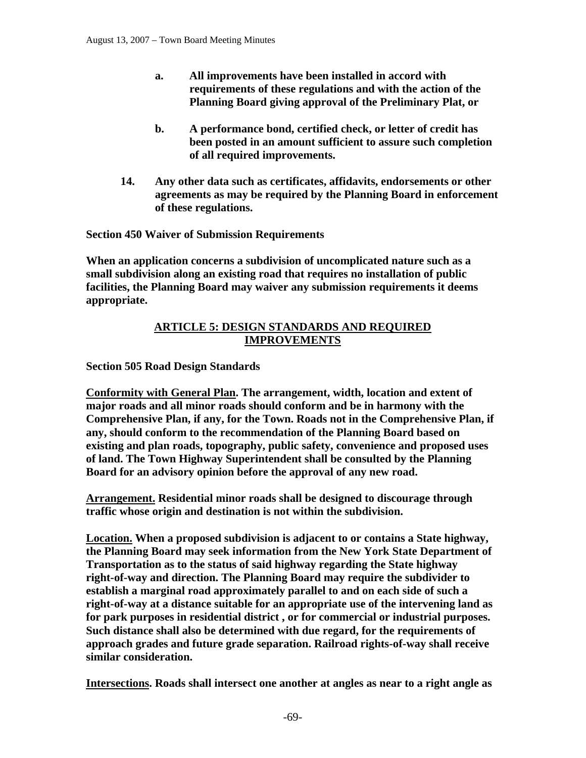**a. All improvements have been installed in accord with requirements of these regulations and with the action of the Planning Board giving approval of the Preliminary Plat, or**

**b. A performance bond, certified check, or letter of credit has been posted in an amount sufficient to assure such completion of all required improvements.**

**14. Any other data such as certificates, affidavits, endorsements or other agreements as may be required by the Planning Board in enforcement of these regulations.**

**Section 450 Waiver of Submission Requirements**

**When an application concerns a subdivision of uncomplicated nature such as a small subdivision along an existing road that requires no installation of public facilities, the Planning Board may waiver any submission requirements it deems appropriate.**

## ARTICLE 5: DESIGN STANDARDS AND REQUIRED IMPROVEMENTS

**Section 505 Road Design Standards**

**Conformity with General Plan. The arrangement, width, location and extent of major roads and all minor roads should conform and be in harmony with the Comprehensive Plan, if any, for the Town. Roads not in the Comprehensive Plan, if any, should conform to the recommendation of the Planning Board based on existing and plan roads, topography, public safety, convenience and proposed uses of land. The Town Highway Superintendent shall be consulted by the Planning Board for an advisory opinion before the approval of any new road.**

**Arrangement. Residential minor roads shall be designed to discourage through traffic whose origin and destination is not within the subdivision.**

**Location. When a proposed subdivision is adjacent to or contains a State highway, the Planning Board may seek information from the New York State Department of Transportation as to the status of said highway regarding the State highway right-of-way and direction. The Planning Board may require the subdivider to establish a marginal road approximately parallel to and on each side of such a right-of-way at a distance suitable for an appropriate use of the intervening land as for park purposes in residential district , or for commercial or industrial purposes. Such distance shall also be determined with due regard, for the requirements of approach grades and future grade separation. Railroad rights-of-way shall receive similar consideration.**

**Intersections. Roads shall intersect one another at angles as near to a right angle as**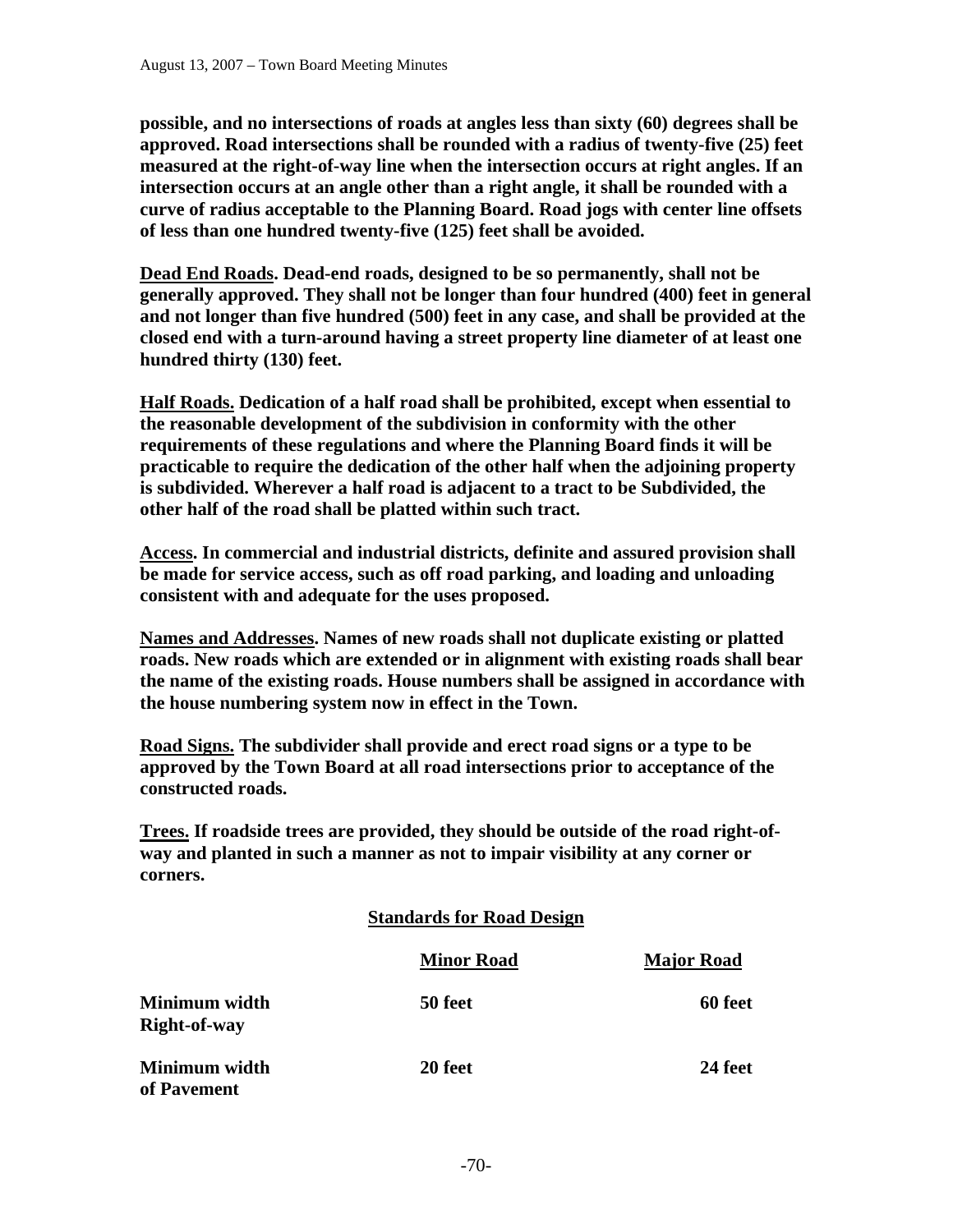**possible, and no intersections of roads at angles less than sixty (60) degrees shall be approved. Road intersections shall be rounded with a radius of twenty-five (25) feet measured at the right-of-way line when the intersection occurs at right angles. If an intersection occurs at an angle other than a right angle, it shall be rounded with a curve of radius acceptable to the Planning Board. Road jogs with center line offsets of less than one hundred twenty-five (125) feet shall be avoided.**

**<u>Dead End Roads</u>. Dead-end roads, designed to be so permanently, shall not be generally approved. They shall not be longer than four hundred (400) feet in general and not longer than five hundred (500) feet in any case, and shall be provided at the closed end with a turn-around having a street property line diameter of at least one hundred thirty (130) feet.**

**<u>Half Roads.</u> Dedication of a half road shall be prohibited, except when essential to the reasonable development of the subdivision in conformity with the other requirements of these regulations and where the Planning Board finds it will be practicable to require the dedication of the other half when the adjoining property is subdivided. Wherever a half road is adjacent to a tract to be Subdivided, the other half of the road shall be platted within such tract.**

**<u>Access</u>. In commercial and industrial districts, definite and assured provision shall be made for service access, such as off road parking, and loading and unloading consistent with and adequate for the uses proposed.**

**<u>Names and Addresses</u>. Names of new roads shall not duplicate existing or platted roads. New roads which are extended or in alignment with existing roads shall bear the name of the existing roads. House numbers shall be assigned in accordance with the house numbering system now in effect in the Town.**

**<u>Road Signs.</u> The subdivider shall provide and erect road signs or a type to be approved by the Town Board at all road intersections prior to acceptance of the constructed roads.**

**<u>Trees.</u> If roadside trees are provided, they should be outside of the road right-of-way and planted in such a manner as not to impair visibility at any corner or corners.**

**<u>Standards for Road Design</u>**

| | **Minor Road** | **Major Road** |
|---|---|---|
| **Minimum width Right-of-way** | **50 feet** | **60 feet** |
| **Minimum width of Pavement** | **20 feet** | **24 feet** |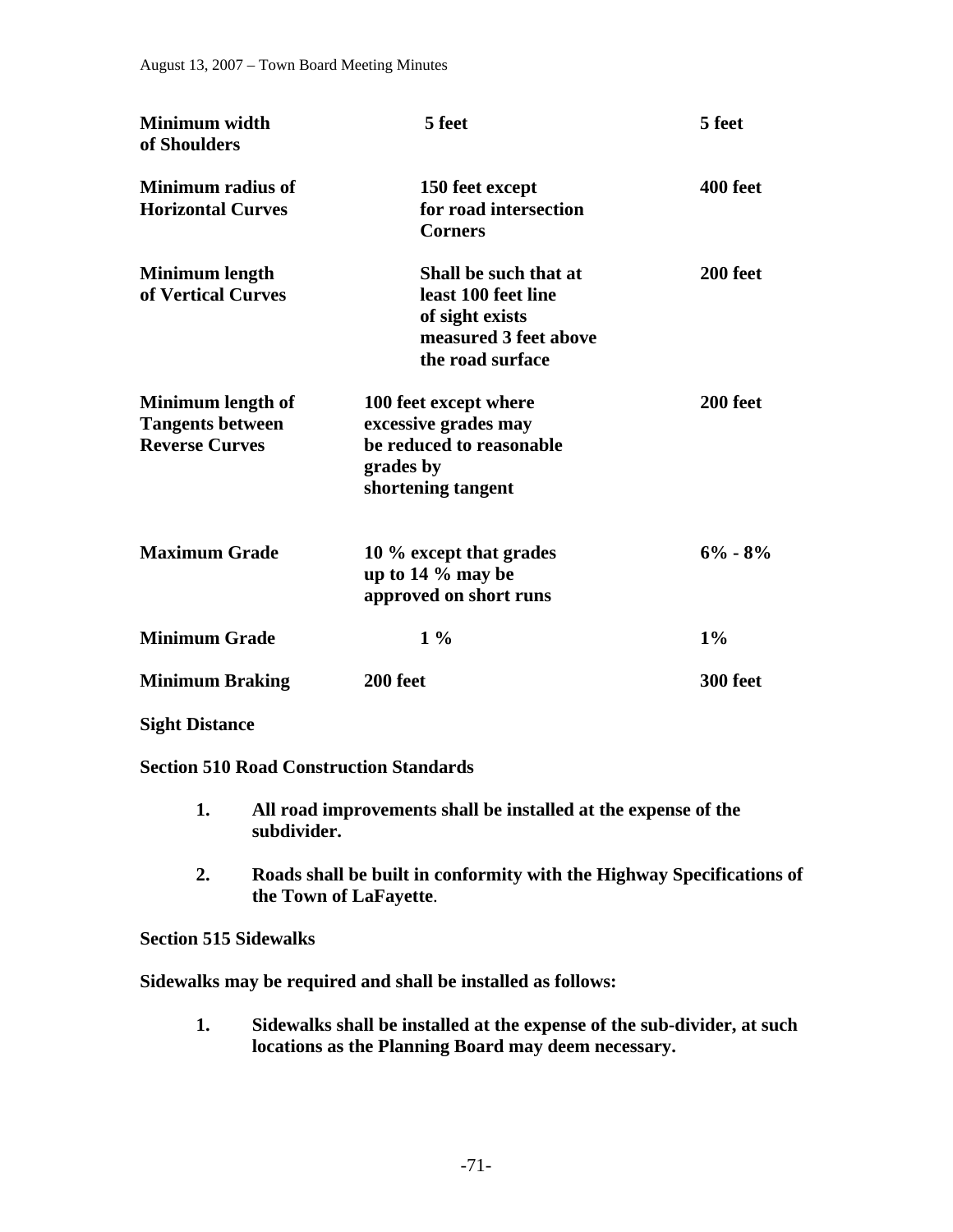| | | |
|---|---|---|
| **Minimum width of Shoulders** | **5 feet** | **5 feet** |
| **Minimum radius of Horizontal Curves** | **150 feet except for road intersection Corners** | **400 feet** |
| **Minimum length of Vertical Curves** | **Shall be such that at least 100 feet line of sight exists measured 3 feet above the road surface** | **200 feet** |
| **Minimum length of Tangents between Reverse Curves** | **100 feet except where excessive grades may be reduced to reasonable grades by shortening tangent** | **200 feet** |
| **Maximum Grade** | **10 % except that grades up to 14 % may be approved on short runs** | **6% - 8%** |
| **Minimum Grade** | **1 %** | **1%** |
| **Minimum Braking** | **200 feet** | **300 feet** |

**Sight Distance**

**Section 510 Road Construction Standards**

1. **All road improvements shall be installed at the expense of the subdivider.**

2. **Roads shall be built in conformity with the Highway Specifications of the Town of LaFayette**.

**Section 515 Sidewalks**

**Sidewalks may be required and shall be installed as follows:**

1. **Sidewalks shall be installed at the expense of the sub-divider, at such locations as the Planning Board may deem necessary.**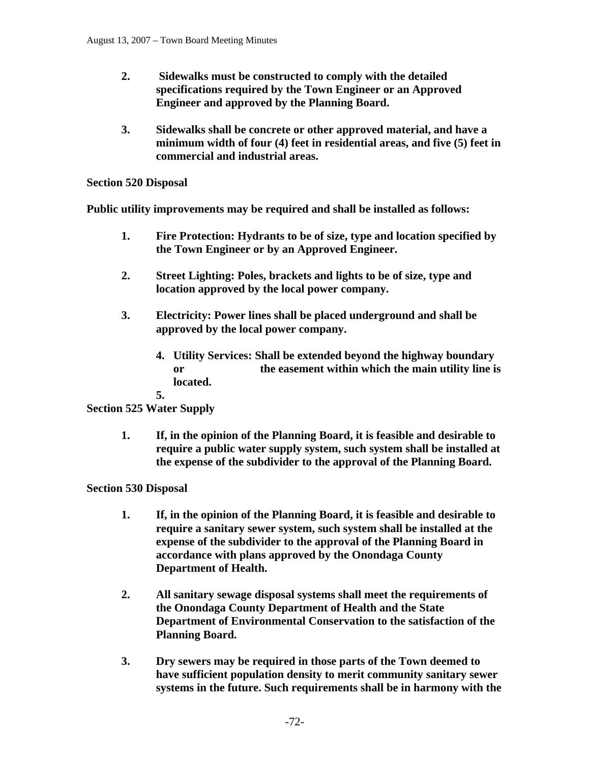**2. Sidewalks must be constructed to comply with the detailed specifications required by the Town Engineer or an Approved Engineer and approved by the Planning Board.**

**3. Sidewalks shall be concrete or other approved material, and have a minimum width of four (4) feet in residential areas, and five (5) feet in commercial and industrial areas.**

**Section 520 Disposal**

**Public utility improvements may be required and shall be installed as follows:**

**1. Fire Protection: Hydrants to be of size, type and location specified by the Town Engineer or by an Approved Engineer.**

**2. Street Lighting: Poles, brackets and lights to be of size, type and location approved by the local power company.**

**3. Electricity: Power lines shall be placed underground and shall be approved by the local power company.**

**4. Utility Services: Shall be extended beyond the highway boundary or the easement within which the main utility line is located.**

**5.**

**Section 525 Water Supply**

**1. If, in the opinion of the Planning Board, it is feasible and desirable to require a public water supply system, such system shall be installed at the expense of the subdivider to the approval of the Planning Board.**

**Section 530 Disposal**

**1. If, in the opinion of the Planning Board, it is feasible and desirable to require a sanitary sewer system, such system shall be installed at the expense of the subdivider to the approval of the Planning Board in accordance with plans approved by the Onondaga County Department of Health.**

**2. All sanitary sewage disposal systems shall meet the requirements of the Onondaga County Department of Health and the State Department of Environmental Conservation to the satisfaction of the Planning Board.**

**3. Dry sewers may be required in those parts of the Town deemed to have sufficient population density to merit community sanitary sewer systems in the future. Such requirements shall be in harmony with the**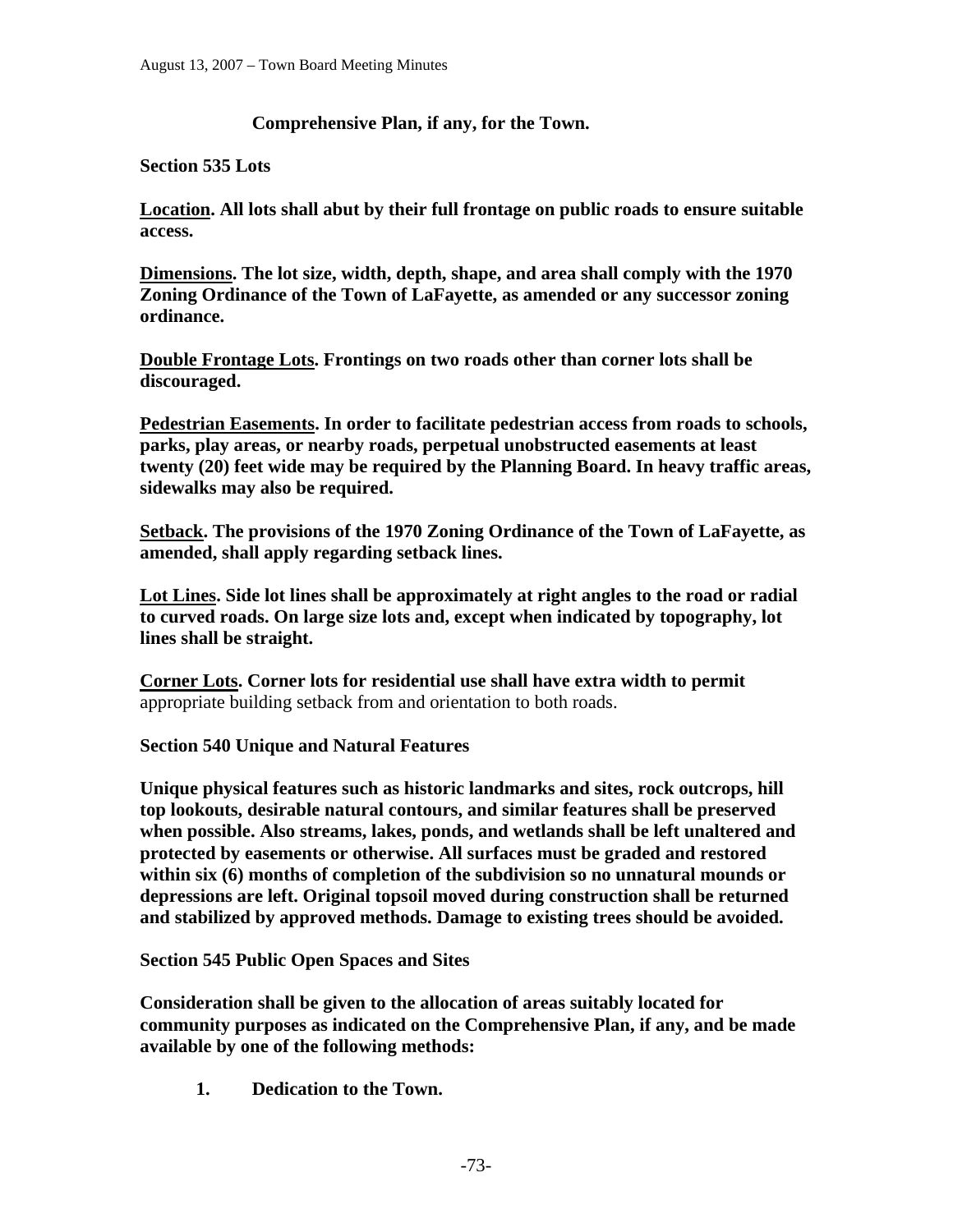**Comprehensive Plan, if any, for the Town.**

**Section 535 Lots**

**<u>Location</u>. All lots shall abut by their full frontage on public roads to ensure suitable access.**

**<u>Dimensions</u>. The lot size, width, depth, shape, and area shall comply with the 1970 Zoning Ordinance of the Town of LaFayette, as amended or any successor zoning ordinance.**

**<u>Double Frontage Lots</u>. Frontings on two roads other than corner lots shall be discouraged.**

**<u>Pedestrian Easements</u>. In order to facilitate pedestrian access from roads to schools, parks, play areas, or nearby roads, perpetual unobstructed easements at least twenty (20) feet wide may be required by the Planning Board. In heavy traffic areas, sidewalks may also be required.**

**<u>Setback</u>. The provisions of the 1970 Zoning Ordinance of the Town of LaFayette, as amended, shall apply regarding setback lines.**

**<u>Lot Lines</u>. Side lot lines shall be approximately at right angles to the road or radial to curved roads. On large size lots and, except when indicated by topography, lot lines shall be straight.**

**<u>Corner Lots</u>. Corner lots for residential use shall have extra width to permit** appropriate building setback from and orientation to both roads.

**Section 540 Unique and Natural Features**

**Unique physical features such as historic landmarks and sites, rock outcrops, hill top lookouts, desirable natural contours, and similar features shall be preserved when possible. Also streams, lakes, ponds, and wetlands shall be left unaltered and protected by easements or otherwise. All surfaces must be graded and restored within six (6) months of completion of the subdivision so no unnatural mounds or depressions are left. Original topsoil moved during construction shall be returned and stabilized by approved methods. Damage to existing trees should be avoided.**

**Section 545 Public Open Spaces and Sites**

**Consideration shall be given to the allocation of areas suitably located for community purposes as indicated on the Comprehensive Plan, if any, and be made available by one of the following methods:**

1. **Dedication to the Town.**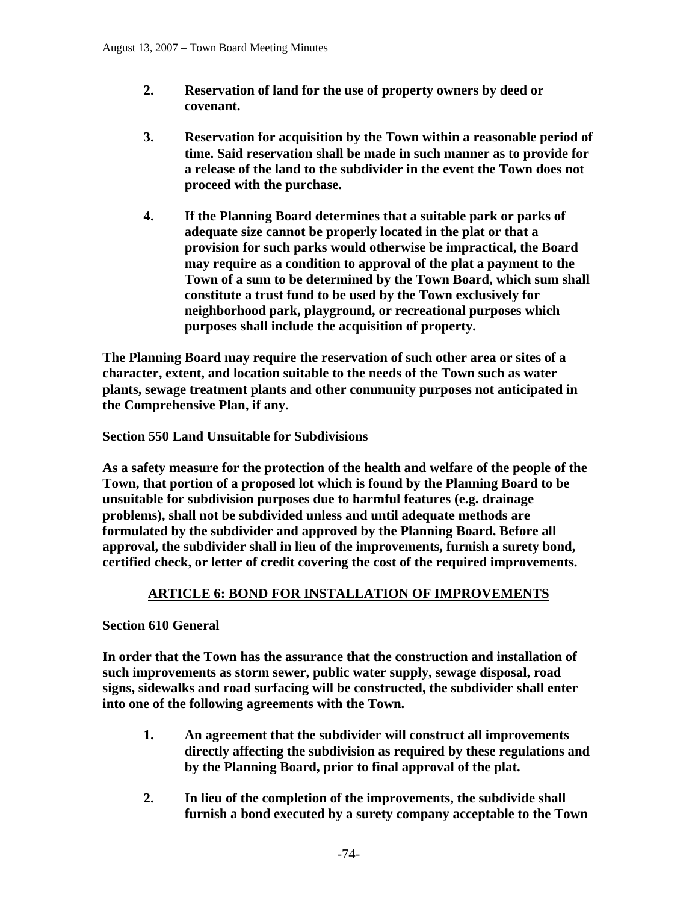2. **Reservation of land for the use of property owners by deed or covenant.**

3. **Reservation for acquisition by the Town within a reasonable period of time. Said reservation shall be made in such manner as to provide for a release of the land to the subdivider in the event the Town does not proceed with the purchase.**

4. **If the Planning Board determines that a suitable park or parks of adequate size cannot be properly located in the plat or that a provision for such parks would otherwise be impractical, the Board may require as a condition to approval of the plat a payment to the Town of a sum to be determined by the Town Board, which sum shall constitute a trust fund to be used by the Town exclusively for neighborhood park, playground, or recreational purposes which purposes shall include the acquisition of property.**

**The Planning Board may require the reservation of such other area or sites of a character, extent, and location suitable to the needs of the Town such as water plants, sewage treatment plants and other community purposes not anticipated in the Comprehensive Plan, if any.**

**Section 550 Land Unsuitable for Subdivisions**

**As a safety measure for the protection of the health and welfare of the people of the Town, that portion of a proposed lot which is found by the Planning Board to be unsuitable for subdivision purposes due to harmful features (e.g. drainage problems), shall not be subdivided unless and until adequate methods are formulated by the subdivider and approved by the Planning Board. Before all approval, the subdivider shall in lieu of the improvements, furnish a surety bond, certified check, or letter of credit covering the cost of the required improvements.**

## ARTICLE 6: BOND FOR INSTALLATION OF IMPROVEMENTS

**Section 610 General**

**In order that the Town has the assurance that the construction and installation of such improvements as storm sewer, public water supply, sewage disposal, road signs, sidewalks and road surfacing will be constructed, the subdivider shall enter into one of the following agreements with the Town.**

1. **An agreement that the subdivider will construct all improvements directly affecting the subdivision as required by these regulations and by the Planning Board, prior to final approval of the plat.**

2. **In lieu of the completion of the improvements, the subdivide shall furnish a bond executed by a surety company acceptable to the Town**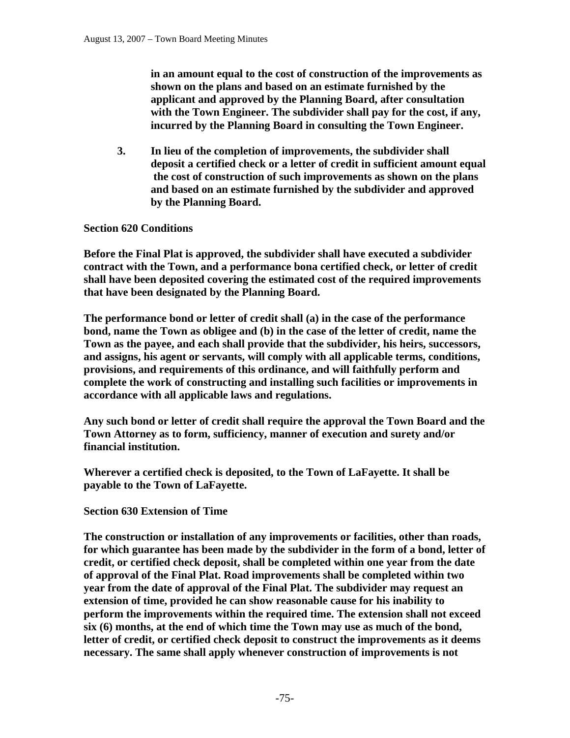**in an amount equal to the cost of construction of the improvements as shown on the plans and based on an estimate furnished by the applicant and approved by the Planning Board, after consultation with the Town Engineer. The subdivider shall pay for the cost, if any, incurred by the Planning Board in consulting the Town Engineer.**

**3. In lieu of the completion of improvements, the subdivider shall deposit a certified check or a letter of credit in sufficient amount equal the cost of construction of such improvements as shown on the plans and based on an estimate furnished by the subdivider and approved by the Planning Board.**

**Section 620 Conditions**

**Before the Final Plat is approved, the subdivider shall have executed a subdivider contract with the Town, and a performance bona certified check, or letter of credit shall have been deposited covering the estimated cost of the required improvements that have been designated by the Planning Board.**

**The performance bond or letter of credit shall (a) in the case of the performance bond, name the Town as obligee and (b) in the case of the letter of credit, name the Town as the payee, and each shall provide that the subdivider, his heirs, successors, and assigns, his agent or servants, will comply with all applicable terms, conditions, provisions, and requirements of this ordinance, and will faithfully perform and complete the work of constructing and installing such facilities or improvements in accordance with all applicable laws and regulations.**

**Any such bond or letter of credit shall require the approval the Town Board and the Town Attorney as to form, sufficiency, manner of execution and surety and/or financial institution.**

**Wherever a certified check is deposited, to the Town of LaFayette. It shall be payable to the Town of LaFayette.**

**Section 630 Extension of Time**

**The construction or installation of any improvements or facilities, other than roads, for which guarantee has been made by the subdivider in the form of a bond, letter of credit, or certified check deposit, shall be completed within one year from the date of approval of the Final Plat. Road improvements shall be completed within two year from the date of approval of the Final Plat. The subdivider may request an extension of time, provided he can show reasonable cause for his inability to perform the improvements within the required time. The extension shall not exceed six (6) months, at the end of which time the Town may use as much of the bond, letter of credit, or certified check deposit to construct the improvements as it deems necessary. The same shall apply whenever construction of improvements is not**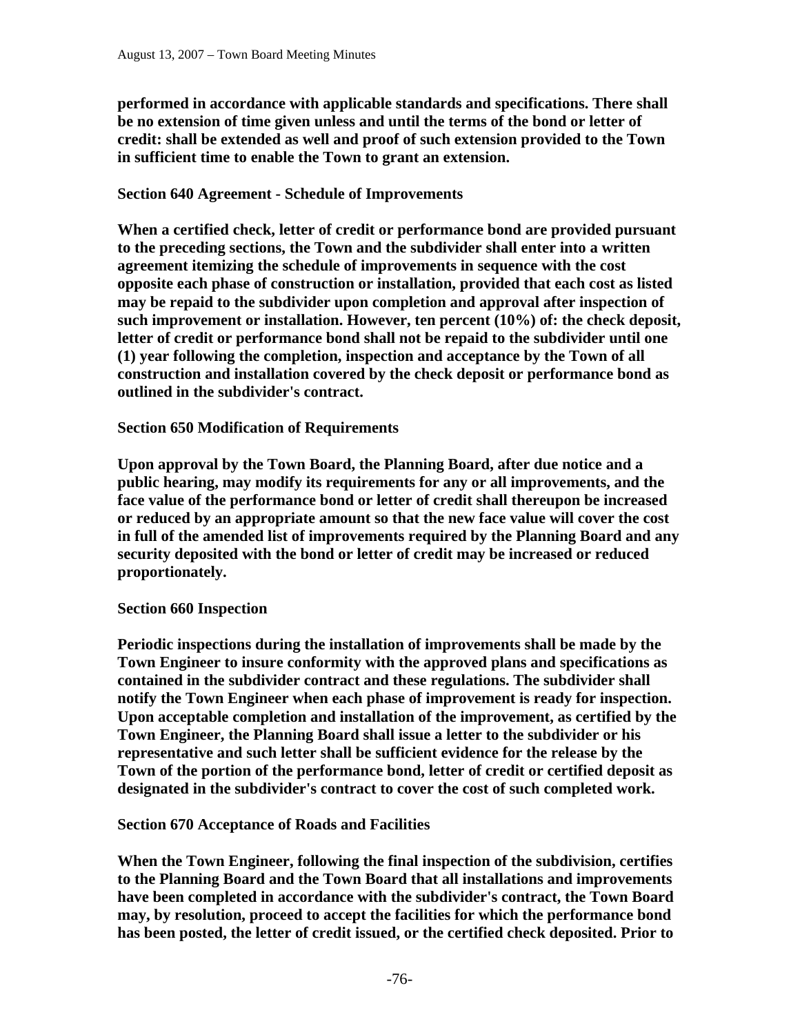**performed in accordance with applicable standards and specifications. There shall be no extension of time given unless and until the terms of the bond or letter of credit: shall be extended as well and proof of such extension provided to the Town in sufficient time to enable the Town to grant an extension.**

**Section 640 Agreement - Schedule of Improvements**

**When a certified check, letter of credit or performance bond are provided pursuant to the preceding sections, the Town and the subdivider shall enter into a written agreement itemizing the schedule of improvements in sequence with the cost opposite each phase of construction or installation, provided that each cost as listed may be repaid to the subdivider upon completion and approval after inspection of such improvement or installation. However, ten percent (10%) of: the check deposit, letter of credit or performance bond shall not be repaid to the subdivider until one (1) year following the completion, inspection and acceptance by the Town of all construction and installation covered by the check deposit or performance bond as outlined in the subdivider's contract.**

**Section 650 Modification of Requirements**

**Upon approval by the Town Board, the Planning Board, after due notice and a public hearing, may modify its requirements for any or all improvements, and the face value of the performance bond or letter of credit shall thereupon be increased or reduced by an appropriate amount so that the new face value will cover the cost in full of the amended list of improvements required by the Planning Board and any security deposited with the bond or letter of credit may be increased or reduced proportionately.**

**Section 660 Inspection**

**Periodic inspections during the installation of improvements shall be made by the Town Engineer to insure conformity with the approved plans and specifications as contained in the subdivider contract and these regulations. The subdivider shall notify the Town Engineer when each phase of improvement is ready for inspection. Upon acceptable completion and installation of the improvement, as certified by the Town Engineer, the Planning Board shall issue a letter to the subdivider or his representative and such letter shall be sufficient evidence for the release by the Town of the portion of the performance bond, letter of credit or certified deposit as designated in the subdivider's contract to cover the cost of such completed work.**

**Section 670 Acceptance of Roads and Facilities**

**When the Town Engineer, following the final inspection of the subdivision, certifies to the Planning Board and the Town Board that all installations and improvements have been completed in accordance with the subdivider's contract, the Town Board may, by resolution, proceed to accept the facilities for which the performance bond has been posted, the letter of credit issued, or the certified check deposited. Prior to**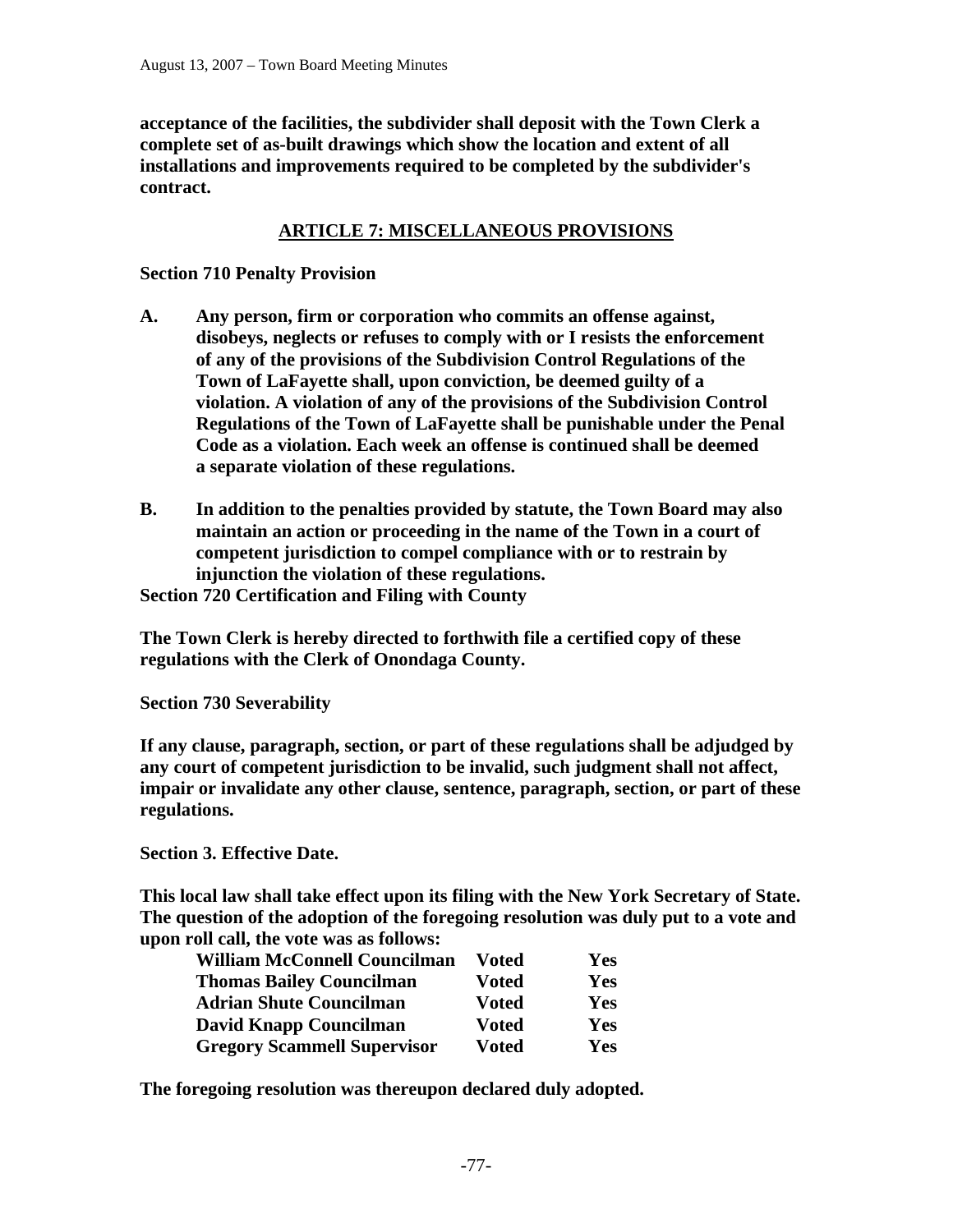**acceptance of the facilities, the subdivider shall deposit with the Town Clerk a complete set of as-built drawings which show the location and extent of all installations and improvements required to be completed by the subdivider's contract.**

## ARTICLE 7: MISCELLANEOUS PROVISIONS

**Section 710 Penalty Provision**

**A. Any person, firm or corporation who commits an offense against, disobeys, neglects or refuses to comply with or I resists the enforcement of any of the provisions of the Subdivision Control Regulations of the Town of LaFayette shall, upon conviction, be deemed guilty of a violation. A violation of any of the provisions of the Subdivision Control Regulations of the Town of LaFayette shall be punishable under the Penal Code as a violation. Each week an offense is continued shall be deemed a separate violation of these regulations.**

**B. In addition to the penalties provided by statute, the Town Board may also maintain an action or proceeding in the name of the Town in a court of competent jurisdiction to compel compliance with or to restrain by injunction the violation of these regulations.**

**Section 720 Certification and Filing with County**

**The Town Clerk is hereby directed to forthwith file a certified copy of these regulations with the Clerk of Onondaga County.**

**Section 730 Severability**

**If any clause, paragraph, section, or part of these regulations shall be adjudged by any court of competent jurisdiction to be invalid, such judgment shall not affect, impair or invalidate any other clause, sentence, paragraph, section, or part of these regulations.**

**Section 3. Effective Date.**

**This local law shall take effect upon its filing with the New York Secretary of State. The question of the adoption of the foregoing resolution was duly put to a vote and upon roll call, the vote was as follows:**

| | | |
|---|---|---|
| **William McConnell Councilman** | **Voted** | **Yes** |
| **Thomas Bailey Councilman** | **Voted** | **Yes** |
| **Adrian Shute Councilman** | **Voted** | **Yes** |
| **David Knapp Councilman** | **Voted** | **Yes** |
| **Gregory Scammell Supervisor** | **Voted** | **Yes** |

**The foregoing resolution was thereupon declared duly adopted.**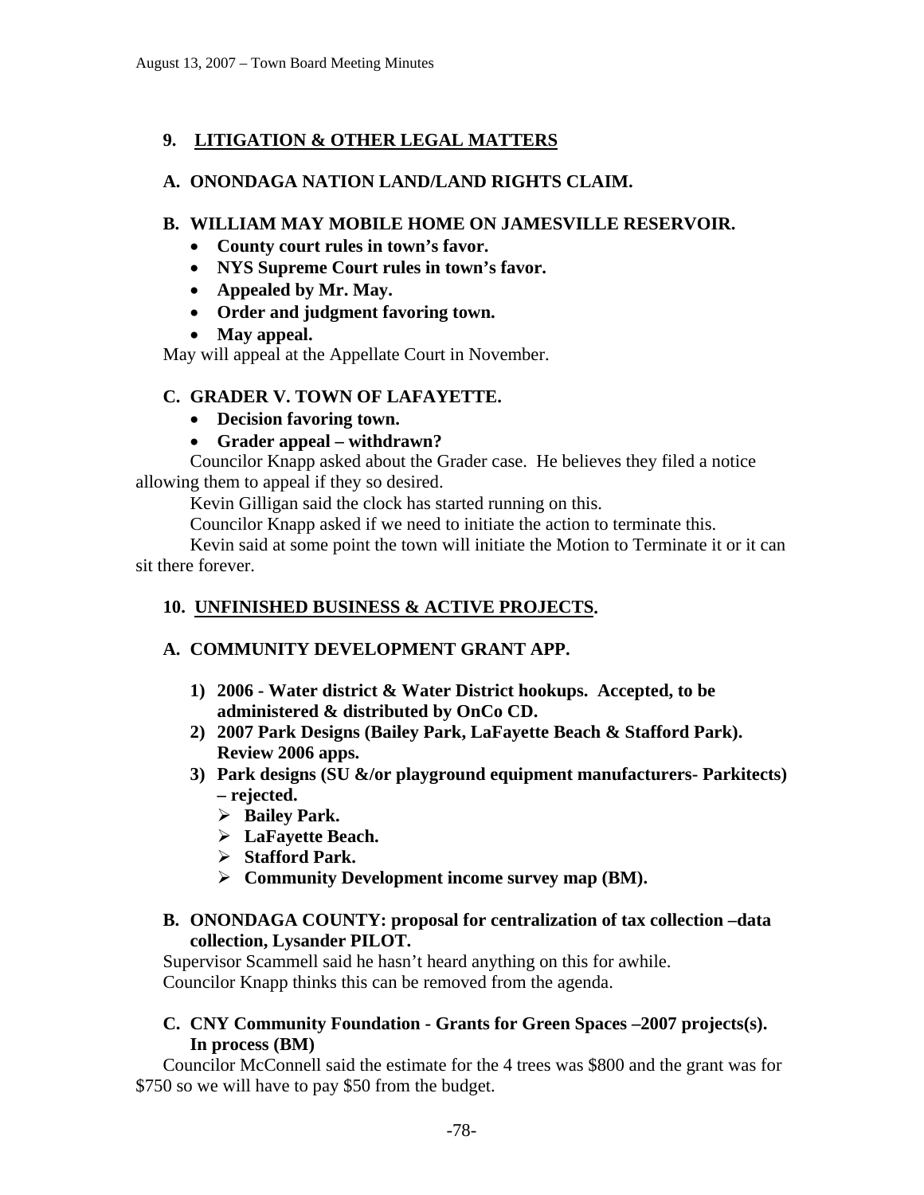## 9. LITIGATION & OTHER LEGAL MATTERS

### A. ONONDAGA NATION LAND/LAND RIGHTS CLAIM.

### B. WILLIAM MAY MOBILE HOME ON JAMESVILLE RESERVOIR.

- **County court rules in town's favor.**
- **NYS Supreme Court rules in town's favor.**
- **Appealed by Mr. May.**
- **Order and judgment favoring town.**
- **May appeal.**

May will appeal at the Appellate Court in November.

### C. GRADER V. TOWN OF LAFAYETTE.

- **Decision favoring town.**
- **Grader appeal – withdrawn?**

Councilor Knapp asked about the Grader case. He believes they filed a notice allowing them to appeal if they so desired.

Kevin Gilligan said the clock has started running on this.

Councilor Knapp asked if we need to initiate the action to terminate this.

Kevin said at some point the town will initiate the Motion to Terminate it or it can sit there forever.

## 10. UNFINISHED BUSINESS & ACTIVE PROJECTS.

### A. COMMUNITY DEVELOPMENT GRANT APP.

1) **2006 - Water district & Water District hookups. Accepted, to be administered & distributed by OnCo CD.**
2) **2007 Park Designs (Bailey Park, LaFayette Beach & Stafford Park). Review 2006 apps.**
3) **Park designs (SU &/or playground equipment manufacturers- Parkitects) – rejected.**
   - **Bailey Park.**
   - **LaFayette Beach.**
   - **Stafford Park.**
   - **Community Development income survey map (BM).**

### B. ONONDAGA COUNTY: proposal for centralization of tax collection –data collection, Lysander PILOT.

Supervisor Scammell said he hasn't heard anything on this for awhile.

Councilor Knapp thinks this can be removed from the agenda.

### C. CNY Community Foundation - Grants for Green Spaces –2007 projects(s). In process (BM)

Councilor McConnell said the estimate for the 4 trees was $800 and the grant was for $750 so we will have to pay $50 from the budget.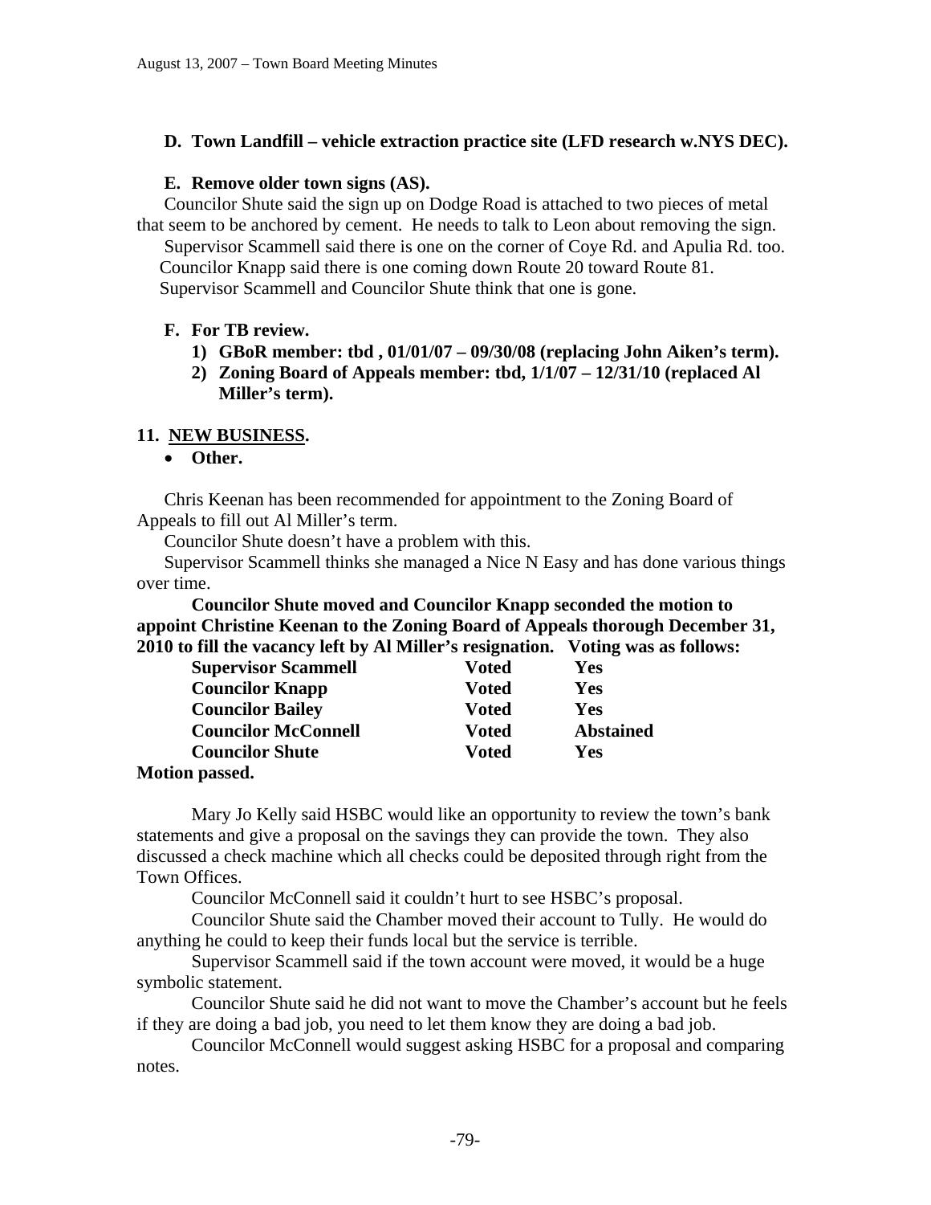**D. Town Landfill – vehicle extraction practice site (LFD research w.NYS DEC).**

**E. Remove older town signs (AS).**

Councilor Shute said the sign up on Dodge Road is attached to two pieces of metal that seem to be anchored by cement. He needs to talk to Leon about removing the sign.

Supervisor Scammell said there is one on the corner of Coye Rd. and Apulia Rd. too.

Councilor Knapp said there is one coming down Route 20 toward Route 81.

Supervisor Scammell and Councilor Shute think that one is gone.

**F. For TB review.**

1) **GBoR member: tbd , 01/01/07 – 09/30/08 (replacing John Aiken's term).**
2) **Zoning Board of Appeals member: tbd, 1/1/07 – 12/31/10 (replaced Al Miller's term).**

## 11. NEW BUSINESS.

- **Other.**

Chris Keenan has been recommended for appointment to the Zoning Board of Appeals to fill out Al Miller's term.

Councilor Shute doesn't have a problem with this.

Supervisor Scammell thinks she managed a Nice N Easy and has done various things over time.

**Councilor Shute moved and Councilor Knapp seconded the motion to appoint Christine Keenan to the Zoning Board of Appeals thorough December 31, 2010 to fill the vacancy left by Al Miller's resignation. Voting was as follows:**

| | | |
|---|---|---|
| **Supervisor Scammell** | **Voted** | **Yes** |
| **Councilor Knapp** | **Voted** | **Yes** |
| **Councilor Bailey** | **Voted** | **Yes** |
| **Councilor McConnell** | **Voted** | **Abstained** |
| **Councilor Shute** | **Voted** | **Yes** |

**Motion passed.**

Mary Jo Kelly said HSBC would like an opportunity to review the town's bank statements and give a proposal on the savings they can provide the town. They also discussed a check machine which all checks could be deposited through right from the Town Offices.

Councilor McConnell said it couldn't hurt to see HSBC's proposal.

Councilor Shute said the Chamber moved their account to Tully. He would do anything he could to keep their funds local but the service is terrible.

Supervisor Scammell said if the town account were moved, it would be a huge symbolic statement.

Councilor Shute said he did not want to move the Chamber's account but he feels if they are doing a bad job, you need to let them know they are doing a bad job.

Councilor McConnell would suggest asking HSBC for a proposal and comparing notes.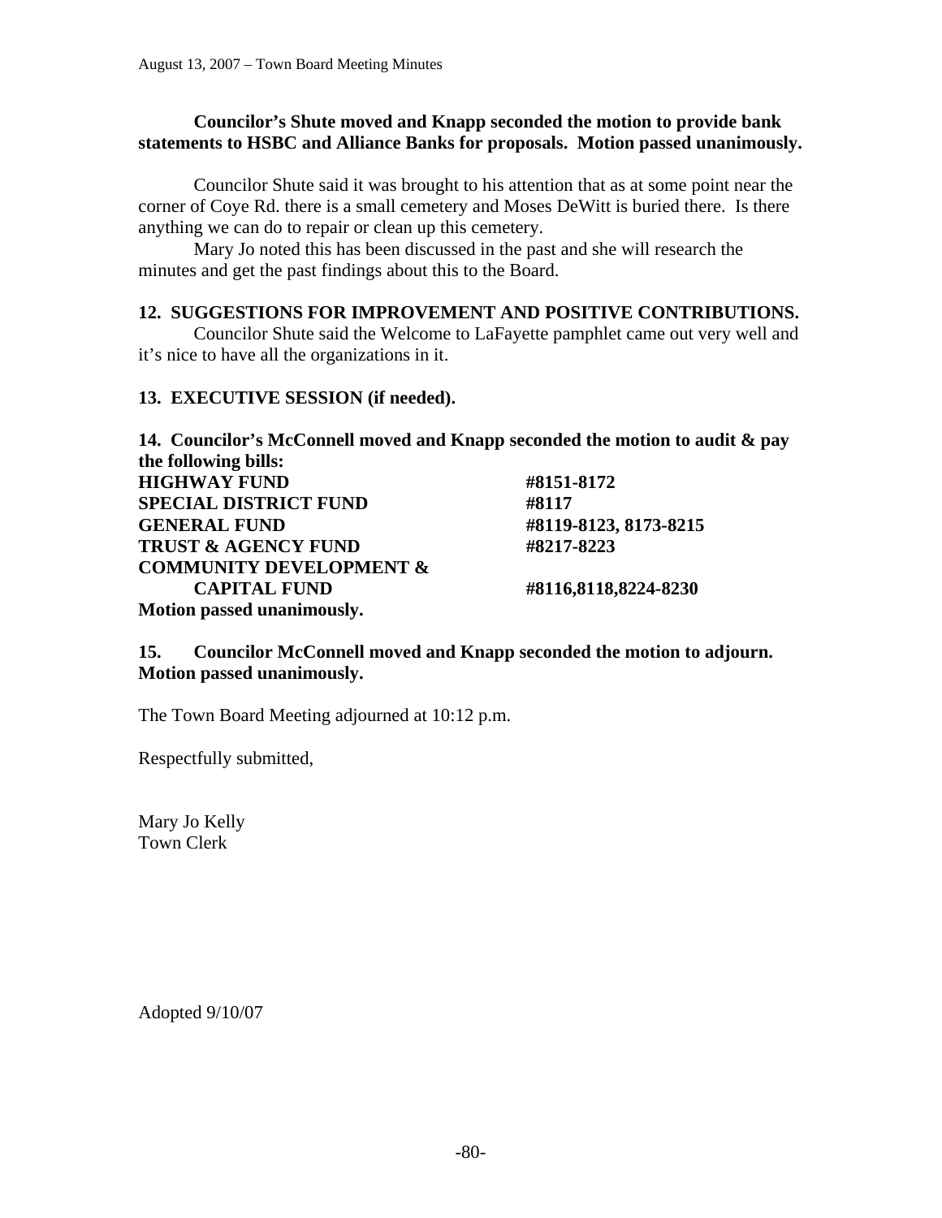**Councilor's Shute moved and Knapp seconded the motion to provide bank statements to HSBC and Alliance Banks for proposals. Motion passed unanimously.**

Councilor Shute said it was brought to his attention that as at some point near the corner of Coye Rd. there is a small cemetery and Moses DeWitt is buried there. Is there anything we can do to repair or clean up this cemetery.

Mary Jo noted this has been discussed in the past and she will research the minutes and get the past findings about this to the Board.

**12. SUGGESTIONS FOR IMPROVEMENT AND POSITIVE CONTRIBUTIONS.**

Councilor Shute said the Welcome to LaFayette pamphlet came out very well and it's nice to have all the organizations in it.

**13. EXECUTIVE SESSION (if needed).**

**14. Councilor's McConnell moved and Knapp seconded the motion to audit & pay the following bills:**

| | |
|---|---|
| **HIGHWAY FUND** | **#8151-8172** |
| **SPECIAL DISTRICT FUND** | **#8117** |
| **GENERAL FUND** | **#8119-8123, 8173-8215** |
| **TRUST & AGENCY FUND** | **#8217-8223** |
| **COMMUNITY DEVELOPMENT & CAPITAL FUND** | **#8116,8118,8224-8230** |

**Motion passed unanimously.**

**15. Councilor McConnell moved and Knapp seconded the motion to adjourn. Motion passed unanimously.**

The Town Board Meeting adjourned at 10:12 p.m.

Respectfully submitted,

Mary Jo Kelly
Town Clerk

Adopted 9/10/07